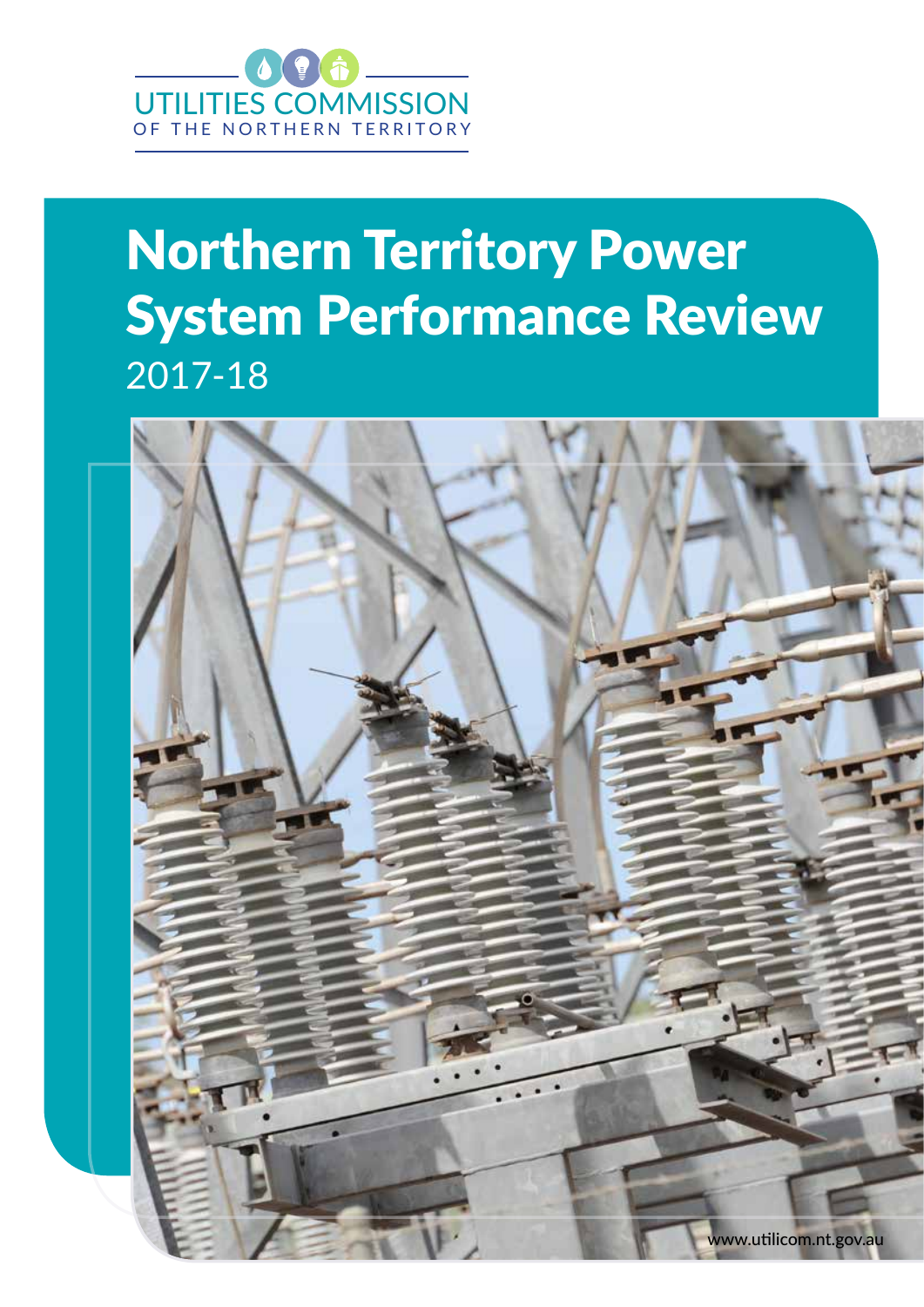UTILITIES COMMISSION
OF THE NORTHERN TERRITORY

# Northern Territory Power System Performance Review

2017-18

www.utilicom.nt.gov.au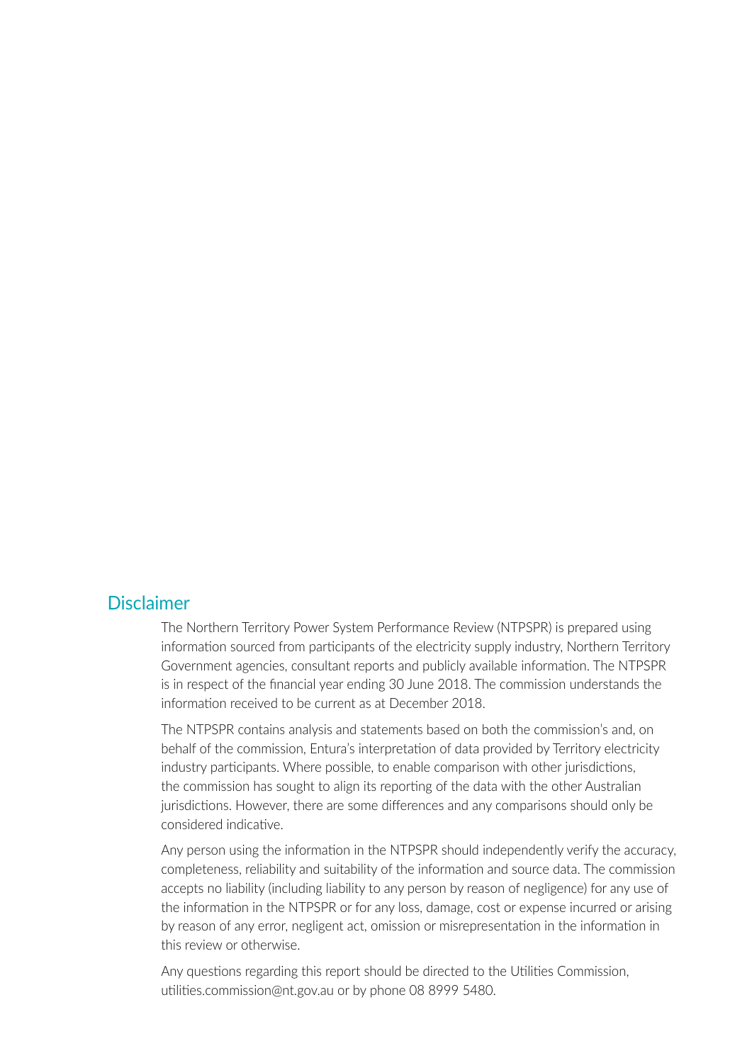## Disclaimer

The Northern Territory Power System Performance Review (NTPSPR) is prepared using information sourced from participants of the electricity supply industry, Northern Territory Government agencies, consultant reports and publicly available information. The NTPSPR is in respect of the financial year ending 30 June 2018. The commission understands the information received to be current as at December 2018.

The NTPSPR contains analysis and statements based on both the commission's and, on behalf of the commission, Entura's interpretation of data provided by Territory electricity industry participants. Where possible, to enable comparison with other jurisdictions, the commission has sought to align its reporting of the data with the other Australian jurisdictions. However, there are some differences and any comparisons should only be considered indicative.

Any person using the information in the NTPSPR should independently verify the accuracy, completeness, reliability and suitability of the information and source data. The commission accepts no liability (including liability to any person by reason of negligence) for any use of the information in the NTPSPR or for any loss, damage, cost or expense incurred or arising by reason of any error, negligent act, omission or misrepresentation in the information in this review or otherwise.

Any questions regarding this report should be directed to the Utilities Commission, utilities.commission@nt.gov.au or by phone 08 8999 5480.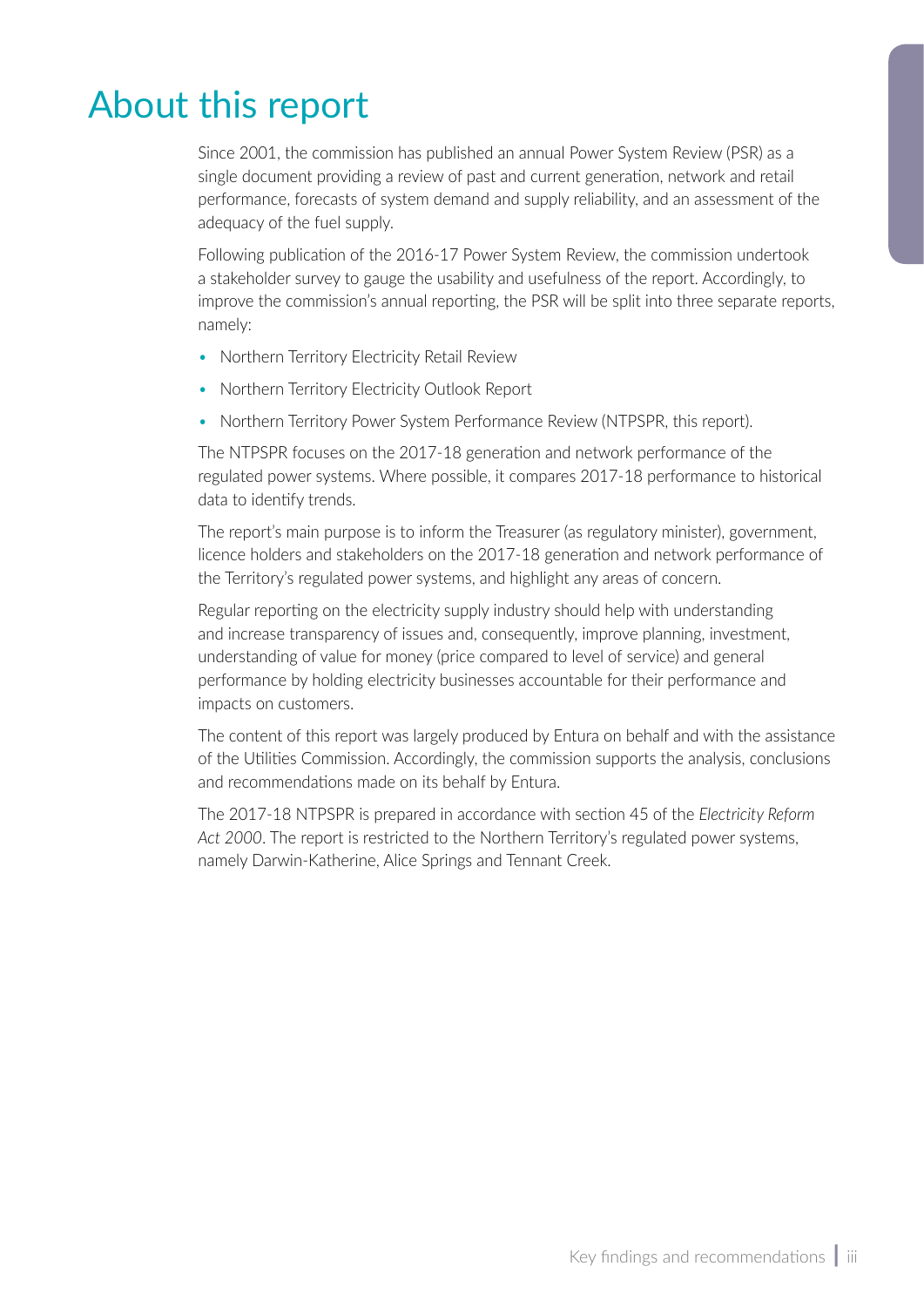# About this report

Since 2001, the commission has published an annual Power System Review (PSR) as a single document providing a review of past and current generation, network and retail performance, forecasts of system demand and supply reliability, and an assessment of the adequacy of the fuel supply.

Following publication of the 2016-17 Power System Review, the commission undertook a stakeholder survey to gauge the usability and usefulness of the report. Accordingly, to improve the commission's annual reporting, the PSR will be split into three separate reports, namely:

- Northern Territory Electricity Retail Review
- Northern Territory Electricity Outlook Report
- Northern Territory Power System Performance Review (NTPSPR, this report).

The NTPSPR focuses on the 2017-18 generation and network performance of the regulated power systems. Where possible, it compares 2017-18 performance to historical data to identify trends.

The report's main purpose is to inform the Treasurer (as regulatory minister), government, licence holders and stakeholders on the 2017-18 generation and network performance of the Territory's regulated power systems, and highlight any areas of concern.

Regular reporting on the electricity supply industry should help with understanding and increase transparency of issues and, consequently, improve planning, investment, understanding of value for money (price compared to level of service) and general performance by holding electricity businesses accountable for their performance and impacts on customers.

The content of this report was largely produced by Entura on behalf and with the assistance of the Utilities Commission. Accordingly, the commission supports the analysis, conclusions and recommendations made on its behalf by Entura.

The 2017-18 NTPSPR is prepared in accordance with section 45 of the *Electricity Reform Act 2000*. The report is restricted to the Northern Territory's regulated power systems, namely Darwin-Katherine, Alice Springs and Tennant Creek.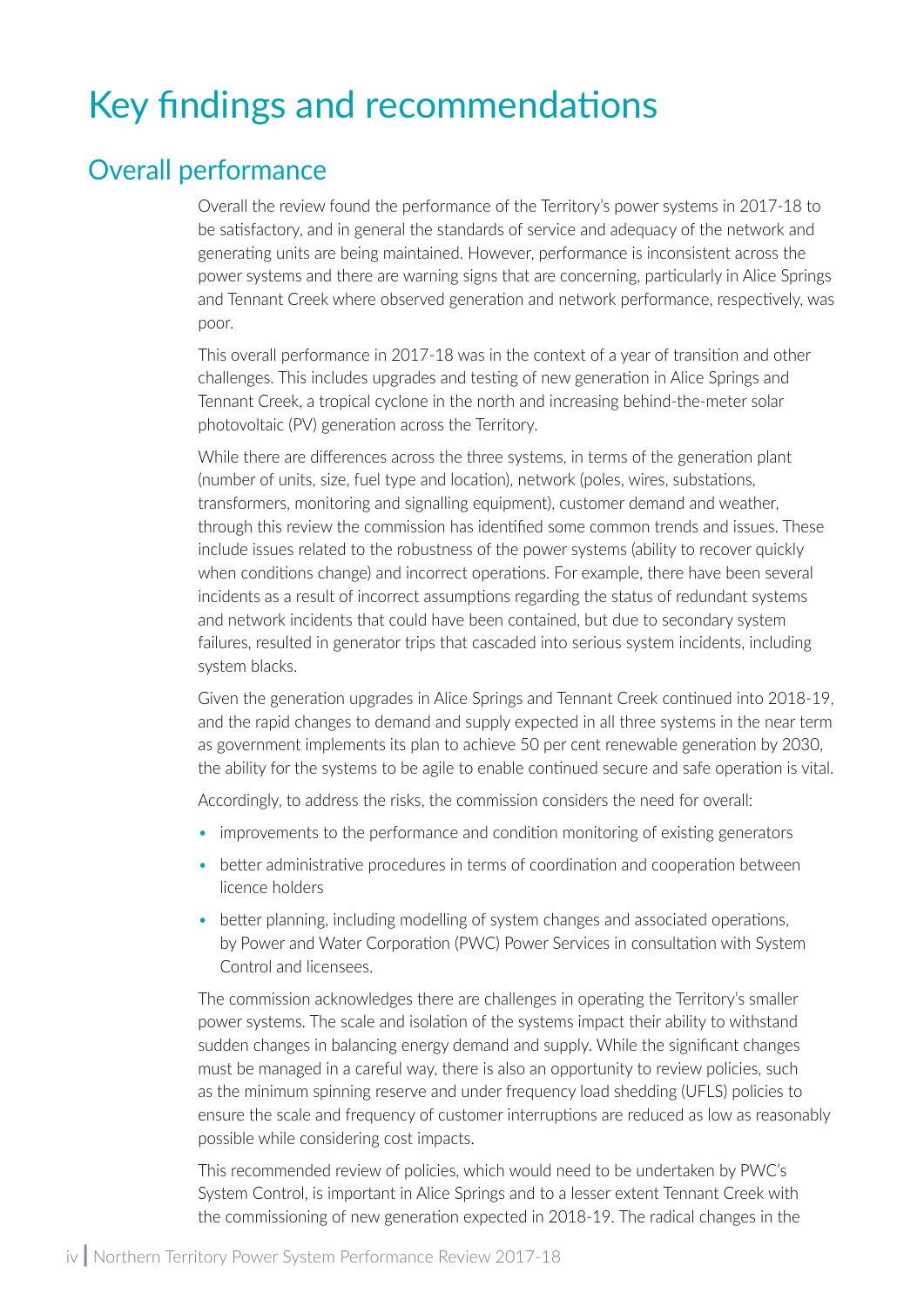# Key findings and recommendations

## Overall performance

Overall the review found the performance of the Territory's power systems in 2017-18 to be satisfactory, and in general the standards of service and adequacy of the network and generating units are being maintained. However, performance is inconsistent across the power systems and there are warning signs that are concerning, particularly in Alice Springs and Tennant Creek where observed generation and network performance, respectively, was poor.

This overall performance in 2017-18 was in the context of a year of transition and other challenges. This includes upgrades and testing of new generation in Alice Springs and Tennant Creek, a tropical cyclone in the north and increasing behind-the-meter solar photovoltaic (PV) generation across the Territory.

While there are differences across the three systems, in terms of the generation plant (number of units, size, fuel type and location), network (poles, wires, substations, transformers, monitoring and signalling equipment), customer demand and weather, through this review the commission has identified some common trends and issues. These include issues related to the robustness of the power systems (ability to recover quickly when conditions change) and incorrect operations. For example, there have been several incidents as a result of incorrect assumptions regarding the status of redundant systems and network incidents that could have been contained, but due to secondary system failures, resulted in generator trips that cascaded into serious system incidents, including system blacks.

Given the generation upgrades in Alice Springs and Tennant Creek continued into 2018-19, and the rapid changes to demand and supply expected in all three systems in the near term as government implements its plan to achieve 50 per cent renewable generation by 2030, the ability for the systems to be agile to enable continued secure and safe operation is vital.

Accordingly, to address the risks, the commission considers the need for overall:

- improvements to the performance and condition monitoring of existing generators
- better administrative procedures in terms of coordination and cooperation between licence holders
- better planning, including modelling of system changes and associated operations, by Power and Water Corporation (PWC) Power Services in consultation with System Control and licensees.

The commission acknowledges there are challenges in operating the Territory's smaller power systems. The scale and isolation of the systems impact their ability to withstand sudden changes in balancing energy demand and supply. While the significant changes must be managed in a careful way, there is also an opportunity to review policies, such as the minimum spinning reserve and under frequency load shedding (UFLS) policies to ensure the scale and frequency of customer interruptions are reduced as low as reasonably possible while considering cost impacts.

This recommended review of policies, which would need to be undertaken by PWC's System Control, is important in Alice Springs and to a lesser extent Tennant Creek with the commissioning of new generation expected in 2018-19. The radical changes in the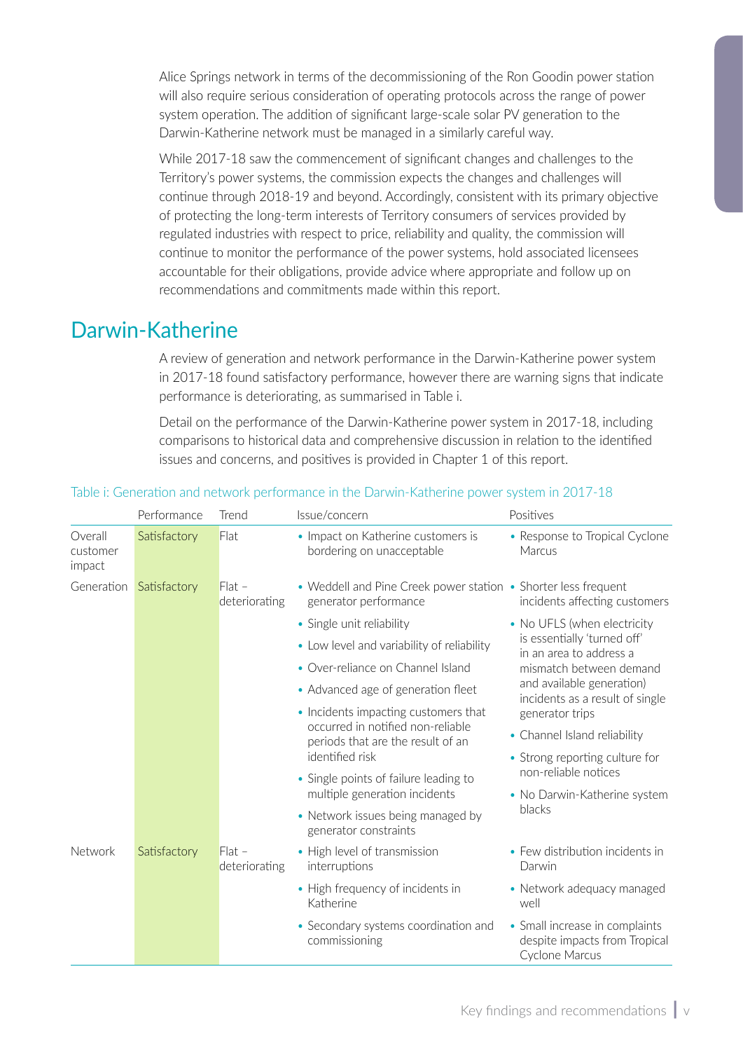Alice Springs network in terms of the decommissioning of the Ron Goodin power station will also require serious consideration of operating protocols across the range of power system operation. The addition of significant large-scale solar PV generation to the Darwin-Katherine network must be managed in a similarly careful way.

While 2017-18 saw the commencement of significant changes and challenges to the Territory's power systems, the commission expects the changes and challenges will continue through 2018-19 and beyond. Accordingly, consistent with its primary objective of protecting the long-term interests of Territory consumers of services provided by regulated industries with respect to price, reliability and quality, the commission will continue to monitor the performance of the power systems, hold associated licensees accountable for their obligations, provide advice where appropriate and follow up on recommendations and commitments made within this report.

## Darwin-Katherine

A review of generation and network performance in the Darwin-Katherine power system in 2017-18 found satisfactory performance, however there are warning signs that indicate performance is deteriorating, as summarised in Table i.

Detail on the performance of the Darwin-Katherine power system in 2017-18, including comparisons to historical data and comprehensive discussion in relation to the identified issues and concerns, and positives is provided in Chapter 1 of this report.

Table i: Generation and network performance in the Darwin-Katherine power system in 2017-18

| | Performance | Trend | Issue/concern | Positives |
|---|---|---|---|---|
| Overall customer impact | Satisfactory | Flat | • Impact on Katherine customers is bordering on unacceptable | • Response to Tropical Cyclone Marcus |
| Generation | Satisfactory | Flat – deteriorating | • Weddell and Pine Creek power station generator performance<br>• Single unit reliability<br>• Low level and variability of reliability<br>• Over-reliance on Channel Island<br>• Advanced age of generation fleet<br>• Incidents impacting customers that occurred in notified non-reliable periods that are the result of an identified risk<br>• Single points of failure leading to multiple generation incidents<br>• Network issues being managed by generator constraints | • Shorter less frequent incidents affecting customers<br>• No UFLS (when electricity is essentially 'turned off' in an area to address a mismatch between demand and available generation) incidents as a result of single generator trips<br>• Channel Island reliability<br>• Strong reporting culture for non-reliable notices<br>• No Darwin-Katherine system blacks |
| Network | Satisfactory | Flat – deteriorating | • High level of transmission interruptions<br>• High frequency of incidents in Katherine<br>• Secondary systems coordination and commissioning | • Few distribution incidents in Darwin<br>• Network adequacy managed well<br>• Small increase in complaints despite impacts from Tropical Cyclone Marcus |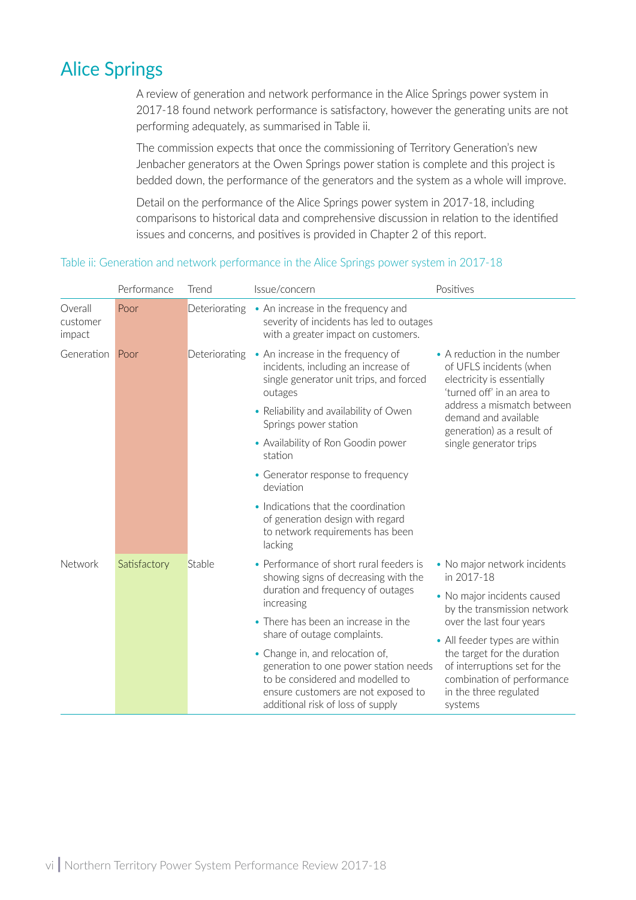## Alice Springs

A review of generation and network performance in the Alice Springs power system in 2017-18 found network performance is satisfactory, however the generating units are not performing adequately, as summarised in Table ii.

The commission expects that once the commissioning of Territory Generation's new Jenbacher generators at the Owen Springs power station is complete and this project is bedded down, the performance of the generators and the system as a whole will improve.

Detail on the performance of the Alice Springs power system in 2017-18, including comparisons to historical data and comprehensive discussion in relation to the identified issues and concerns, and positives is provided in Chapter 2 of this report.

Table ii: Generation and network performance in the Alice Springs power system in 2017-18

| | Performance | Trend | Issue/concern | Positives |
|---|---|---|---|---|
| Overall customer impact | Poor | Deteriorating | • An increase in the frequency and severity of incidents has led to outages with a greater impact on customers. | |
| Generation | Poor | Deteriorating | • An increase in the frequency of incidents, including an increase of single generator unit trips, and forced outages<br>• Reliability and availability of Owen Springs power station<br>• Availability of Ron Goodin power station<br>• Generator response to frequency deviation<br>• Indications that the coordination of generation design with regard to network requirements has been lacking | • A reduction in the number of UFLS incidents (when electricity is essentially 'turned off' in an area to address a mismatch between demand and available generation) as a result of single generator trips |
| Network | Satisfactory | Stable | • Performance of short rural feeders is showing signs of decreasing with the duration and frequency of outages increasing<br>• There has been an increase in the share of outage complaints.<br>• Change in, and relocation of, generation to one power station needs to be considered and modelled to ensure customers are not exposed to additional risk of loss of supply | • No major network incidents in 2017-18<br>• No major incidents caused by the transmission network over the last four years<br>• All feeder types are within the target for the duration of interruptions set for the combination of performance in the three regulated systems |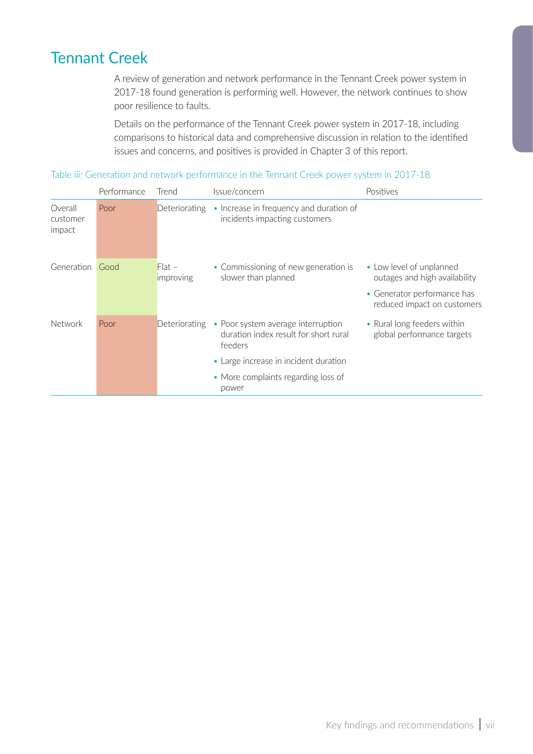# Tennant Creek

A review of generation and network performance in the Tennant Creek power system in 2017-18 found generation is performing well. However, the network continues to show poor resilience to faults.

Details on the performance of the Tennant Creek power system in 2017-18, including comparisons to historical data and comprehensive discussion in relation to the identified issues and concerns, and positives is provided in Chapter 3 of this report.

Table iii: Generation and network performance in the Tennant Creek power system in 2017-18

| | Performance | Trend | Issue/concern | Positives |
|---|---|---|---|---|
| Overall customer impact | Poor | Deteriorating | • Increase in frequency and duration of incidents impacting customers | |
| Generation | Good | Flat – improving | • Commissioning of new generation is slower than planned | • Low level of unplanned outages and high availability<br>• Generator performance has reduced impact on customers |
| Network | Poor | Deteriorating | • Poor system average interruption duration index result for short rural feeders<br>• Large increase in incident duration<br>• More complaints regarding loss of power | • Rural long feeders within global performance targets |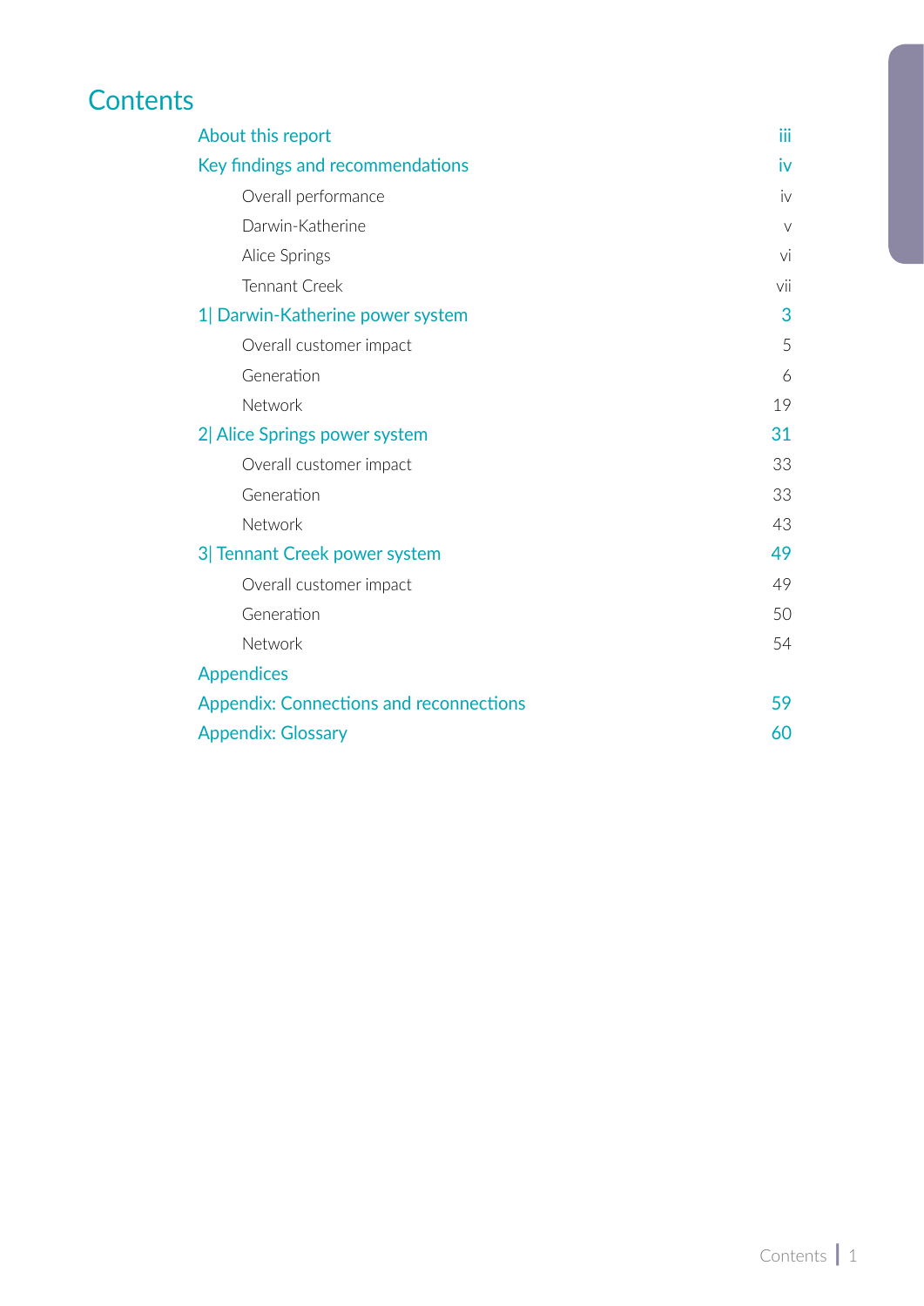# Contents

| | |
|---|---|
| About this report | iii |
| Key findings and recommendations | iv |
| Overall performance | iv |
| Darwin-Katherine | v |
| Alice Springs | vi |
| Tennant Creek | vii |
| 1\| Darwin-Katherine power system | 3 |
| Overall customer impact | 5 |
| Generation | 6 |
| Network | 19 |
| 2\| Alice Springs power system | 31 |
| Overall customer impact | 33 |
| Generation | 33 |
| Network | 43 |
| 3\| Tennant Creek power system | 49 |
| Overall customer impact | 49 |
| Generation | 50 |
| Network | 54 |
| Appendices | |
| Appendix: Connections and reconnections | 59 |
| Appendix: Glossary | 60 |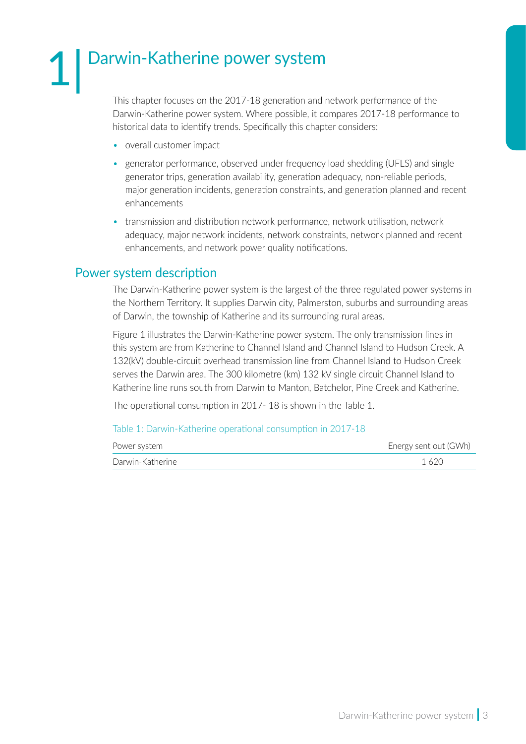# 1 | Darwin-Katherine power system

This chapter focuses on the 2017-18 generation and network performance of the Darwin-Katherine power system. Where possible, it compares 2017-18 performance to historical data to identify trends. Specifically this chapter considers:

- overall customer impact
- generator performance, observed under frequency load shedding (UFLS) and single generator trips, generation availability, generation adequacy, non-reliable periods, major generation incidents, generation constraints, and generation planned and recent enhancements
- transmission and distribution network performance, network utilisation, network adequacy, major network incidents, network constraints, network planned and recent enhancements, and network power quality notifications.

## Power system description

The Darwin-Katherine power system is the largest of the three regulated power systems in the Northern Territory. It supplies Darwin city, Palmerston, suburbs and surrounding areas of Darwin, the township of Katherine and its surrounding rural areas.

Figure 1 illustrates the Darwin-Katherine power system. The only transmission lines in this system are from Katherine to Channel Island and Channel Island to Hudson Creek. A 132(kV) double-circuit overhead transmission line from Channel Island to Hudson Creek serves the Darwin area. The 300 kilometre (km) 132 kV single circuit Channel Island to Katherine line runs south from Darwin to Manton, Batchelor, Pine Creek and Katherine.

The operational consumption in 2017- 18 is shown in the Table 1.

Table 1: Darwin-Katherine operational consumption in 2017-18

| Power system | Energy sent out (GWh) |
|---|---|
| Darwin-Katherine | 1 620 |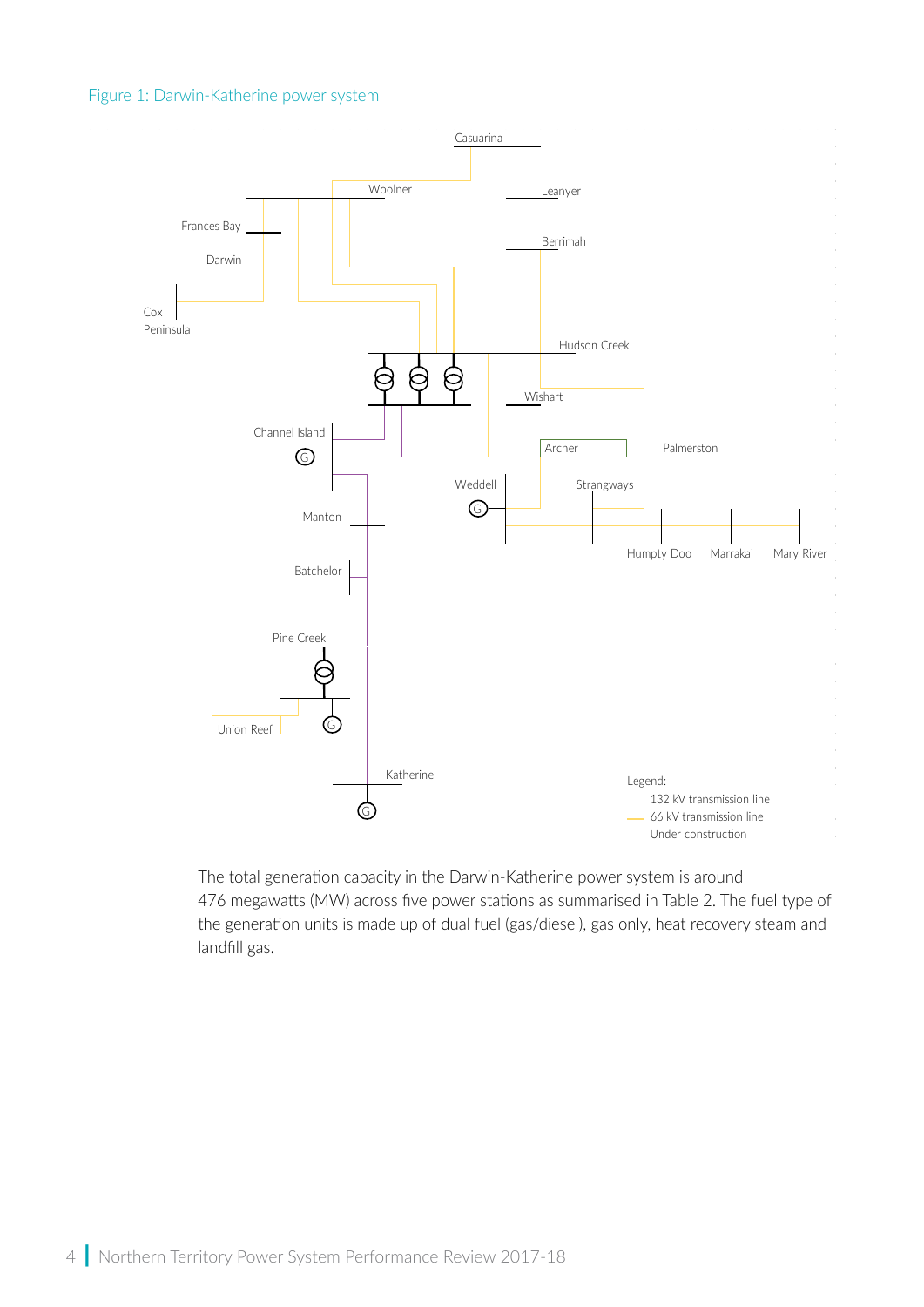Figure 1: Darwin-Katherine power system

The total generation capacity in the Darwin-Katherine power system is around 476 megawatts (MW) across five power stations as summarised in Table 2. The fuel type of the generation units is made up of dual fuel (gas/diesel), gas only, heat recovery steam and landfill gas.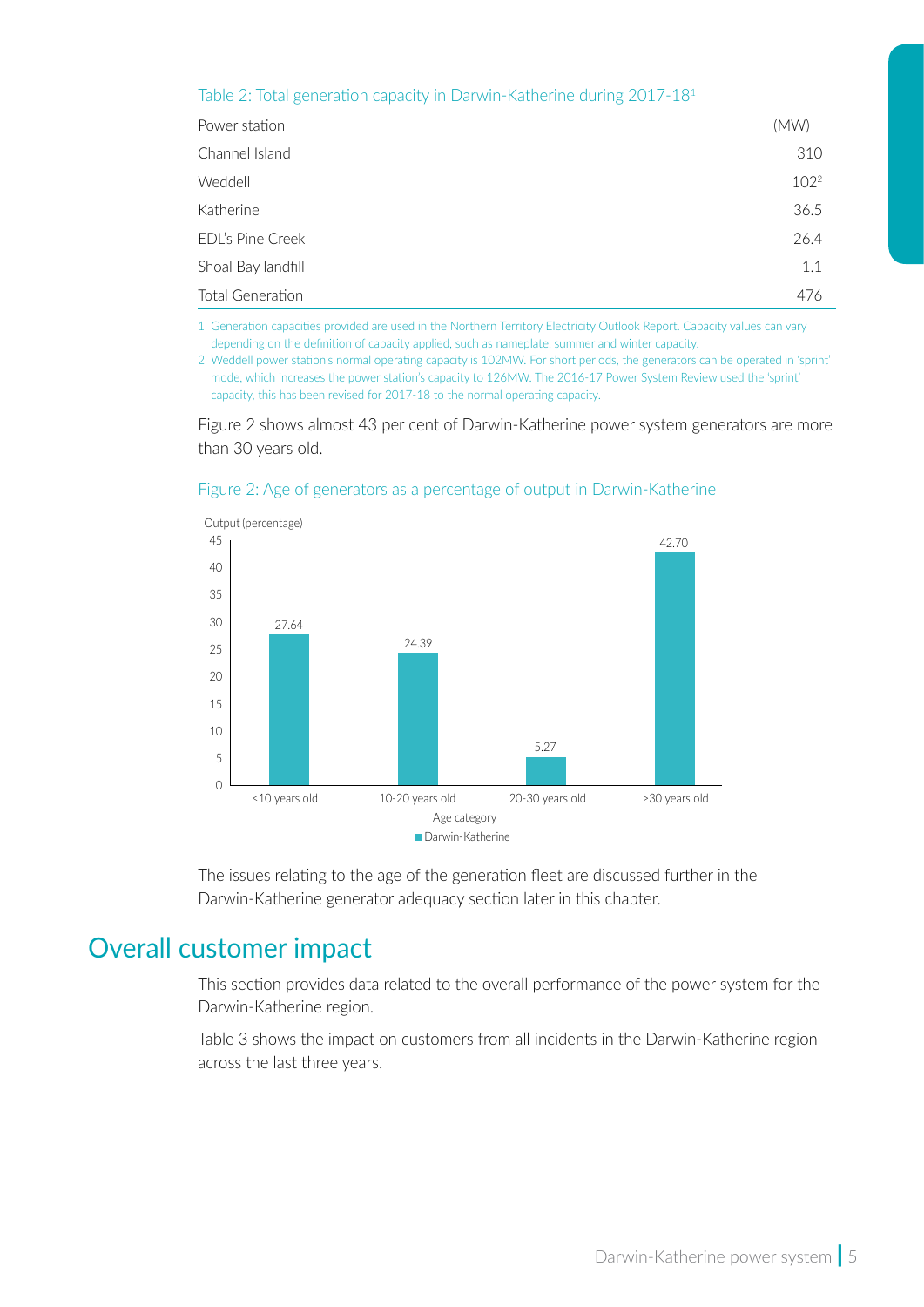Table 2: Total generation capacity in Darwin-Katherine during 2017-18[1]

| Power station | (MW) |
|---|---|
| Channel Island | 310 |
| Weddell | 102[2] |
| Katherine | 36.5 |
| EDL's Pine Creek | 26.4 |
| Shoal Bay landfill | 1.1 |
| Total Generation | 476 |

1 Generation capacities provided are used in the Northern Territory Electricity Outlook Report. Capacity values can vary depending on the definition of capacity applied, such as nameplate, summer and winter capacity.

2 Weddell power station's normal operating capacity is 102MW. For short periods, the generators can be operated in 'sprint' mode, which increases the power station's capacity to 126MW. The 2016-17 Power System Review used the 'sprint' capacity, this has been revised for 2017-18 to the normal operating capacity.

Figure 2 shows almost 43 per cent of Darwin-Katherine power system generators are more than 30 years old.

Figure 2: Age of generators as a percentage of output in Darwin-Katherine

| Age category | Darwin-Katherine Output (percentage) |
|---|---|
| <10 years old | 27.64 |
| 10-20 years old | 24.39 |
| 20-30 years old | 5.27 |
| >30 years old | 42.70 |

The issues relating to the age of the generation fleet are discussed further in the Darwin-Katherine generator adequacy section later in this chapter.

## Overall customer impact

This section provides data related to the overall performance of the power system for the Darwin-Katherine region.

Table 3 shows the impact on customers from all incidents in the Darwin-Katherine region across the last three years.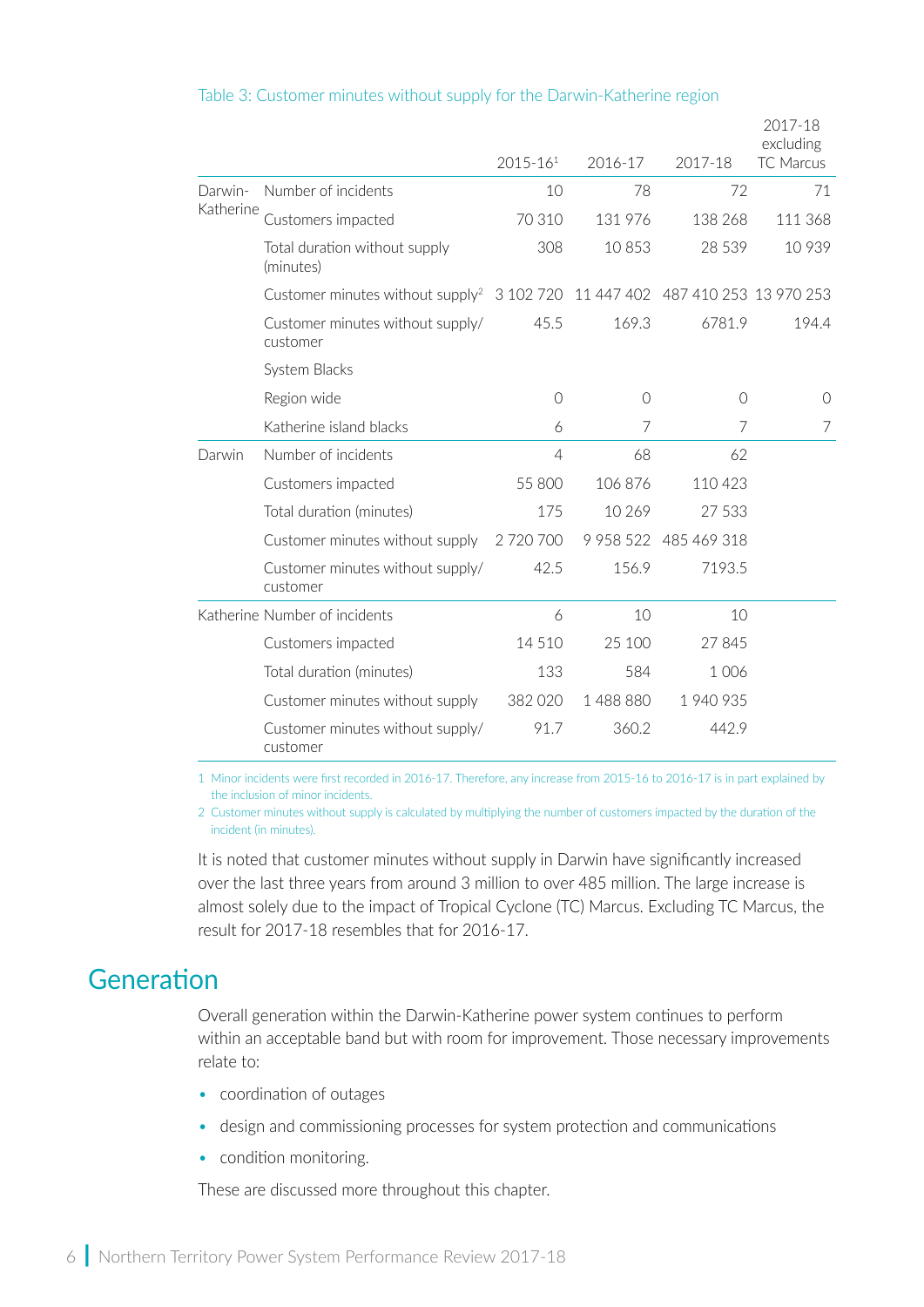Table 3: Customer minutes without supply for the Darwin-Katherine region

| | | 2015-16[1] | 2016-17 | 2017-18 | 2017-18 excluding TC Marcus |
|---|---|---|---|---|---|
| Darwin-Katherine | Number of incidents | 10 | 78 | 72 | 71 |
| | Customers impacted | 70 310 | 131 976 | 138 268 | 111 368 |
| | Total duration without supply (minutes) | 308 | 10 853 | 28 539 | 10 939 |
| | Customer minutes without supply[2] | 3 102 720 | 11 447 402 | 487 410 253 | 13 970 253 |
| | Customer minutes without supply/customer | 45.5 | 169.3 | 6781.9 | 194.4 |
| | System Blacks | | | | |
| | Region wide | 0 | 0 | 0 | 0 |
| | Katherine island blacks | 6 | 7 | 7 | 7 |
| Darwin | Number of incidents | 4 | 68 | 62 | |
| | Customers impacted | 55 800 | 106 876 | 110 423 | |
| | Total duration (minutes) | 175 | 10 269 | 27 533 | |
| | Customer minutes without supply | 2 720 700 | 9 958 522 | 485 469 318 | |
| | Customer minutes without supply/customer | 42.5 | 156.9 | 7193.5 | |
| Katherine | Number of incidents | 6 | 10 | 10 | |
| | Customers impacted | 14 510 | 25 100 | 27 845 | |
| | Total duration (minutes) | 133 | 584 | 1 006 | |
| | Customer minutes without supply | 382 020 | 1 488 880 | 1 940 935 | |
| | Customer minutes without supply/customer | 91.7 | 360.2 | 442.9 | |

1 Minor incidents were first recorded in 2016-17. Therefore, any increase from 2015-16 to 2016-17 is in part explained by the inclusion of minor incidents.

2 Customer minutes without supply is calculated by multiplying the number of customers impacted by the duration of the incident (in minutes).

It is noted that customer minutes without supply in Darwin have significantly increased over the last three years from around 3 million to over 485 million. The large increase is almost solely due to the impact of Tropical Cyclone (TC) Marcus. Excluding TC Marcus, the result for 2017-18 resembles that for 2016-17.

## Generation

Overall generation within the Darwin-Katherine power system continues to perform within an acceptable band but with room for improvement. Those necessary improvements relate to:

- coordination of outages
- design and commissioning processes for system protection and communications
- condition monitoring.

These are discussed more throughout this chapter.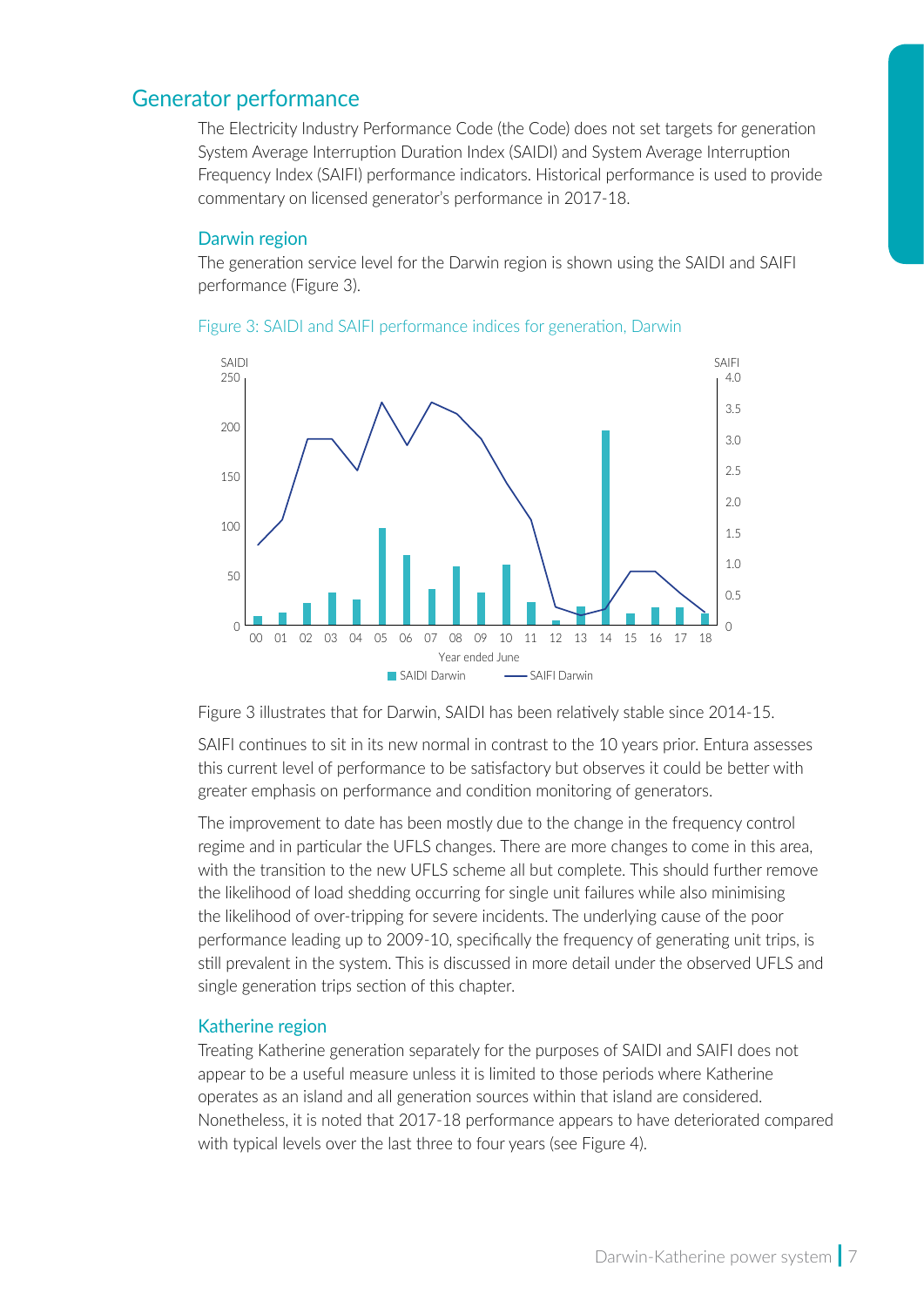## Generator performance

The Electricity Industry Performance Code (the Code) does not set targets for generation System Average Interruption Duration Index (SAIDI) and System Average Interruption Frequency Index (SAIFI) performance indicators. Historical performance is used to provide commentary on licensed generator's performance in 2017-18.

### Darwin region

The generation service level for the Darwin region is shown using the SAIDI and SAIFI performance (Figure 3).

Figure 3: SAIDI and SAIFI performance indices for generation, Darwin

Figure 3 illustrates that for Darwin, SAIDI has been relatively stable since 2014-15.

SAIFI continues to sit in its new normal in contrast to the 10 years prior. Entura assesses this current level of performance to be satisfactory but observes it could be better with greater emphasis on performance and condition monitoring of generators.

The improvement to date has been mostly due to the change in the frequency control regime and in particular the UFLS changes. There are more changes to come in this area, with the transition to the new UFLS scheme all but complete. This should further remove the likelihood of load shedding occurring for single unit failures while also minimising the likelihood of over-tripping for severe incidents. The underlying cause of the poor performance leading up to 2009-10, specifically the frequency of generating unit trips, is still prevalent in the system. This is discussed in more detail under the observed UFLS and single generation trips section of this chapter.

### Katherine region

Treating Katherine generation separately for the purposes of SAIDI and SAIFI does not appear to be a useful measure unless it is limited to those periods where Katherine operates as an island and all generation sources within that island are considered. Nonetheless, it is noted that 2017-18 performance appears to have deteriorated compared with typical levels over the last three to four years (see Figure 4).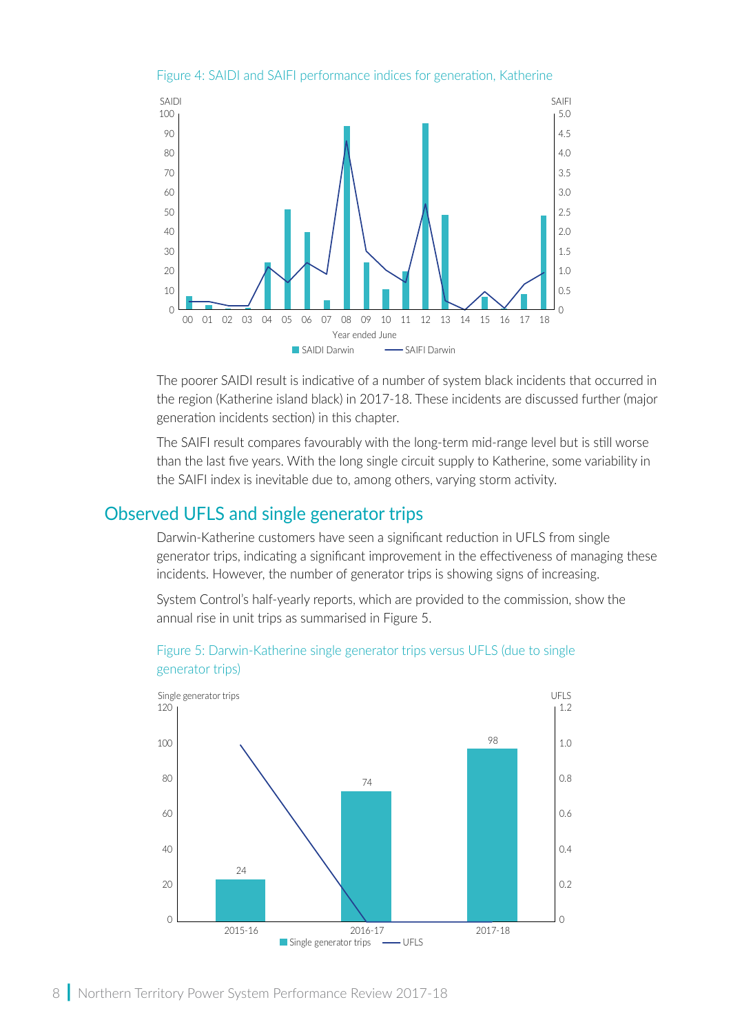Figure 4: SAIDI and SAIFI performance indices for generation, Katherine

The poorer SAIDI result is indicative of a number of system black incidents that occurred in the region (Katherine island black) in 2017-18. These incidents are discussed further (major generation incidents section) in this chapter.

The SAIFI result compares favourably with the long-term mid-range level but is still worse than the last five years. With the long single circuit supply to Katherine, some variability in the SAIFI index is inevitable due to, among others, varying storm activity.

## Observed UFLS and single generator trips

Darwin-Katherine customers have seen a significant reduction in UFLS from single generator trips, indicating a significant improvement in the effectiveness of managing these incidents. However, the number of generator trips is showing signs of increasing.

System Control's half-yearly reports, which are provided to the commission, show the annual rise in unit trips as summarised in Figure 5.

Figure 5: Darwin-Katherine single generator trips versus UFLS (due to single generator trips)

| Year | Single generator trips | UFLS |
|---|---|---|
| 2015-16 | 24 | 1.0 |
| 2016-17 | 74 | 0 |
| 2017-18 | 98 | 0 |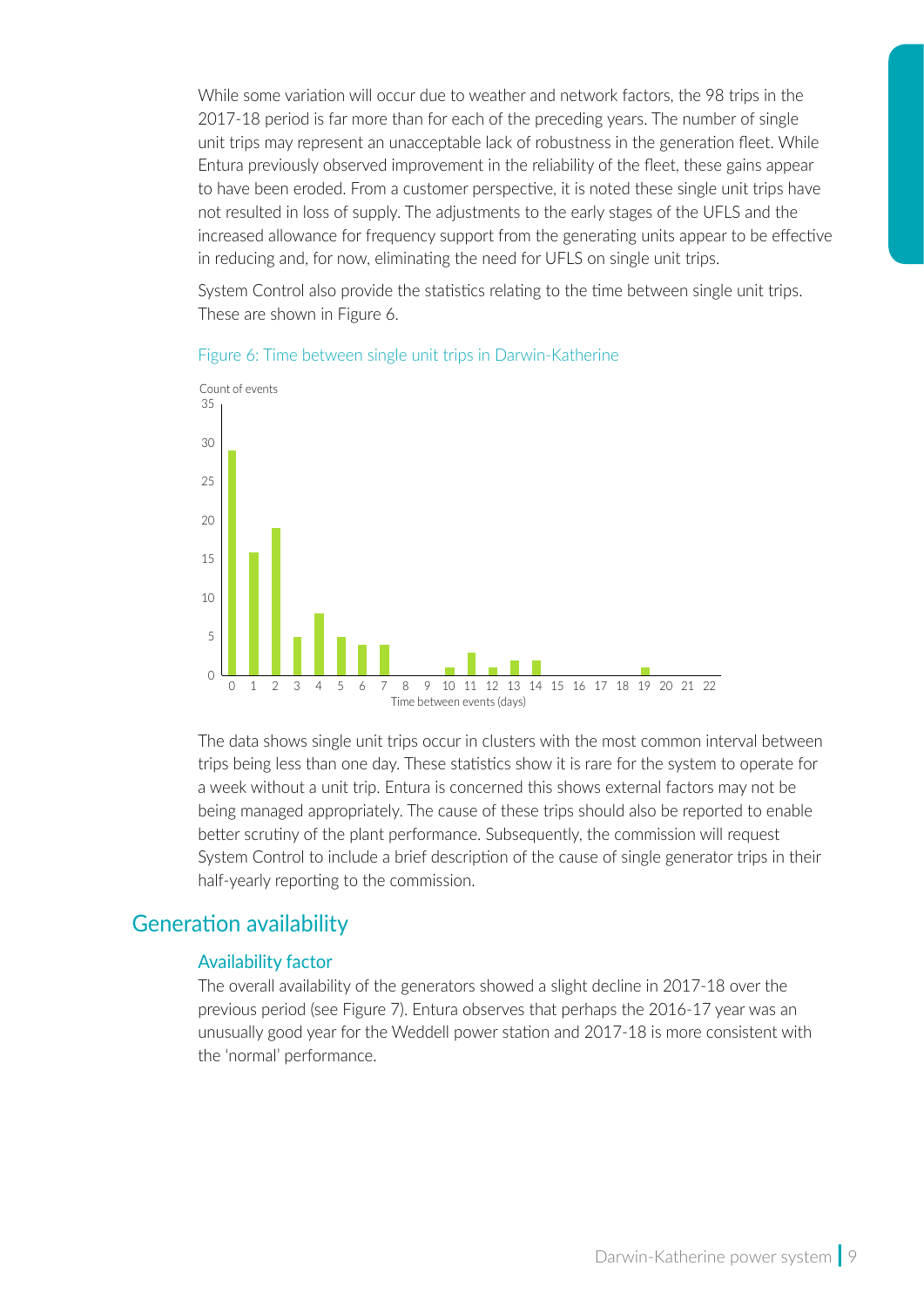While some variation will occur due to weather and network factors, the 98 trips in the 2017-18 period is far more than for each of the preceding years. The number of single unit trips may represent an unacceptable lack of robustness in the generation fleet. While Entura previously observed improvement in the reliability of the fleet, these gains appear to have been eroded. From a customer perspective, it is noted these single unit trips have not resulted in loss of supply. The adjustments to the early stages of the UFLS and the increased allowance for frequency support from the generating units appear to be effective in reducing and, for now, eliminating the need for UFLS on single unit trips.

System Control also provide the statistics relating to the time between single unit trips. These are shown in Figure 6.

Figure 6: Time between single unit trips in Darwin-Katherine

The data shows single unit trips occur in clusters with the most common interval between trips being less than one day. These statistics show it is rare for the system to operate for a week without a unit trip. Entura is concerned this shows external factors may not be being managed appropriately. The cause of these trips should also be reported to enable better scrutiny of the plant performance. Subsequently, the commission will request System Control to include a brief description of the cause of single generator trips in their half-yearly reporting to the commission.

## Generation availability

### Availability factor

The overall availability of the generators showed a slight decline in 2017-18 over the previous period (see Figure 7). Entura observes that perhaps the 2016-17 year was an unusually good year for the Weddell power station and 2017-18 is more consistent with the 'normal' performance.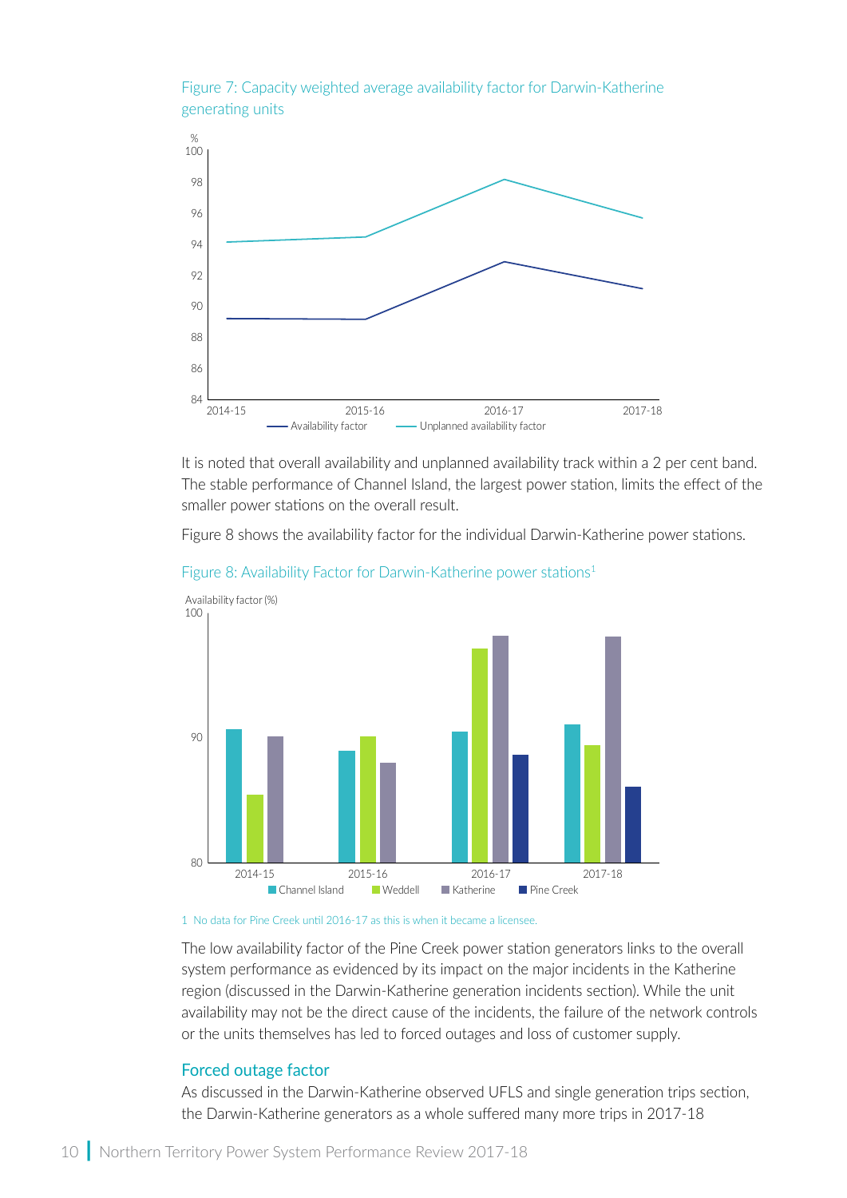Figure 7: Capacity weighted average availability factor for Darwin-Katherine generating units

It is noted that overall availability and unplanned availability track within a 2 per cent band. The stable performance of Channel Island, the largest power station, limits the effect of the smaller power stations on the overall result.

Figure 8 shows the availability factor for the individual Darwin-Katherine power stations.

Figure 8: Availability Factor for Darwin-Katherine power stations[1]

1 No data for Pine Creek until 2016-17 as this is when it became a licensee.

The low availability factor of the Pine Creek power station generators links to the overall system performance as evidenced by its impact on the major incidents in the Katherine region (discussed in the Darwin-Katherine generation incidents section). While the unit availability may not be the direct cause of the incidents, the failure of the network controls or the units themselves has led to forced outages and loss of customer supply.

## Forced outage factor

As discussed in the Darwin-Katherine observed UFLS and single generation trips section, the Darwin-Katherine generators as a whole suffered many more trips in 2017-18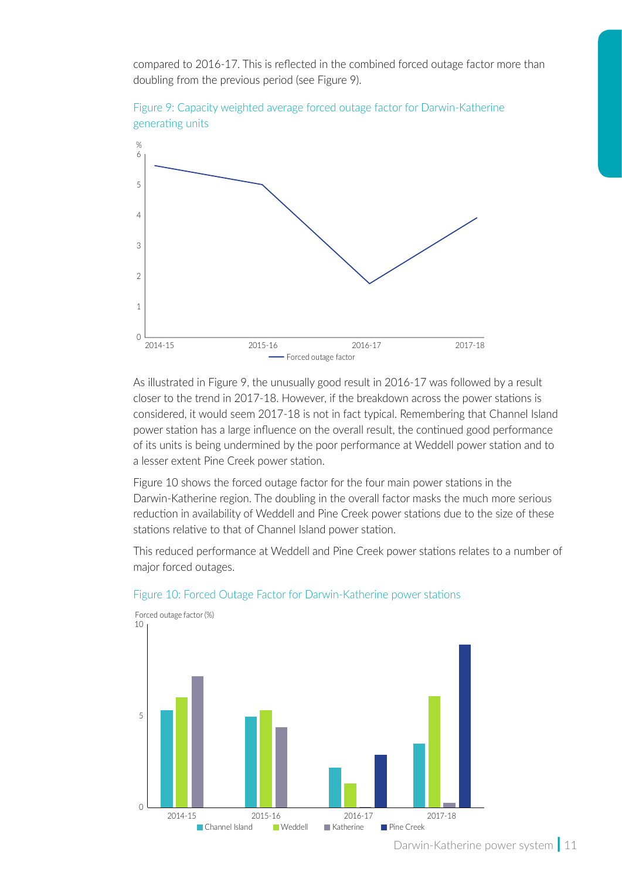compared to 2016-17. This is reflected in the combined forced outage factor more than doubling from the previous period (see Figure 9).

Figure 9: Capacity weighted average forced outage factor for Darwin-Katherine generating units

As illustrated in Figure 9, the unusually good result in 2016-17 was followed by a result closer to the trend in 2017-18. However, if the breakdown across the power stations is considered, it would seem 2017-18 is not in fact typical. Remembering that Channel Island power station has a large influence on the overall result, the continued good performance of its units is being undermined by the poor performance at Weddell power station and to a lesser extent Pine Creek power station.

Figure 10 shows the forced outage factor for the four main power stations in the Darwin-Katherine region. The doubling in the overall factor masks the much more serious reduction in availability of Weddell and Pine Creek power stations due to the size of these stations relative to that of Channel Island power station.

This reduced performance at Weddell and Pine Creek power stations relates to a number of major forced outages.

Figure 10: Forced Outage Factor for Darwin-Katherine power stations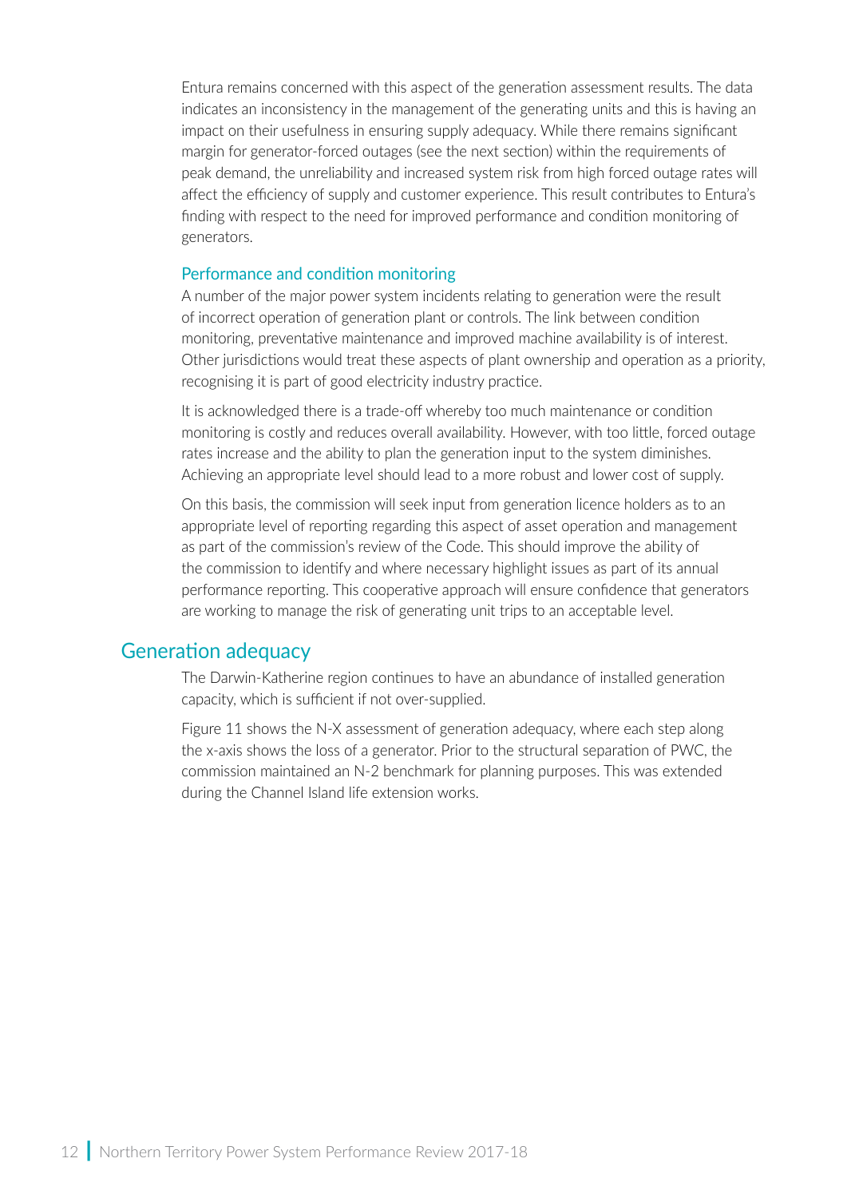Entura remains concerned with this aspect of the generation assessment results. The data indicates an inconsistency in the management of the generating units and this is having an impact on their usefulness in ensuring supply adequacy. While there remains significant margin for generator-forced outages (see the next section) within the requirements of peak demand, the unreliability and increased system risk from high forced outage rates will affect the efficiency of supply and customer experience. This result contributes to Entura's finding with respect to the need for improved performance and condition monitoring of generators.

### Performance and condition monitoring

A number of the major power system incidents relating to generation were the result of incorrect operation of generation plant or controls. The link between condition monitoring, preventative maintenance and improved machine availability is of interest. Other jurisdictions would treat these aspects of plant ownership and operation as a priority, recognising it is part of good electricity industry practice.

It is acknowledged there is a trade-off whereby too much maintenance or condition monitoring is costly and reduces overall availability. However, with too little, forced outage rates increase and the ability to plan the generation input to the system diminishes. Achieving an appropriate level should lead to a more robust and lower cost of supply.

On this basis, the commission will seek input from generation licence holders as to an appropriate level of reporting regarding this aspect of asset operation and management as part of the commission's review of the Code. This should improve the ability of the commission to identify and where necessary highlight issues as part of its annual performance reporting. This cooperative approach will ensure confidence that generators are working to manage the risk of generating unit trips to an acceptable level.

## Generation adequacy

The Darwin-Katherine region continues to have an abundance of installed generation capacity, which is sufficient if not over-supplied.

Figure 11 shows the N-X assessment of generation adequacy, where each step along the x-axis shows the loss of a generator. Prior to the structural separation of PWC, the commission maintained an N-2 benchmark for planning purposes. This was extended during the Channel Island life extension works.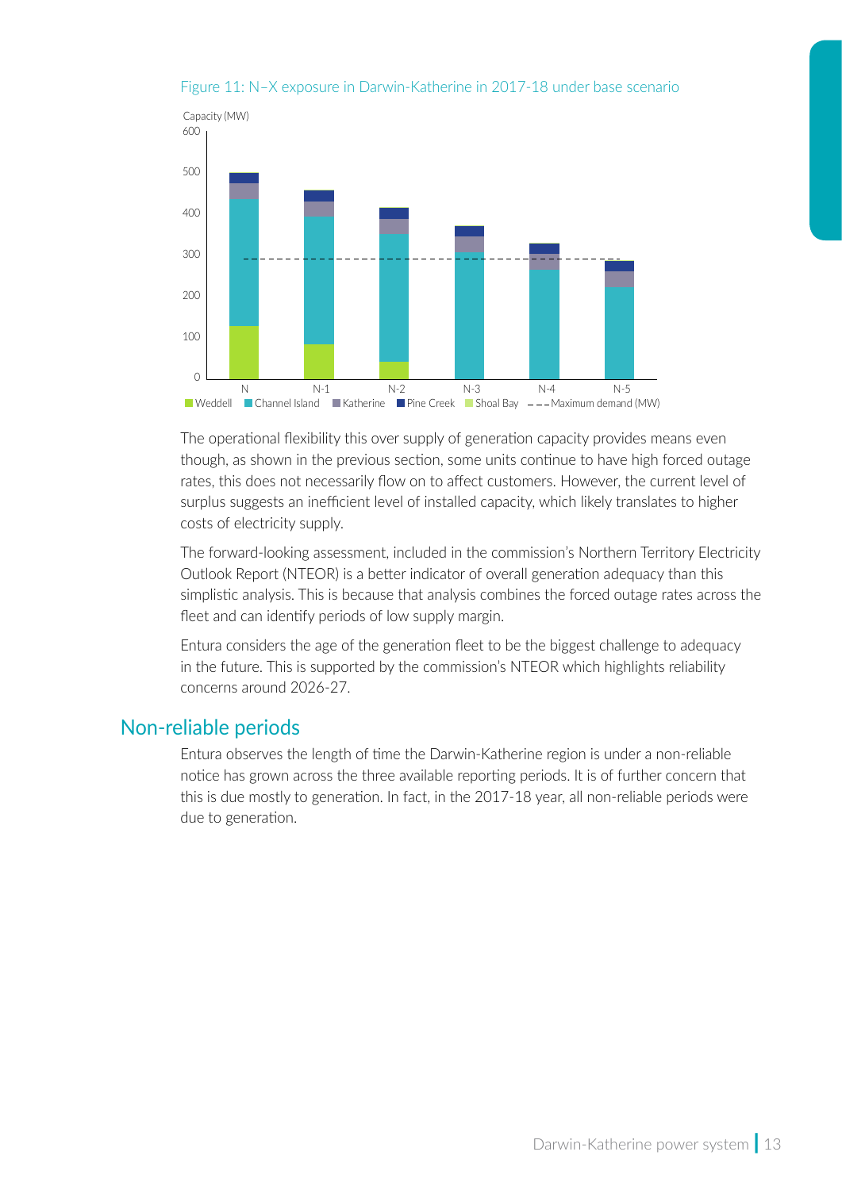Figure 11: N–X exposure in Darwin-Katherine in 2017-18 under base scenario

The operational flexibility this over supply of generation capacity provides means even though, as shown in the previous section, some units continue to have high forced outage rates, this does not necessarily flow on to affect customers. However, the current level of surplus suggests an inefficient level of installed capacity, which likely translates to higher costs of electricity supply.

The forward-looking assessment, included in the commission's Northern Territory Electricity Outlook Report (NTEOR) is a better indicator of overall generation adequacy than this simplistic analysis. This is because that analysis combines the forced outage rates across the fleet and can identify periods of low supply margin.

Entura considers the age of the generation fleet to be the biggest challenge to adequacy in the future. This is supported by the commission's NTEOR which highlights reliability concerns around 2026-27.

## Non-reliable periods

Entura observes the length of time the Darwin-Katherine region is under a non-reliable notice has grown across the three available reporting periods. It is of further concern that this is due mostly to generation. In fact, in the 2017-18 year, all non-reliable periods were due to generation.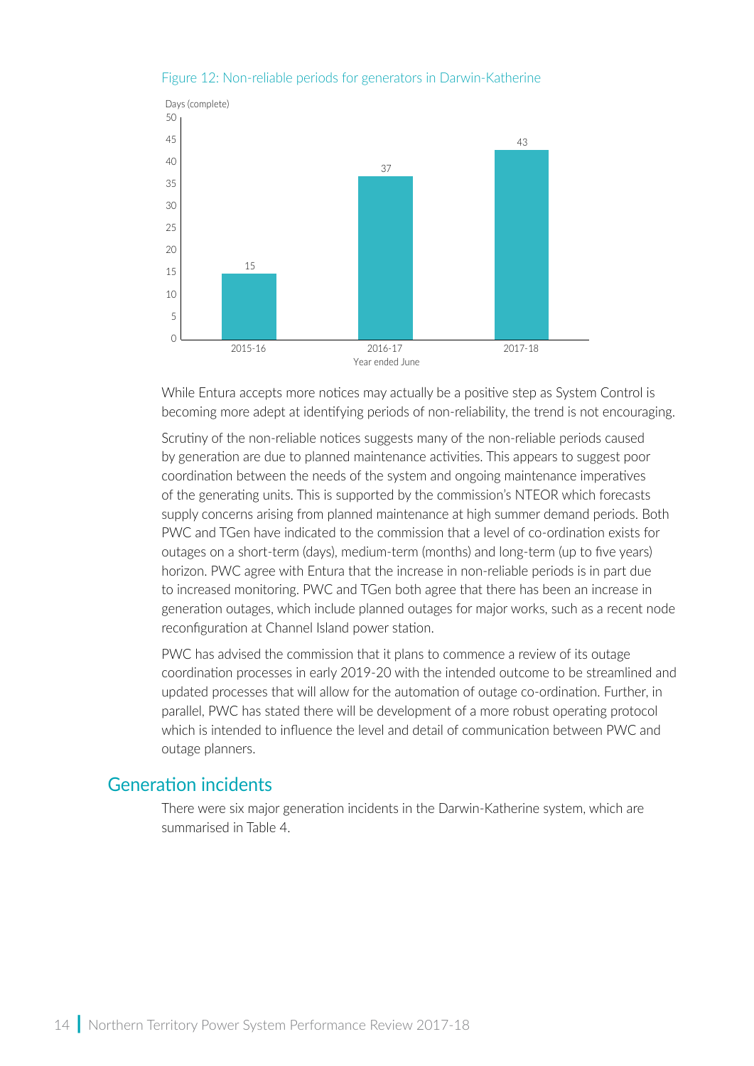Figure 12: Non-reliable periods for generators in Darwin-Katherine

| Year ended June | Days (complete) |
|---|---|
| 2015-16 | 15 |
| 2016-17 | 37 |
| 2017-18 | 43 |

While Entura accepts more notices may actually be a positive step as System Control is becoming more adept at identifying periods of non-reliability, the trend is not encouraging.

Scrutiny of the non-reliable notices suggests many of the non-reliable periods caused by generation are due to planned maintenance activities. This appears to suggest poor coordination between the needs of the system and ongoing maintenance imperatives of the generating units. This is supported by the commission's NTEOR which forecasts supply concerns arising from planned maintenance at high summer demand periods. Both PWC and TGen have indicated to the commission that a level of co-ordination exists for outages on a short-term (days), medium-term (months) and long-term (up to five years) horizon. PWC agree with Entura that the increase in non-reliable periods is in part due to increased monitoring. PWC and TGen both agree that there has been an increase in generation outages, which include planned outages for major works, such as a recent node reconfiguration at Channel Island power station.

PWC has advised the commission that it plans to commence a review of its outage coordination processes in early 2019-20 with the intended outcome to be streamlined and updated processes that will allow for the automation of outage co-ordination. Further, in parallel, PWC has stated there will be development of a more robust operating protocol which is intended to influence the level and detail of communication between PWC and outage planners.

## Generation incidents

There were six major generation incidents in the Darwin-Katherine system, which are summarised in Table 4.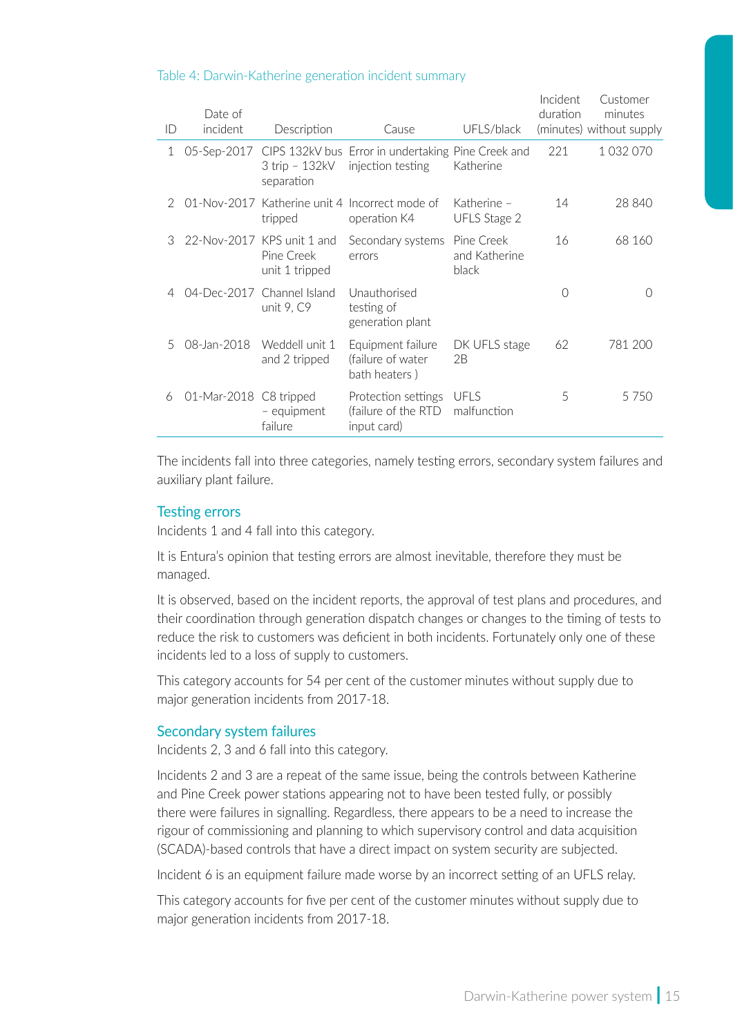Table 4: Darwin-Katherine generation incident summary

| ID | Date of incident | Description | Cause | UFLS/black | Incident duration (minutes) | Customer minutes without supply |
|---|---|---|---|---|---|---|
| 1 | 05-Sep-2017 | CIPS 132kV bus 3 trip – 132kV separation | Error in undertaking injection testing | Pine Creek and Katherine | 221 | 1 032 070 |
| 2 | 01-Nov-2017 | Katherine unit 4 tripped | Incorrect mode of operation K4 | Katherine – UFLS Stage 2 | 14 | 28 840 |
| 3 | 22-Nov-2017 | KPS unit 1 and Pine Creek unit 1 tripped | Secondary systems errors | Pine Creek and Katherine black | 16 | 68 160 |
| 4 | 04-Dec-2017 | Channel Island unit 9, C9 | Unauthorised testing of generation plant | | 0 | 0 |
| 5 | 08-Jan-2018 | Weddell unit 1 and 2 tripped | Equipment failure (failure of water bath heaters ) | DK UFLS stage 2B | 62 | 781 200 |
| 6 | 01-Mar-2018 | C8 tripped – equipment failure | Protection settings (failure of the RTD input card) | UFLS malfunction | 5 | 5 750 |

The incidents fall into three categories, namely testing errors, secondary system failures and auxiliary plant failure.

## Testing errors

Incidents 1 and 4 fall into this category.

It is Entura's opinion that testing errors are almost inevitable, therefore they must be managed.

It is observed, based on the incident reports, the approval of test plans and procedures, and their coordination through generation dispatch changes or changes to the timing of tests to reduce the risk to customers was deficient in both incidents. Fortunately only one of these incidents led to a loss of supply to customers.

This category accounts for 54 per cent of the customer minutes without supply due to major generation incidents from 2017-18.

## Secondary system failures

Incidents 2, 3 and 6 fall into this category.

Incidents 2 and 3 are a repeat of the same issue, being the controls between Katherine and Pine Creek power stations appearing not to have been tested fully, or possibly there were failures in signalling. Regardless, there appears to be a need to increase the rigour of commissioning and planning to which supervisory control and data acquisition (SCADA)-based controls that have a direct impact on system security are subjected.

Incident 6 is an equipment failure made worse by an incorrect setting of an UFLS relay.

This category accounts for five per cent of the customer minutes without supply due to major generation incidents from 2017-18.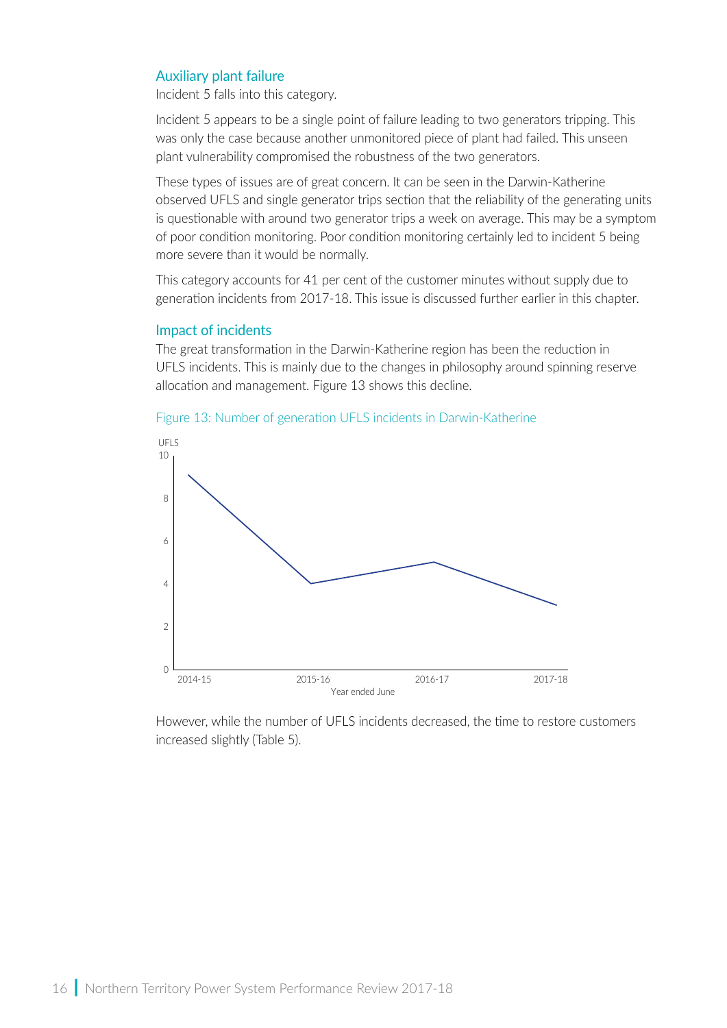### Auxiliary plant failure

Incident 5 falls into this category.

Incident 5 appears to be a single point of failure leading to two generators tripping. This was only the case because another unmonitored piece of plant had failed. This unseen plant vulnerability compromised the robustness of the two generators.

These types of issues are of great concern. It can be seen in the Darwin-Katherine observed UFLS and single generator trips section that the reliability of the generating units is questionable with around two generator trips a week on average. This may be a symptom of poor condition monitoring. Poor condition monitoring certainly led to incident 5 being more severe than it would be normally.

This category accounts for 41 per cent of the customer minutes without supply due to generation incidents from 2017-18. This issue is discussed further earlier in this chapter.

### Impact of incidents

The great transformation in the Darwin-Katherine region has been the reduction in UFLS incidents. This is mainly due to the changes in philosophy around spinning reserve allocation and management. Figure 13 shows this decline.

Figure 13: Number of generation UFLS incidents in Darwin-Katherine

However, while the number of UFLS incidents decreased, the time to restore customers increased slightly (Table 5).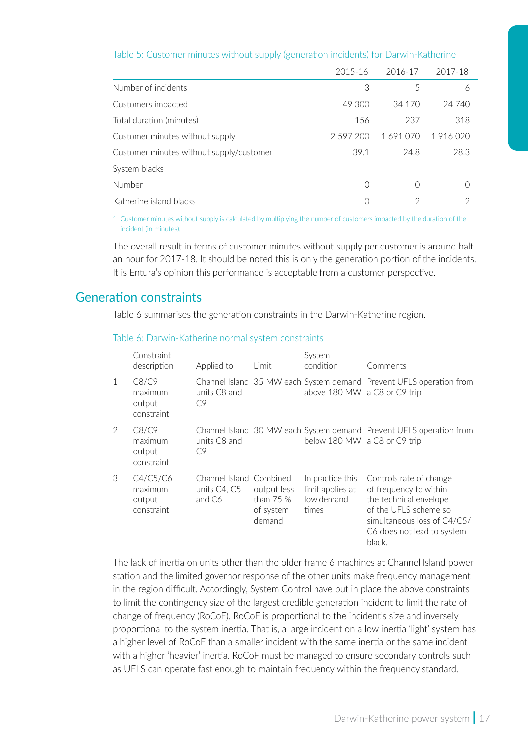Table 5: Customer minutes without supply (generation incidents) for Darwin-Katherine

| | 2015-16 | 2016-17 | 2017-18 |
|---|---|---|---|
| Number of incidents | 3 | 5 | 6 |
| Customers impacted | 49 300 | 34 170 | 24 740 |
| Total duration (minutes) | 156 | 237 | 318 |
| Customer minutes without supply | 2 597 200 | 1 691 070 | 1 916 020 |
| Customer minutes without supply/customer | 39.1 | 24.8 | 28.3 |
| System blacks | | | |
| Number | 0 | 0 | 0 |
| Katherine island blacks | 0 | 2 | 2 |

1 Customer minutes without supply is calculated by multiplying the number of customers impacted by the duration of the incident (in minutes).

The overall result in terms of customer minutes without supply per customer is around half an hour for 2017-18. It should be noted this is only the generation portion of the incidents. It is Entura's opinion this performance is acceptable from a customer perspective.

## Generation constraints

Table 6 summarises the generation constraints in the Darwin-Katherine region.

Table 6: Darwin-Katherine normal system constraints

| | Constraint description | Applied to | Limit | System condition | Comments |
|---|---|---|---|---|---|
| 1 | C8/C9 maximum output constraint | Channel Island units C8 and C9 | 35 MW each | System demand above 180 MW | Prevent UFLS operation from a C8 or C9 trip |
| 2 | C8/C9 maximum output constraint | Channel Island units C8 and C9 | 30 MW each | System demand below 180 MW | Prevent UFLS operation from a C8 or C9 trip |
| 3 | C4/C5/C6 maximum output constraint | Channel Island units C4, C5 and C6 | Combined output less than 75 % of system demand | In practice this limit applies at low demand times | Controls rate of change of frequency to within the technical envelope of the UFLS scheme so simultaneous loss of C4/C5/C6 does not lead to system black. |

The lack of inertia on units other than the older frame 6 machines at Channel Island power station and the limited governor response of the other units make frequency management in the region difficult. Accordingly, System Control have put in place the above constraints to limit the contingency size of the largest credible generation incident to limit the rate of change of frequency (RoCoF). RoCoF is proportional to the incident's size and inversely proportional to the system inertia. That is, a large incident on a low inertia 'light' system has a higher level of RoCoF than a smaller incident with the same inertia or the same incident with a higher 'heavier' inertia. RoCoF must be managed to ensure secondary controls such as UFLS can operate fast enough to maintain frequency within the frequency standard.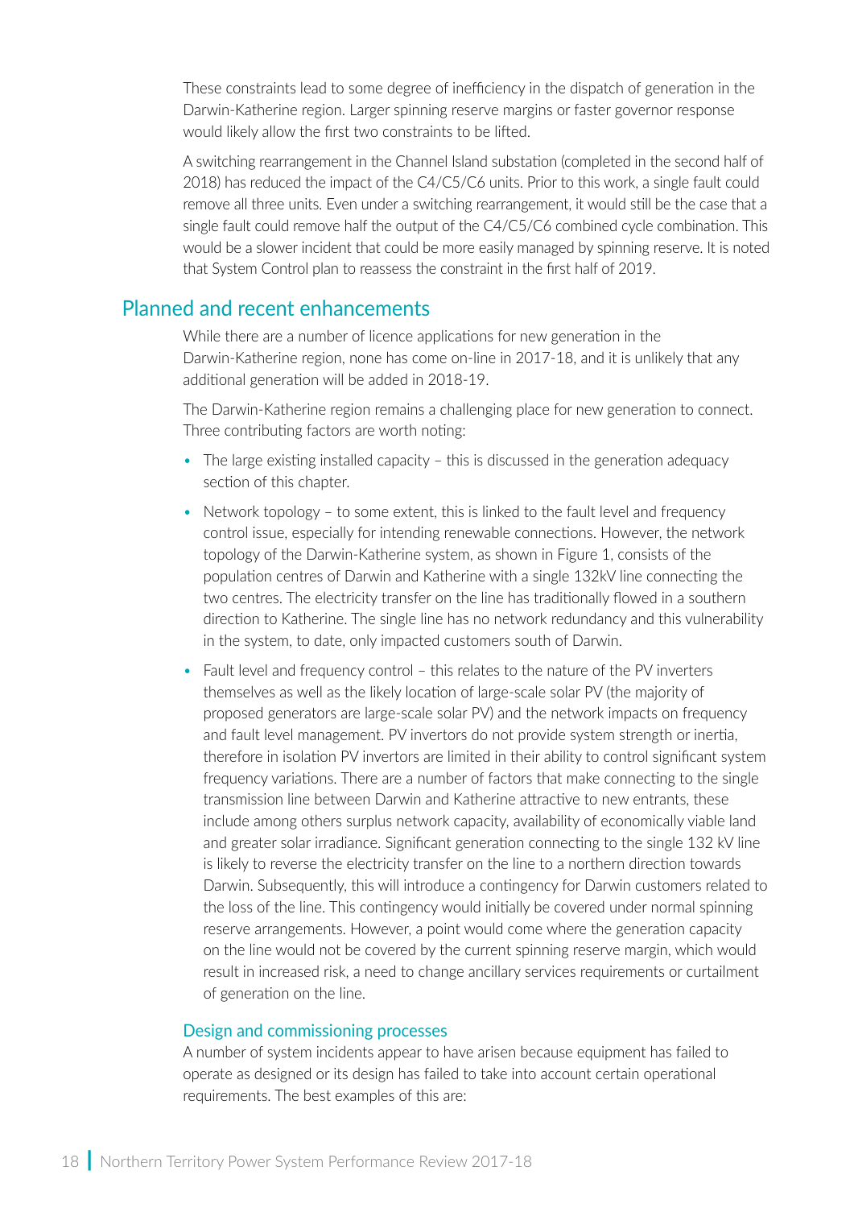These constraints lead to some degree of inefficiency in the dispatch of generation in the Darwin-Katherine region. Larger spinning reserve margins or faster governor response would likely allow the first two constraints to be lifted.

A switching rearrangement in the Channel Island substation (completed in the second half of 2018) has reduced the impact of the C4/C5/C6 units. Prior to this work, a single fault could remove all three units. Even under a switching rearrangement, it would still be the case that a single fault could remove half the output of the C4/C5/C6 combined cycle combination. This would be a slower incident that could be more easily managed by spinning reserve. It is noted that System Control plan to reassess the constraint in the first half of 2019.

## Planned and recent enhancements

While there are a number of licence applications for new generation in the Darwin-Katherine region, none has come on-line in 2017-18, and it is unlikely that any additional generation will be added in 2018-19.

The Darwin-Katherine region remains a challenging place for new generation to connect. Three contributing factors are worth noting:

- The large existing installed capacity – this is discussed in the generation adequacy section of this chapter.
- Network topology – to some extent, this is linked to the fault level and frequency control issue, especially for intending renewable connections. However, the network topology of the Darwin-Katherine system, as shown in Figure 1, consists of the population centres of Darwin and Katherine with a single 132kV line connecting the two centres. The electricity transfer on the line has traditionally flowed in a southern direction to Katherine. The single line has no network redundancy and this vulnerability in the system, to date, only impacted customers south of Darwin.
- Fault level and frequency control – this relates to the nature of the PV inverters themselves as well as the likely location of large-scale solar PV (the majority of proposed generators are large-scale solar PV) and the network impacts on frequency and fault level management. PV invertors do not provide system strength or inertia, therefore in isolation PV invertors are limited in their ability to control significant system frequency variations. There are a number of factors that make connecting to the single transmission line between Darwin and Katherine attractive to new entrants, these include among others surplus network capacity, availability of economically viable land and greater solar irradiance. Significant generation connecting to the single 132 kV line is likely to reverse the electricity transfer on the line to a northern direction towards Darwin. Subsequently, this will introduce a contingency for Darwin customers related to the loss of the line. This contingency would initially be covered under normal spinning reserve arrangements. However, a point would come where the generation capacity on the line would not be covered by the current spinning reserve margin, which would result in increased risk, a need to change ancillary services requirements or curtailment of generation on the line.

### Design and commissioning processes

A number of system incidents appear to have arisen because equipment has failed to operate as designed or its design has failed to take into account certain operational requirements. The best examples of this are: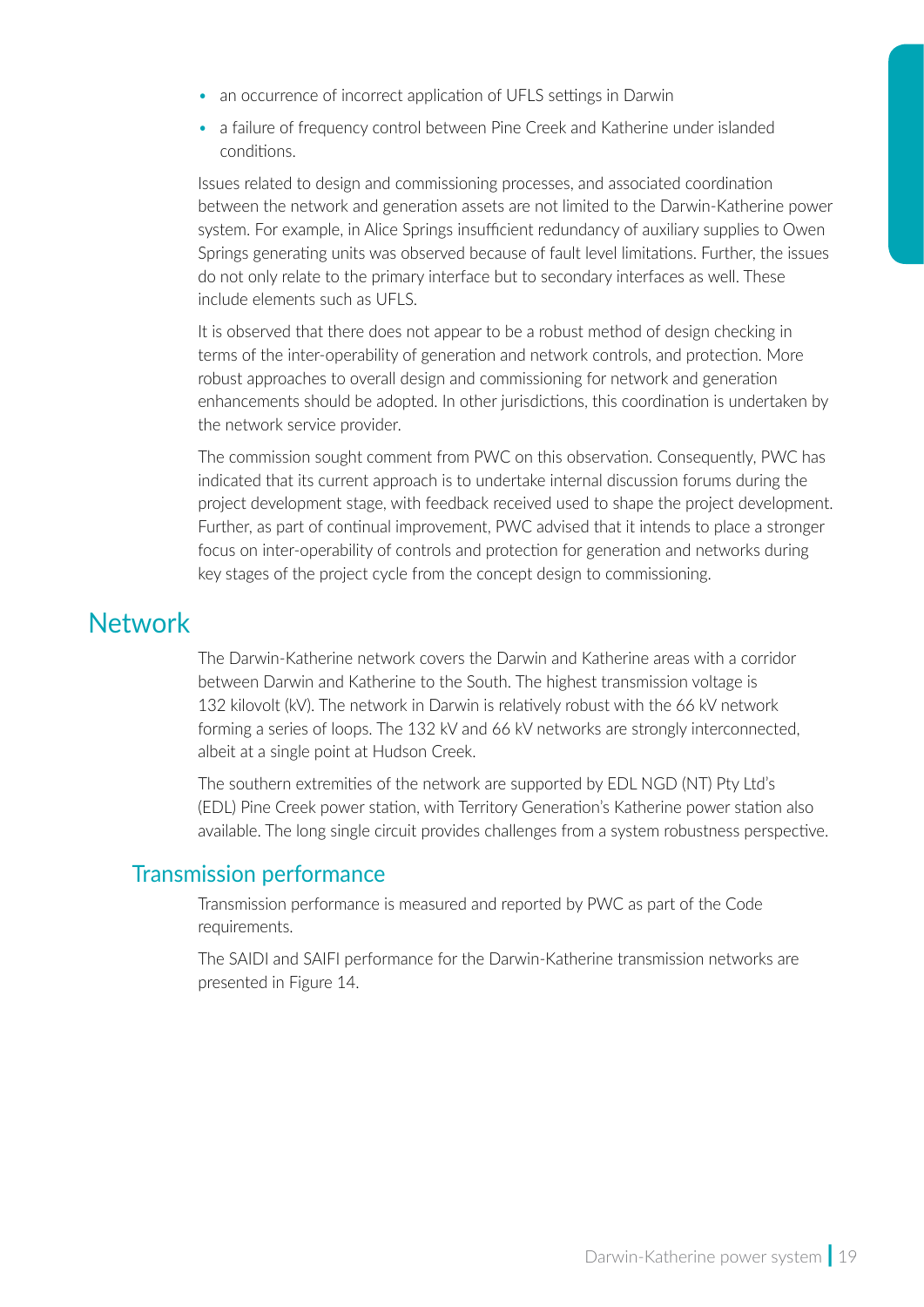- an occurrence of incorrect application of UFLS settings in Darwin
- a failure of frequency control between Pine Creek and Katherine under islanded conditions.

Issues related to design and commissioning processes, and associated coordination between the network and generation assets are not limited to the Darwin-Katherine power system. For example, in Alice Springs insufficient redundancy of auxiliary supplies to Owen Springs generating units was observed because of fault level limitations. Further, the issues do not only relate to the primary interface but to secondary interfaces as well. These include elements such as UFLS.

It is observed that there does not appear to be a robust method of design checking in terms of the inter-operability of generation and network controls, and protection. More robust approaches to overall design and commissioning for network and generation enhancements should be adopted. In other jurisdictions, this coordination is undertaken by the network service provider.

The commission sought comment from PWC on this observation. Consequently, PWC has indicated that its current approach is to undertake internal discussion forums during the project development stage, with feedback received used to shape the project development. Further, as part of continual improvement, PWC advised that it intends to place a stronger focus on inter-operability of controls and protection for generation and networks during key stages of the project cycle from the concept design to commissioning.

# Network

The Darwin-Katherine network covers the Darwin and Katherine areas with a corridor between Darwin and Katherine to the South. The highest transmission voltage is 132 kilovolt (kV). The network in Darwin is relatively robust with the 66 kV network forming a series of loops. The 132 kV and 66 kV networks are strongly interconnected, albeit at a single point at Hudson Creek.

The southern extremities of the network are supported by EDL NGD (NT) Pty Ltd's (EDL) Pine Creek power station, with Territory Generation's Katherine power station also available. The long single circuit provides challenges from a system robustness perspective.

## Transmission performance

Transmission performance is measured and reported by PWC as part of the Code requirements.

The SAIDI and SAIFI performance for the Darwin-Katherine transmission networks are presented in Figure 14.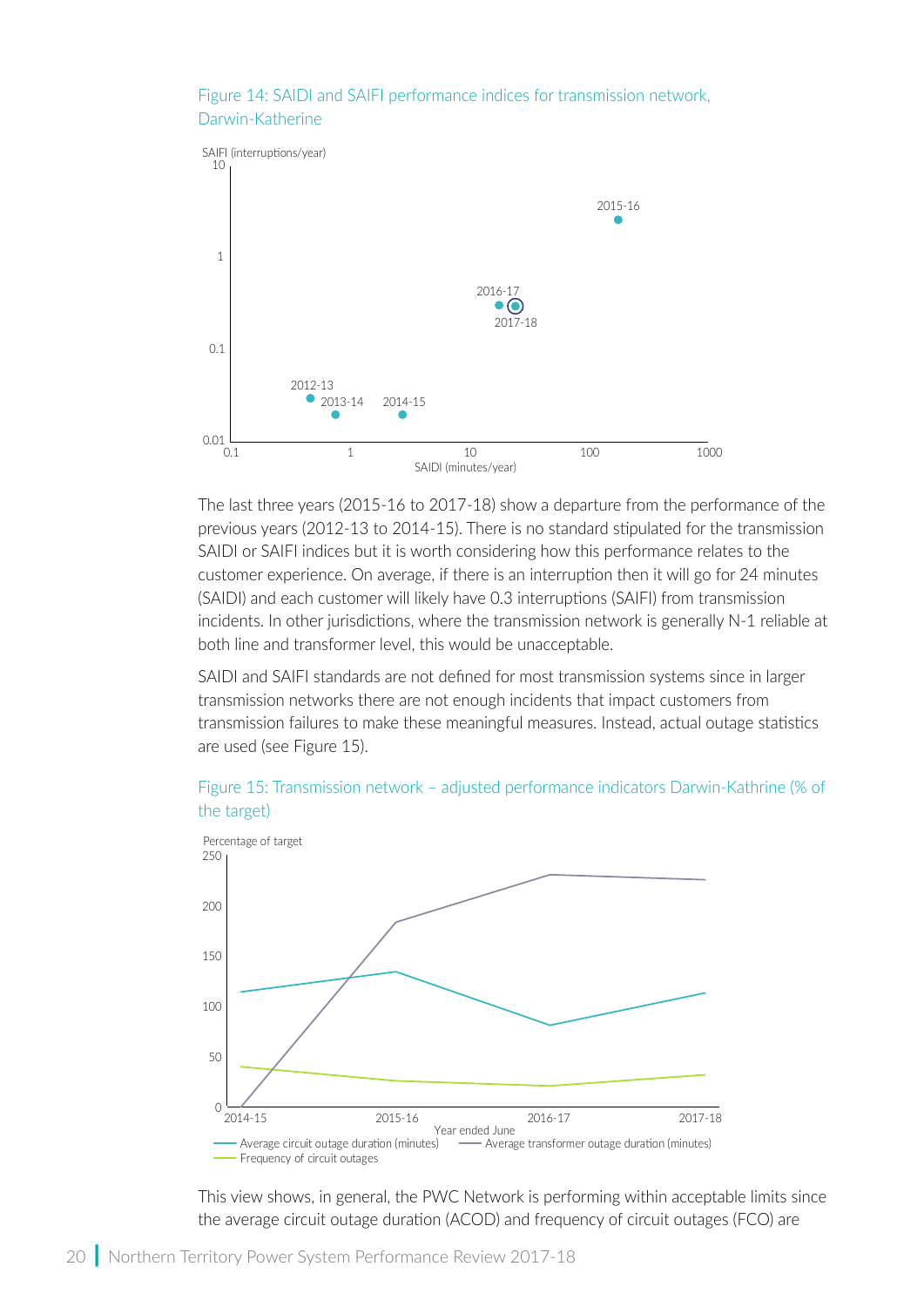Figure 14: SAIDI and SAIFI performance indices for transmission network, Darwin-Katherine

The last three years (2015-16 to 2017-18) show a departure from the performance of the previous years (2012-13 to 2014-15). There is no standard stipulated for the transmission SAIDI or SAIFI indices but it is worth considering how this performance relates to the customer experience. On average, if there is an interruption then it will go for 24 minutes (SAIDI) and each customer will likely have 0.3 interruptions (SAIFI) from transmission incidents. In other jurisdictions, where the transmission network is generally N-1 reliable at both line and transformer level, this would be unacceptable.

SAIDI and SAIFI standards are not defined for most transmission systems since in larger transmission networks there are not enough incidents that impact customers from transmission failures to make these meaningful measures. Instead, actual outage statistics are used (see Figure 15).

Figure 15: Transmission network – adjusted performance indicators Darwin-Kathrine (% of the target)

This view shows, in general, the PWC Network is performing within acceptable limits since the average circuit outage duration (ACOD) and frequency of circuit outages (FCO) are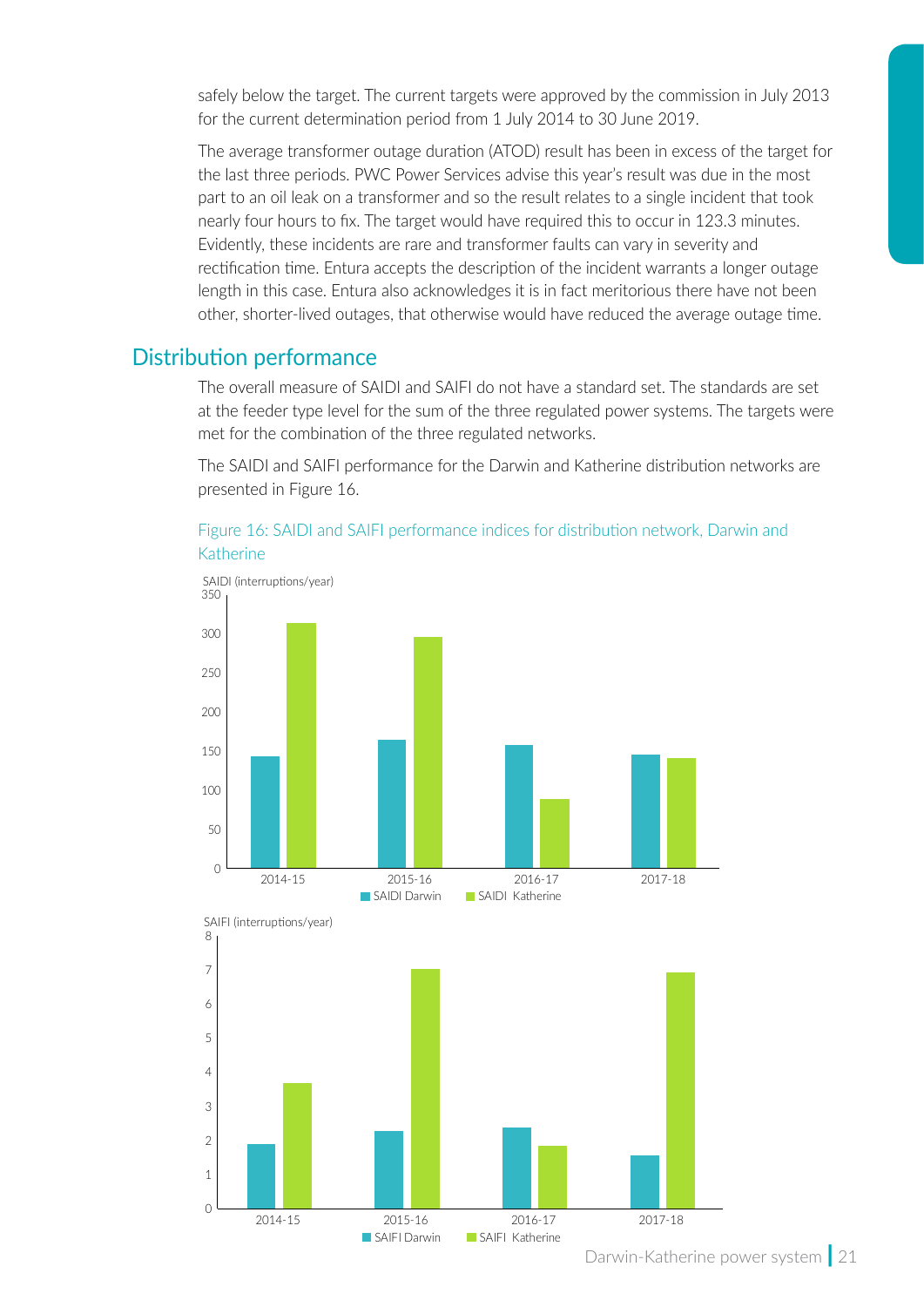safely below the target. The current targets were approved by the commission in July 2013 for the current determination period from 1 July 2014 to 30 June 2019.

The average transformer outage duration (ATOD) result has been in excess of the target for the last three periods. PWC Power Services advise this year's result was due in the most part to an oil leak on a transformer and so the result relates to a single incident that took nearly four hours to fix. The target would have required this to occur in 123.3 minutes. Evidently, these incidents are rare and transformer faults can vary in severity and rectification time. Entura accepts the description of the incident warrants a longer outage length in this case. Entura also acknowledges it is in fact meritorious there have not been other, shorter-lived outages, that otherwise would have reduced the average outage time.

## Distribution performance

The overall measure of SAIDI and SAIFI do not have a standard set. The standards are set at the feeder type level for the sum of the three regulated power systems. The targets were met for the combination of the three regulated networks.

The SAIDI and SAIFI performance for the Darwin and Katherine distribution networks are presented in Figure 16.

Figure 16: SAIDI and SAIFI performance indices for distribution network, Darwin and Katherine

SAIDI (interruptions/year)

SAIDI Darwin, SAIDI Katherine — 2014-15, 2015-16, 2016-17, 2017-18

SAIFI (interruptions/year)

SAIFI Darwin, SAIFI Katherine — 2014-15, 2015-16, 2016-17, 2017-18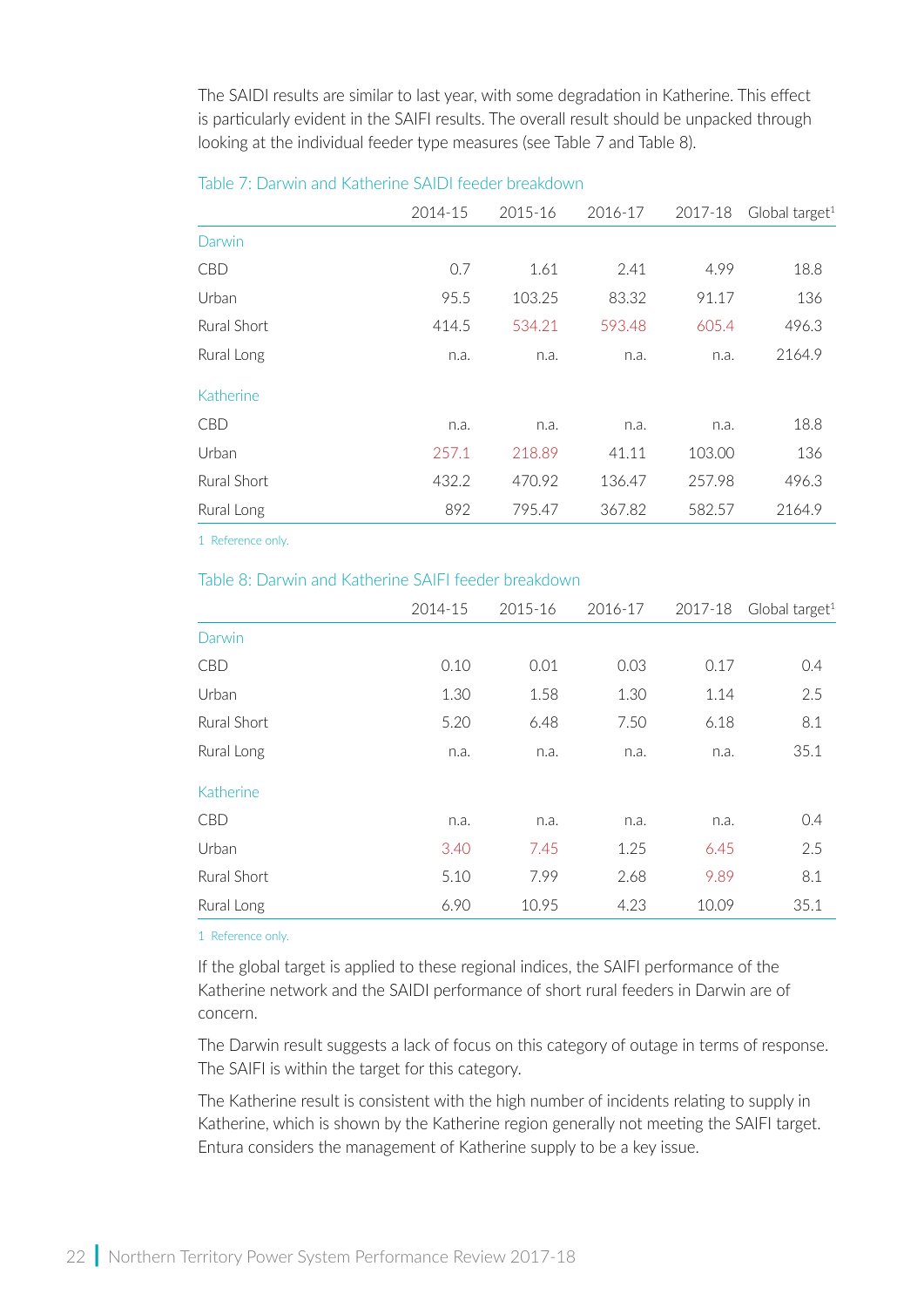The SAIDI results are similar to last year, with some degradation in Katherine. This effect is particularly evident in the SAIFI results. The overall result should be unpacked through looking at the individual feeder type measures (see Table 7 and Table 8).

Table 7: Darwin and Katherine SAIDI feeder breakdown

| | 2014-15 | 2015-16 | 2016-17 | 2017-18 | Global target[1] |
|---|---|---|---|---|---|
| **Darwin** | | | | | |
| CBD | 0.7 | 1.61 | 2.41 | 4.99 | 18.8 |
| Urban | 95.5 | 103.25 | 83.32 | 91.17 | 136 |
| Rural Short | 414.5 | 534.21 | 593.48 | 605.4 | 496.3 |
| Rural Long | n.a. | n.a. | n.a. | n.a. | 2164.9 |
| **Katherine** | | | | | |
| CBD | n.a. | n.a. | n.a. | n.a. | 18.8 |
| Urban | 257.1 | 218.89 | 41.11 | 103.00 | 136 |
| Rural Short | 432.2 | 470.92 | 136.47 | 257.98 | 496.3 |
| Rural Long | 892 | 795.47 | 367.82 | 582.57 | 2164.9 |

1 Reference only.

Table 8: Darwin and Katherine SAIFI feeder breakdown

| | 2014-15 | 2015-16 | 2016-17 | 2017-18 | Global target[1] |
|---|---|---|---|---|---|
| **Darwin** | | | | | |
| CBD | 0.10 | 0.01 | 0.03 | 0.17 | 0.4 |
| Urban | 1.30 | 1.58 | 1.30 | 1.14 | 2.5 |
| Rural Short | 5.20 | 6.48 | 7.50 | 6.18 | 8.1 |
| Rural Long | n.a. | n.a. | n.a. | n.a. | 35.1 |
| **Katherine** | | | | | |
| CBD | n.a. | n.a. | n.a. | n.a. | 0.4 |
| Urban | 3.40 | 7.45 | 1.25 | 6.45 | 2.5 |
| Rural Short | 5.10 | 7.99 | 2.68 | 9.89 | 8.1 |
| Rural Long | 6.90 | 10.95 | 4.23 | 10.09 | 35.1 |

1 Reference only.

If the global target is applied to these regional indices, the SAIFI performance of the Katherine network and the SAIDI performance of short rural feeders in Darwin are of concern.

The Darwin result suggests a lack of focus on this category of outage in terms of response. The SAIFI is within the target for this category.

The Katherine result is consistent with the high number of incidents relating to supply in Katherine, which is shown by the Katherine region generally not meeting the SAIFI target. Entura considers the management of Katherine supply to be a key issue.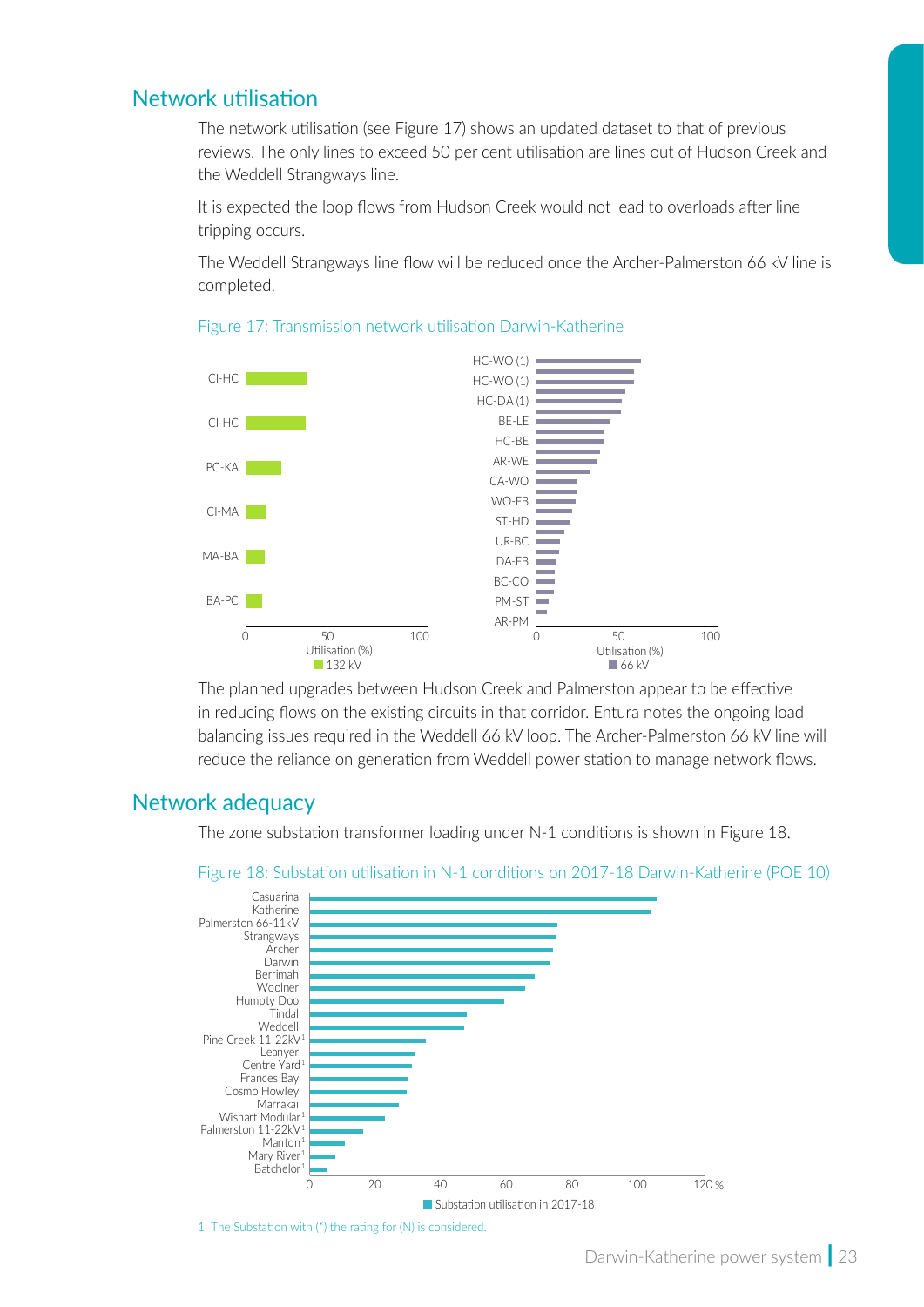## Network utilisation

The network utilisation (see Figure 17) shows an updated dataset to that of previous reviews. The only lines to exceed 50 per cent utilisation are lines out of Hudson Creek and the Weddell Strangways line.

It is expected the loop flows from Hudson Creek would not lead to overloads after line tripping occurs.

The Weddell Strangways line flow will be reduced once the Archer-Palmerston 66 kV line is completed.

Figure 17: Transmission network utilisation Darwin-Katherine

The planned upgrades between Hudson Creek and Palmerston appear to be effective in reducing flows on the existing circuits in that corridor. Entura notes the ongoing load balancing issues required in the Weddell 66 kV loop. The Archer-Palmerston 66 kV line will reduce the reliance on generation from Weddell power station to manage network flows.

## Network adequacy

The zone substation transformer loading under N-1 conditions is shown in Figure 18.

Figure 18: Substation utilisation in N-1 conditions on 2017-18 Darwin-Katherine (POE 10)

1 The Substation with (*) the rating for (N) is considered.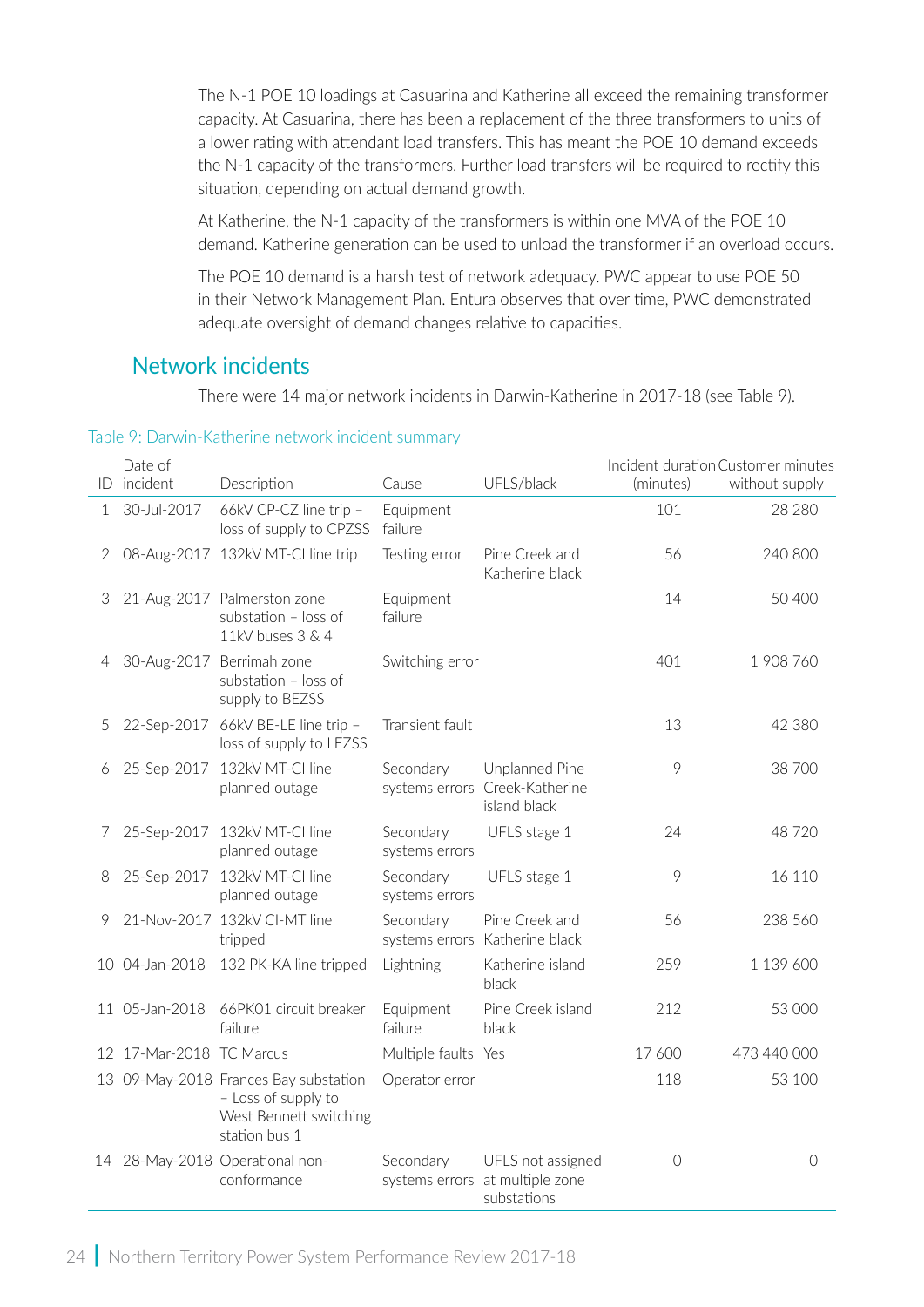The N-1 POE 10 loadings at Casuarina and Katherine all exceed the remaining transformer capacity. At Casuarina, there has been a replacement of the three transformers to units of a lower rating with attendant load transfers. This has meant the POE 10 demand exceeds the N-1 capacity of the transformers. Further load transfers will be required to rectify this situation, depending on actual demand growth.

At Katherine, the N-1 capacity of the transformers is within one MVA of the POE 10 demand. Katherine generation can be used to unload the transformer if an overload occurs.

The POE 10 demand is a harsh test of network adequacy. PWC appear to use POE 50 in their Network Management Plan. Entura observes that over time, PWC demonstrated adequate oversight of demand changes relative to capacities.

## Network incidents

There were 14 major network incidents in Darwin-Katherine in 2017-18 (see Table 9).

Table 9: Darwin-Katherine network incident summary

| ID | Date of incident | Description | Cause | UFLS/black | Incident duration (minutes) | Customer minutes without supply |
|---|---|---|---|---|---|---|
| 1 | 30-Jul-2017 | 66kV CP-CZ line trip – loss of supply to CPZSS | Equipment failure | | 101 | 28 280 |
| 2 | 08-Aug-2017 | 132kV MT-CI line trip | Testing error | Pine Creek and Katherine black | 56 | 240 800 |
| 3 | 21-Aug-2017 | Palmerston zone substation – loss of 11kV buses 3 & 4 | Equipment failure | | 14 | 50 400 |
| 4 | 30-Aug-2017 | Berrimah zone substation – loss of supply to BEZSS | Switching error | | 401 | 1 908 760 |
| 5 | 22-Sep-2017 | 66kV BE-LE line trip – loss of supply to LEZSS | Transient fault | | 13 | 42 380 |
| 6 | 25-Sep-2017 | 132kV MT-CI line planned outage | Secondary systems errors | Unplanned Pine Creek-Katherine island black | 9 | 38 700 |
| 7 | 25-Sep-2017 | 132kV MT-CI line planned outage | Secondary systems errors | UFLS stage 1 | 24 | 48 720 |
| 8 | 25-Sep-2017 | 132kV MT-CI line planned outage | Secondary systems errors | UFLS stage 1 | 9 | 16 110 |
| 9 | 21-Nov-2017 | 132kV CI-MT line tripped | Secondary systems errors | Pine Creek and Katherine black | 56 | 238 560 |
| 10 | 04-Jan-2018 | 132 PK-KA line tripped | Lightning | Katherine island black | 259 | 1 139 600 |
| 11 | 05-Jan-2018 | 66PK01 circuit breaker failure | Equipment failure | Pine Creek island black | 212 | 53 000 |
| 12 | 17-Mar-2018 | TC Marcus | Multiple faults | Yes | 17 600 | 473 440 000 |
| 13 | 09-May-2018 | Frances Bay substation – Loss of supply to West Bennett switching station bus 1 | Operator error | | 118 | 53 100 |
| 14 | 28-May-2018 | Operational non-conformance | Secondary systems errors | UFLS not assigned at multiple zone substations | 0 | 0 |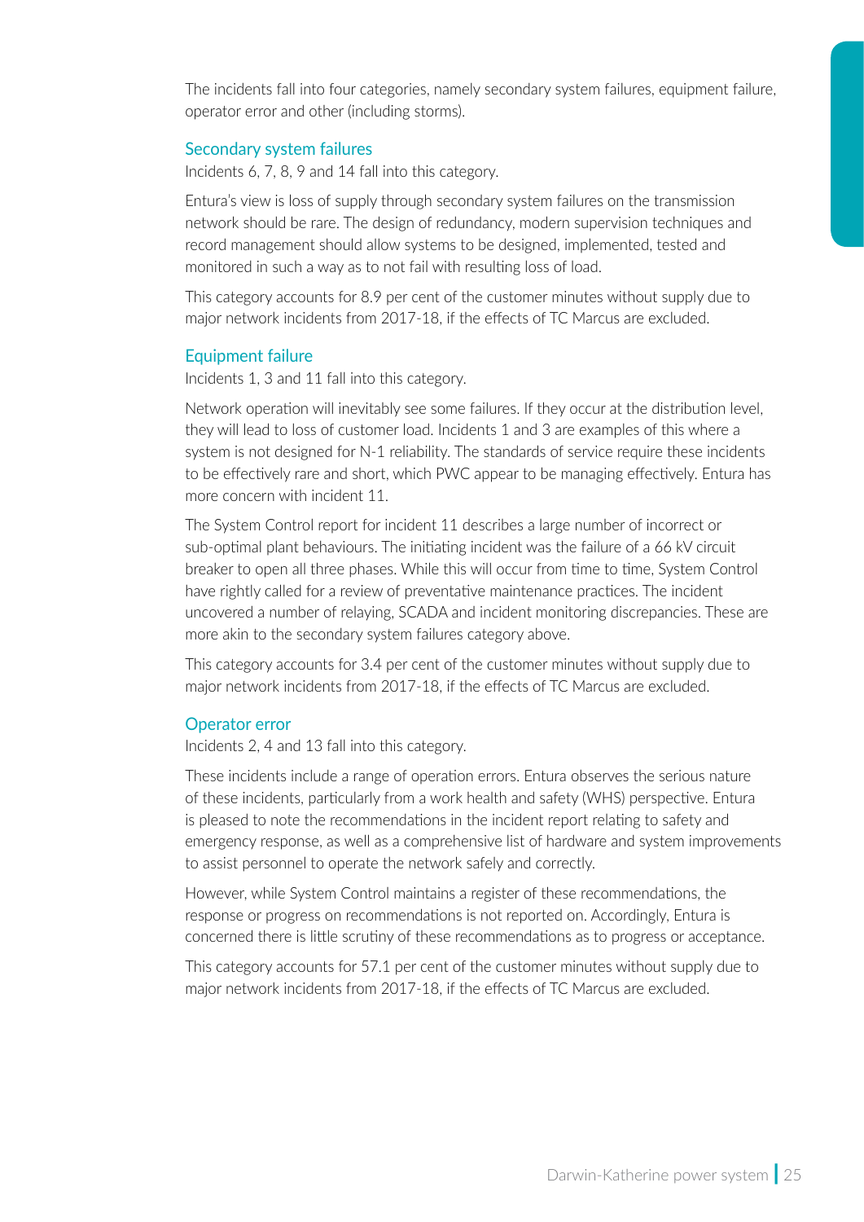The incidents fall into four categories, namely secondary system failures, equipment failure, operator error and other (including storms).

### Secondary system failures

Incidents 6, 7, 8, 9 and 14 fall into this category.

Entura's view is loss of supply through secondary system failures on the transmission network should be rare. The design of redundancy, modern supervision techniques and record management should allow systems to be designed, implemented, tested and monitored in such a way as to not fail with resulting loss of load.

This category accounts for 8.9 per cent of the customer minutes without supply due to major network incidents from 2017-18, if the effects of TC Marcus are excluded.

### Equipment failure

Incidents 1, 3 and 11 fall into this category.

Network operation will inevitably see some failures. If they occur at the distribution level, they will lead to loss of customer load. Incidents 1 and 3 are examples of this where a system is not designed for N-1 reliability. The standards of service require these incidents to be effectively rare and short, which PWC appear to be managing effectively. Entura has more concern with incident 11.

The System Control report for incident 11 describes a large number of incorrect or sub-optimal plant behaviours. The initiating incident was the failure of a 66 kV circuit breaker to open all three phases. While this will occur from time to time, System Control have rightly called for a review of preventative maintenance practices. The incident uncovered a number of relaying, SCADA and incident monitoring discrepancies. These are more akin to the secondary system failures category above.

This category accounts for 3.4 per cent of the customer minutes without supply due to major network incidents from 2017-18, if the effects of TC Marcus are excluded.

### Operator error

Incidents 2, 4 and 13 fall into this category.

These incidents include a range of operation errors. Entura observes the serious nature of these incidents, particularly from a work health and safety (WHS) perspective. Entura is pleased to note the recommendations in the incident report relating to safety and emergency response, as well as a comprehensive list of hardware and system improvements to assist personnel to operate the network safely and correctly.

However, while System Control maintains a register of these recommendations, the response or progress on recommendations is not reported on. Accordingly, Entura is concerned there is little scrutiny of these recommendations as to progress or acceptance.

This category accounts for 57.1 per cent of the customer minutes without supply due to major network incidents from 2017-18, if the effects of TC Marcus are excluded.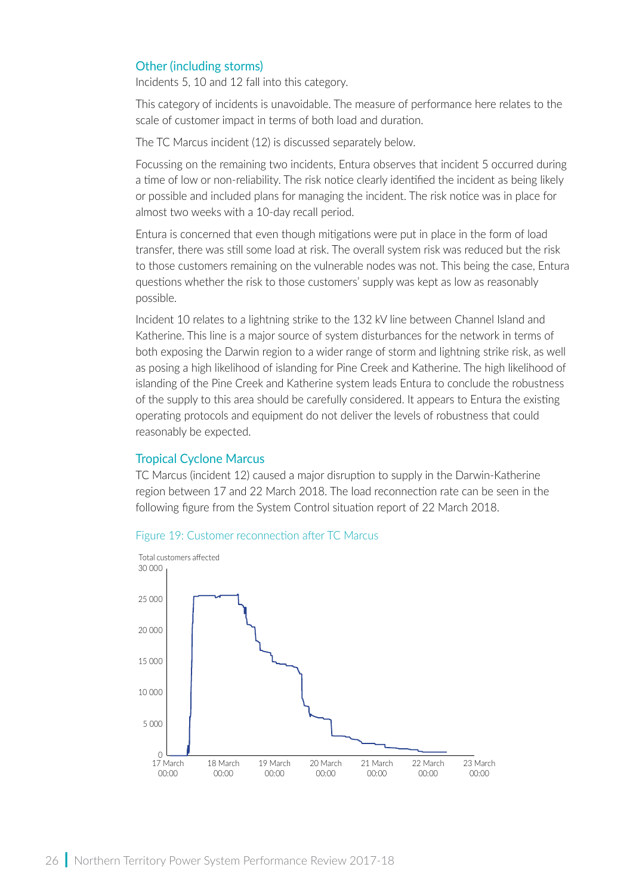## Other (including storms)

Incidents 5, 10 and 12 fall into this category.

This category of incidents is unavoidable. The measure of performance here relates to the scale of customer impact in terms of both load and duration.

The TC Marcus incident (12) is discussed separately below.

Focussing on the remaining two incidents, Entura observes that incident 5 occurred during a time of low or non-reliability. The risk notice clearly identified the incident as being likely or possible and included plans for managing the incident. The risk notice was in place for almost two weeks with a 10-day recall period.

Entura is concerned that even though mitigations were put in place in the form of load transfer, there was still some load at risk. The overall system risk was reduced but the risk to those customers remaining on the vulnerable nodes was not. This being the case, Entura questions whether the risk to those customers' supply was kept as low as reasonably possible.

Incident 10 relates to a lightning strike to the 132 kV line between Channel Island and Katherine. This line is a major source of system disturbances for the network in terms of both exposing the Darwin region to a wider range of storm and lightning strike risk, as well as posing a high likelihood of islanding for Pine Creek and Katherine. The high likelihood of islanding of the Pine Creek and Katherine system leads Entura to conclude the robustness of the supply to this area should be carefully considered. It appears to Entura the existing operating protocols and equipment do not deliver the levels of robustness that could reasonably be expected.

## Tropical Cyclone Marcus

TC Marcus (incident 12) caused a major disruption to supply in the Darwin-Katherine region between 17 and 22 March 2018. The load reconnection rate can be seen in the following figure from the System Control situation report of 22 March 2018.

Figure 19: Customer reconnection after TC Marcus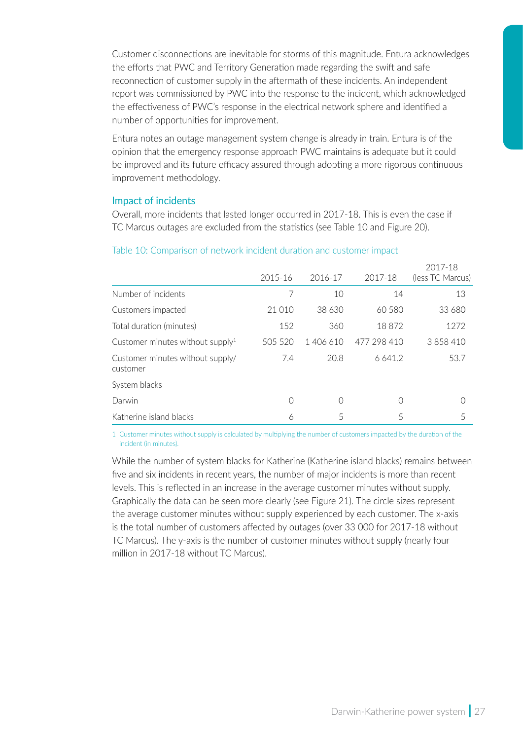Customer disconnections are inevitable for storms of this magnitude. Entura acknowledges the efforts that PWC and Territory Generation made regarding the swift and safe reconnection of customer supply in the aftermath of these incidents. An independent report was commissioned by PWC into the response to the incident, which acknowledged the effectiveness of PWC's response in the electrical network sphere and identified a number of opportunities for improvement.

Entura notes an outage management system change is already in train. Entura is of the opinion that the emergency response approach PWC maintains is adequate but it could be improved and its future efficacy assured through adopting a more rigorous continuous improvement methodology.

### Impact of incidents

Overall, more incidents that lasted longer occurred in 2017-18. This is even the case if TC Marcus outages are excluded from the statistics (see Table 10 and Figure 20).

Table 10: Comparison of network incident duration and customer impact

| | 2015-16 | 2016-17 | 2017-18 | 2017-18 (less TC Marcus) |
|---|---|---|---|---|
| Number of incidents | 7 | 10 | 14 | 13 |
| Customers impacted | 21 010 | 38 630 | 60 580 | 33 680 |
| Total duration (minutes) | 152 | 360 | 18 872 | 1272 |
| Customer minutes without supply[1] | 505 520 | 1 406 610 | 477 298 410 | 3 858 410 |
| Customer minutes without supply/ customer | 7.4 | 20.8 | 6 641.2 | 53.7 |
| System blacks | | | | |
| Darwin | 0 | 0 | 0 | 0 |
| Katherine island blacks | 6 | 5 | 5 | 5 |

1 Customer minutes without supply is calculated by multiplying the number of customers impacted by the duration of the incident (in minutes).

While the number of system blacks for Katherine (Katherine island blacks) remains between five and six incidents in recent years, the number of major incidents is more than recent levels. This is reflected in an increase in the average customer minutes without supply. Graphically the data can be seen more clearly (see Figure 21). The circle sizes represent the average customer minutes without supply experienced by each customer. The x-axis is the total number of customers affected by outages (over 33 000 for 2017-18 without TC Marcus). The y-axis is the number of customer minutes without supply (nearly four million in 2017-18 without TC Marcus).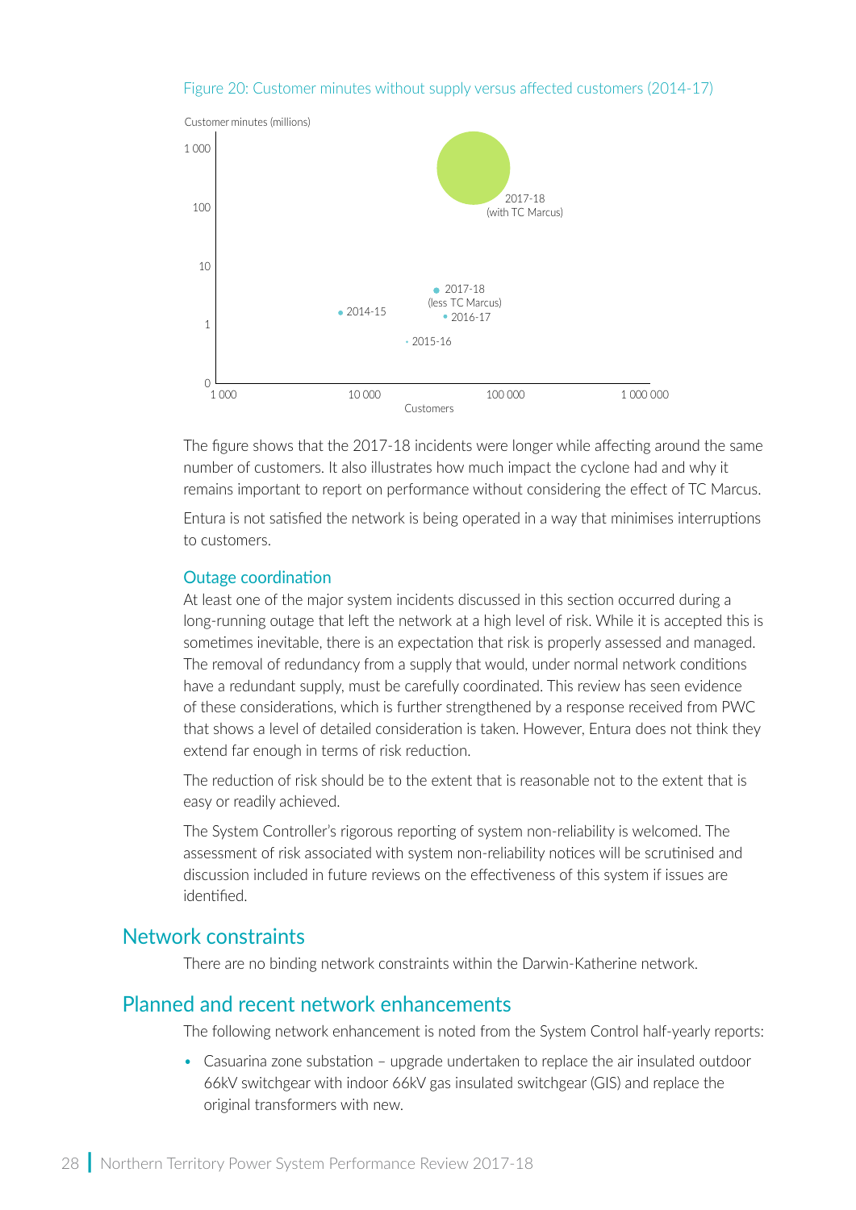Figure 20: Customer minutes without supply versus affected customers (2014-17)

The figure shows that the 2017-18 incidents were longer while affecting around the same number of customers. It also illustrates how much impact the cyclone had and why it remains important to report on performance without considering the effect of TC Marcus.

Entura is not satisfied the network is being operated in a way that minimises interruptions to customers.

### Outage coordination

At least one of the major system incidents discussed in this section occurred during a long-running outage that left the network at a high level of risk. While it is accepted this is sometimes inevitable, there is an expectation that risk is properly assessed and managed. The removal of redundancy from a supply that would, under normal network conditions have a redundant supply, must be carefully coordinated. This review has seen evidence of these considerations, which is further strengthened by a response received from PWC that shows a level of detailed consideration is taken. However, Entura does not think they extend far enough in terms of risk reduction.

The reduction of risk should be to the extent that is reasonable not to the extent that is easy or readily achieved.

The System Controller's rigorous reporting of system non-reliability is welcomed. The assessment of risk associated with system non-reliability notices will be scrutinised and discussion included in future reviews on the effectiveness of this system if issues are identified.

## Network constraints

There are no binding network constraints within the Darwin-Katherine network.

## Planned and recent network enhancements

The following network enhancement is noted from the System Control half-yearly reports:

- Casuarina zone substation – upgrade undertaken to replace the air insulated outdoor 66kV switchgear with indoor 66kV gas insulated switchgear (GIS) and replace the original transformers with new.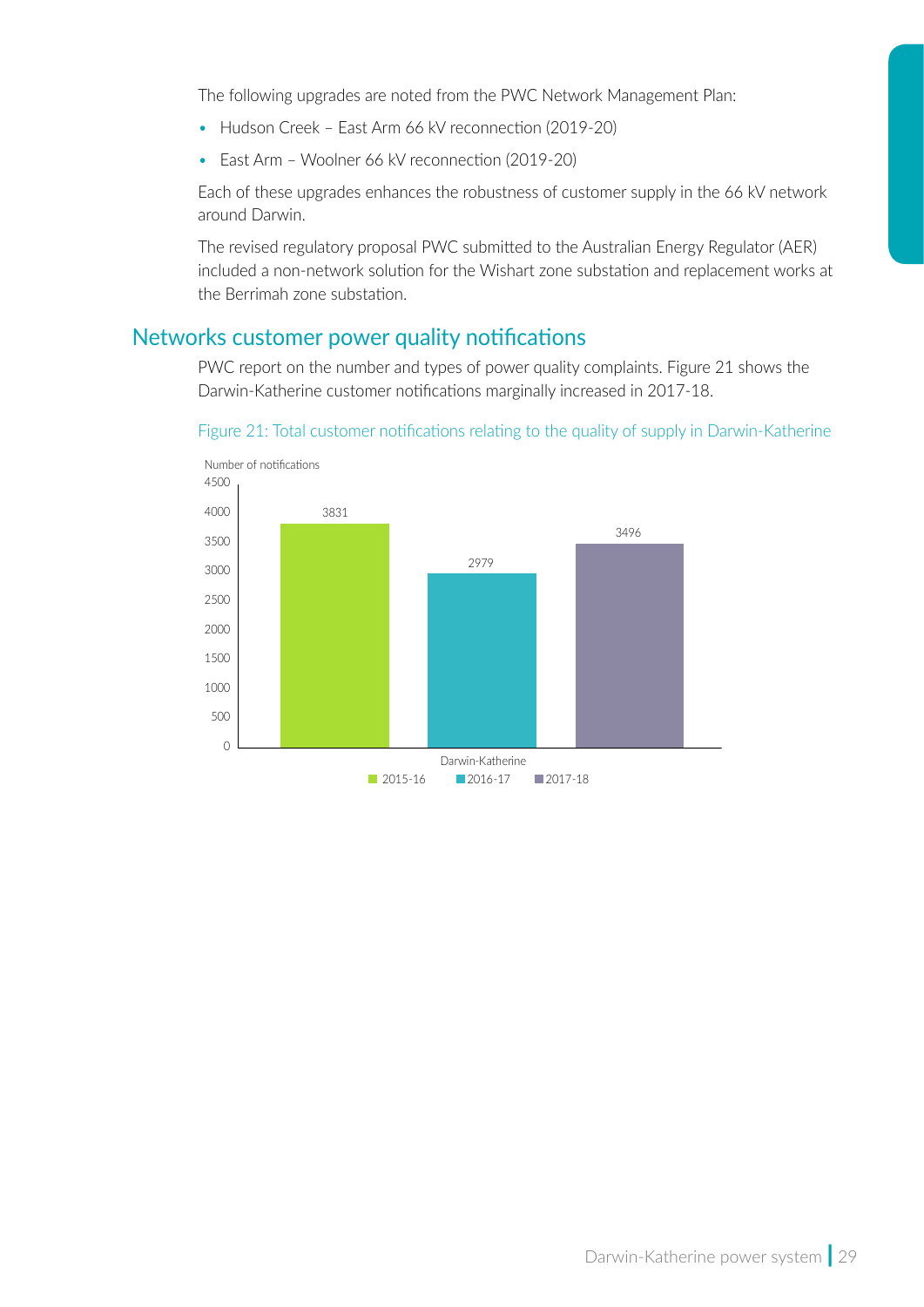The following upgrades are noted from the PWC Network Management Plan:

- Hudson Creek – East Arm 66 kV reconnection (2019-20)
- East Arm – Woolner 66 kV reconnection (2019-20)

Each of these upgrades enhances the robustness of customer supply in the 66 kV network around Darwin.

The revised regulatory proposal PWC submitted to the Australian Energy Regulator (AER) included a non-network solution for the Wishart zone substation and replacement works at the Berrimah zone substation.

## Networks customer power quality notifications

PWC report on the number and types of power quality complaints. Figure 21 shows the Darwin-Katherine customer notifications marginally increased in 2017-18.

Figure 21: Total customer notifications relating to the quality of supply in Darwin-Katherine

| Number of notifications | 2015-16 | 2016-17 | 2017-18 |
|---|---|---|---|
| Darwin-Katherine | 3831 | 2979 | 3496 |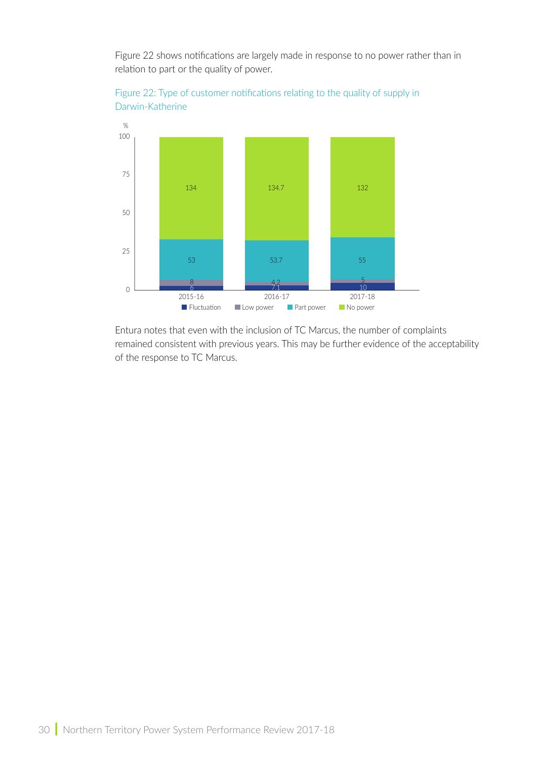Figure 22 shows notifications are largely made in response to no power rather than in relation to part or the quality of power.

Figure 22: Type of customer notifications relating to the quality of supply in Darwin-Katherine

| Year | Fluctuation | Low power | Part power | No power |
|---|---|---|---|---|
| 2015-16 | 6 | 8 | 53 | 134 |
| 2016-17 | 7.1 | 4.2 | 53.7 | 134.7 |
| 2017-18 | 10 | 5 | 55 | 132 |

Entura notes that even with the inclusion of TC Marcus, the number of complaints remained consistent with previous years. This may be further evidence of the acceptability of the response to TC Marcus.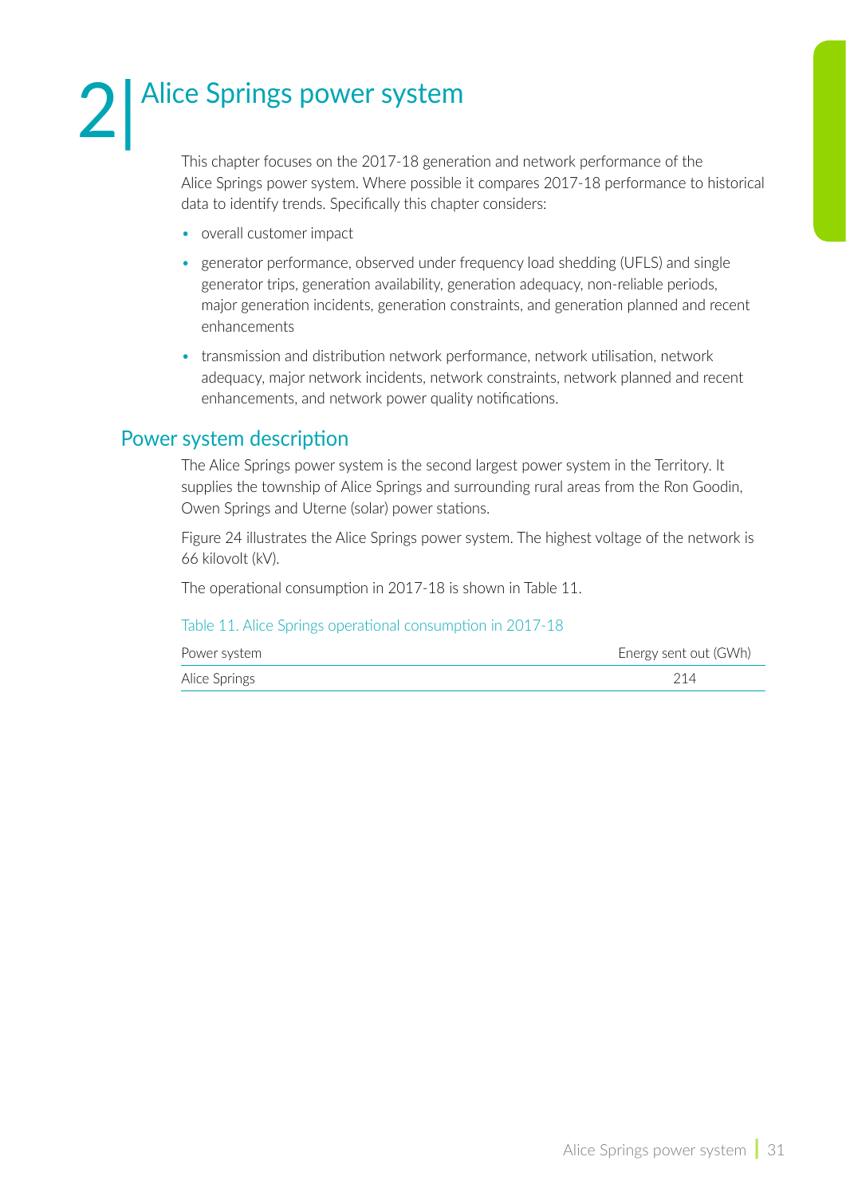# 2 Alice Springs power system

This chapter focuses on the 2017-18 generation and network performance of the Alice Springs power system. Where possible it compares 2017-18 performance to historical data to identify trends. Specifically this chapter considers:

- overall customer impact
- generator performance, observed under frequency load shedding (UFLS) and single generator trips, generation availability, generation adequacy, non-reliable periods, major generation incidents, generation constraints, and generation planned and recent enhancements
- transmission and distribution network performance, network utilisation, network adequacy, major network incidents, network constraints, network planned and recent enhancements, and network power quality notifications.

## Power system description

The Alice Springs power system is the second largest power system in the Territory. It supplies the township of Alice Springs and surrounding rural areas from the Ron Goodin, Owen Springs and Uterne (solar) power stations.

Figure 24 illustrates the Alice Springs power system. The highest voltage of the network is 66 kilovolt (kV).

The operational consumption in 2017-18 is shown in Table 11.

Table 11. Alice Springs operational consumption in 2017-18

| Power system | Energy sent out (GWh) |
|---|---|
| Alice Springs | 214 |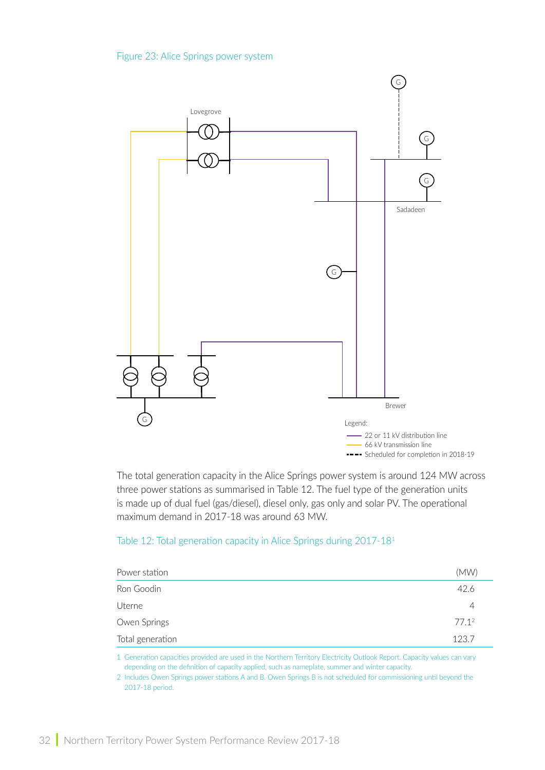Figure 23: Alice Springs power system

The total generation capacity in the Alice Springs power system is around 124 MW across three power stations as summarised in Table 12. The fuel type of the generation units is made up of dual fuel (gas/diesel), diesel only, gas only and solar PV. The operational maximum demand in 2017-18 was around 63 MW.

Table 12: Total generation capacity in Alice Springs during 2017-18[1]

| Power station | (MW) |
|---|---|
| Ron Goodin | 42.6 |
| Uterne | 4 |
| Owen Springs | 77.1[2] |
| Total generation | 123.7 |

1 Generation capacities provided are used in the Northern Territory Electricity Outlook Report. Capacity values can vary depending on the definition of capacity applied, such as nameplate, summer and winter capacity.

2 Includes Owen Springs power stations A and B. Owen Springs B is not scheduled for commissioning until beyond the 2017-18 period.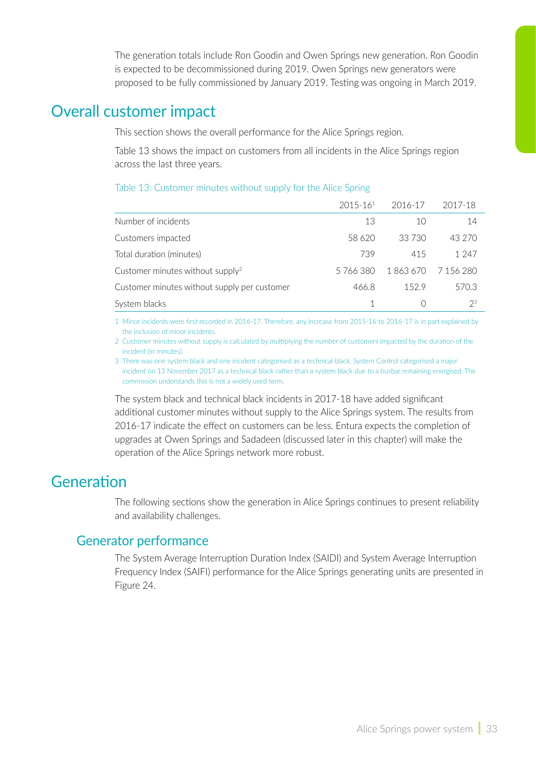The generation totals include Ron Goodin and Owen Springs new generation. Ron Goodin is expected to be decommissioned during 2019. Owen Springs new generators were proposed to be fully commissioned by January 2019. Testing was ongoing in March 2019.

# Overall customer impact

This section shows the overall performance for the Alice Springs region.

Table 13 shows the impact on customers from all incidents in the Alice Springs region across the last three years.

Table 13: Customer minutes without supply for the Alice Spring

| | 2015-16[1] | 2016-17 | 2017-18 |
|---|---|---|---|
| Number of incidents | 13 | 10 | 14 |
| Customers impacted | 58 620 | 33 730 | 43 270 |
| Total duration (minutes) | 739 | 415 | 1 247 |
| Customer minutes without supply[2] | 5 766 380 | 1 863 670 | 7 156 280 |
| Customer minutes without supply per customer | 466.8 | 152.9 | 570.3 |
| System blacks | 1 | 0 | 2[3] |

1 Minor incidents were first recorded in 2016-17. Therefore, any increase from 2015-16 to 2016-17 is in part explained by the inclusion of minor incidents.

2 Customer minutes without supply is calculated by multiplying the number of customers impacted by the duration of the incident (in minutes).

3 There was one system black and one incident categorised as a technical black. System Control categorised a major incident on 13 November 2017 as a technical black rather than a system black due to a busbar remaining energised. The commission understands this is not a widely used term.

The system black and technical black incidents in 2017-18 have added significant additional customer minutes without supply to the Alice Springs system. The results from 2016-17 indicate the effect on customers can be less. Entura expects the completion of upgrades at Owen Springs and Sadadeen (discussed later in this chapter) will make the operation of the Alice Springs network more robust.

# Generation

The following sections show the generation in Alice Springs continues to present reliability and availability challenges.

## Generator performance

The System Average Interruption Duration Index (SAIDI) and System Average Interruption Frequency Index (SAIFI) performance for the Alice Springs generating units are presented in Figure 24.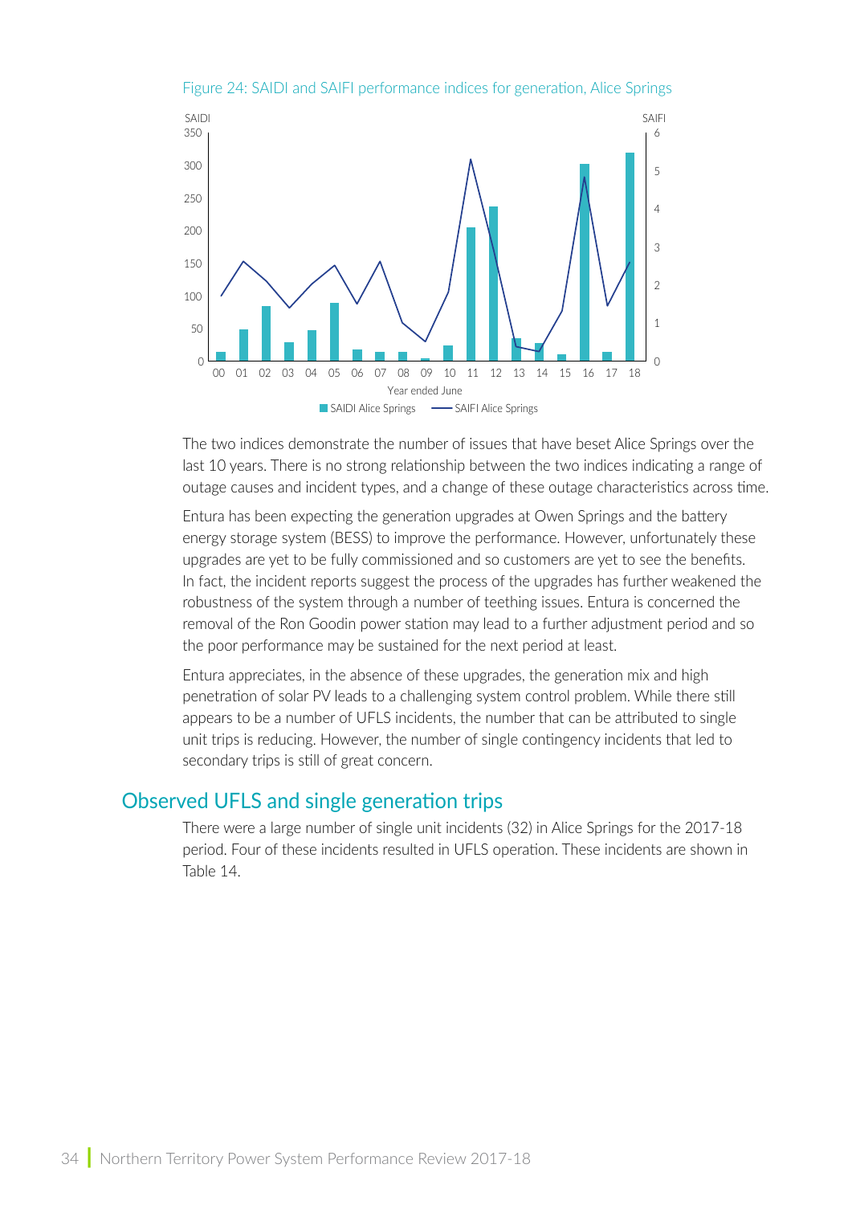Figure 24: SAIDI and SAIFI performance indices for generation, Alice Springs

The two indices demonstrate the number of issues that have beset Alice Springs over the last 10 years. There is no strong relationship between the two indices indicating a range of outage causes and incident types, and a change of these outage characteristics across time.

Entura has been expecting the generation upgrades at Owen Springs and the battery energy storage system (BESS) to improve the performance. However, unfortunately these upgrades are yet to be fully commissioned and so customers are yet to see the benefits. In fact, the incident reports suggest the process of the upgrades has further weakened the robustness of the system through a number of teething issues. Entura is concerned the removal of the Ron Goodin power station may lead to a further adjustment period and so the poor performance may be sustained for the next period at least.

Entura appreciates, in the absence of these upgrades, the generation mix and high penetration of solar PV leads to a challenging system control problem. While there still appears to be a number of UFLS incidents, the number that can be attributed to single unit trips is reducing. However, the number of single contingency incidents that led to secondary trips is still of great concern.

## Observed UFLS and single generation trips

There were a large number of single unit incidents (32) in Alice Springs for the 2017-18 period. Four of these incidents resulted in UFLS operation. These incidents are shown in Table 14.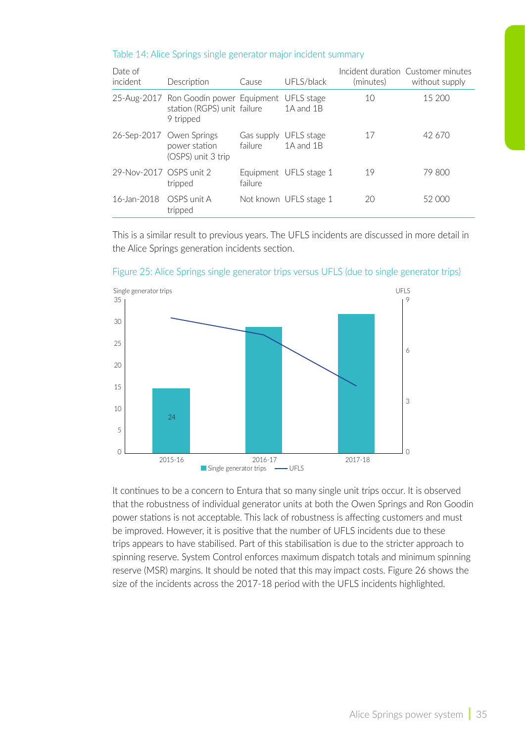Table 14: Alice Springs single generator major incident summary

| Date of incident | Description | Cause | UFLS/black | Incident duration (minutes) | Customer minutes without supply |
|---|---|---|---|---|---|
| 25-Aug-2017 | Ron Goodin power station (RGPS) unit 9 tripped | Equipment failure | UFLS stage 1A and 1B | 10 | 15 200 |
| 26-Sep-2017 | Owen Springs power station (OSPS) unit 3 trip | Gas supply failure | UFLS stage 1A and 1B | 17 | 42 670 |
| 29-Nov-2017 | OSPS unit 2 tripped | Equipment failure | UFLS stage 1 | 19 | 79 800 |
| 16-Jan-2018 | OSPS unit A tripped | Not known | UFLS stage 1 | 20 | 52 000 |

This is a similar result to previous years. The UFLS incidents are discussed in more detail in the Alice Springs generation incidents section.

Figure 25: Alice Springs single generator trips versus UFLS (due to single generator trips)

It continues to be a concern to Entura that so many single unit trips occur. It is observed that the robustness of individual generator units at both the Owen Springs and Ron Goodin power stations is not acceptable. This lack of robustness is affecting customers and must be improved. However, it is positive that the number of UFLS incidents due to these trips appears to have stabilised. Part of this stabilisation is due to the stricter approach to spinning reserve. System Control enforces maximum dispatch totals and minimum spinning reserve (MSR) margins. It should be noted that this may impact costs. Figure 26 shows the size of the incidents across the 2017-18 period with the UFLS incidents highlighted.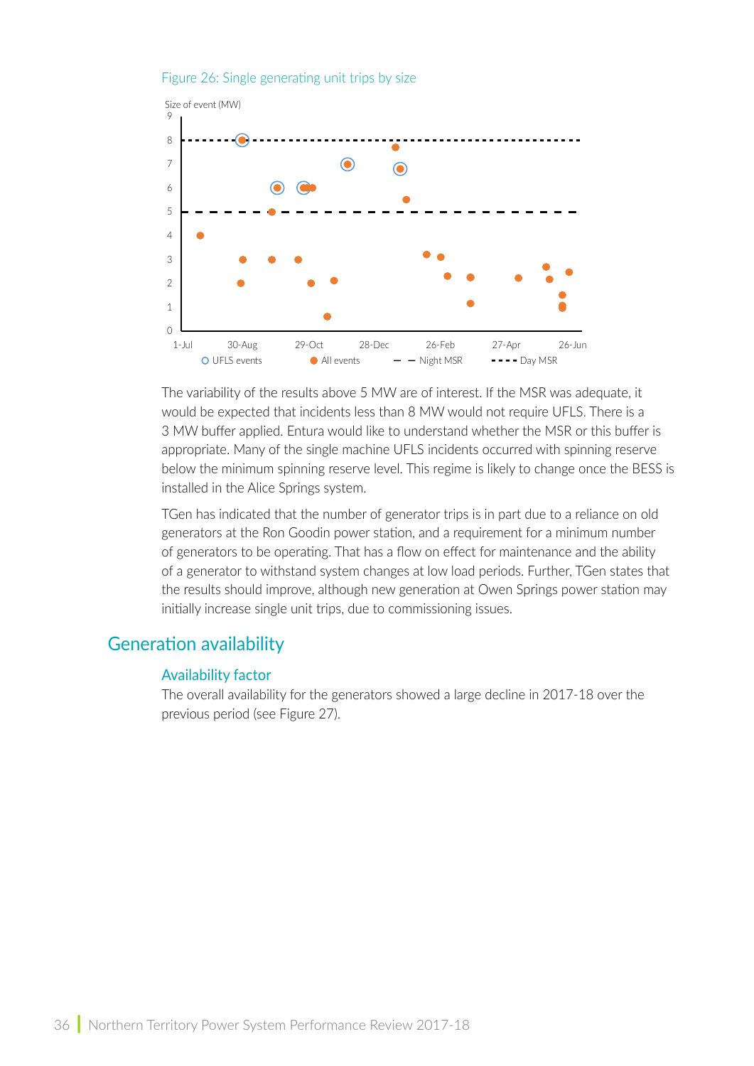Figure 26: Single generating unit trips by size

The variability of the results above 5 MW are of interest. If the MSR was adequate, it would be expected that incidents less than 8 MW would not require UFLS. There is a 3 MW buffer applied. Entura would like to understand whether the MSR or this buffer is appropriate. Many of the single machine UFLS incidents occurred with spinning reserve below the minimum spinning reserve level. This regime is likely to change once the BESS is installed in the Alice Springs system.

TGen has indicated that the number of generator trips is in part due to a reliance on old generators at the Ron Goodin power station, and a requirement for a minimum number of generators to be operating. That has a flow on effect for maintenance and the ability of a generator to withstand system changes at low load periods. Further, TGen states that the results should improve, although new generation at Owen Springs power station may initially increase single unit trips, due to commissioning issues.

## Generation availability

### Availability factor

The overall availability for the generators showed a large decline in 2017-18 over the previous period (see Figure 27).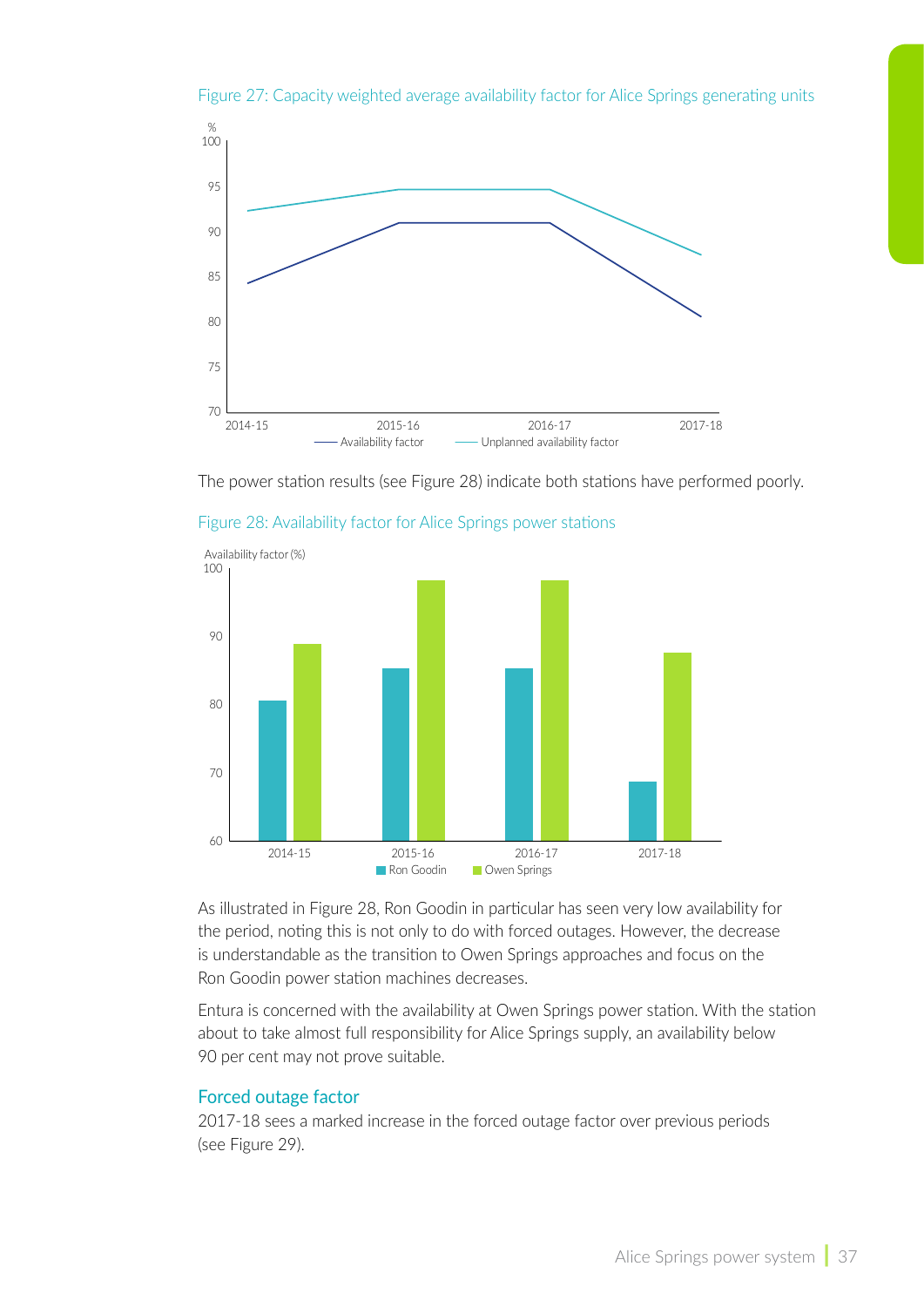Figure 27: Capacity weighted average availability factor for Alice Springs generating units

The power station results (see Figure 28) indicate both stations have performed poorly.

Figure 28: Availability factor for Alice Springs power stations

As illustrated in Figure 28, Ron Goodin in particular has seen very low availability for the period, noting this is not only to do with forced outages. However, the decrease is understandable as the transition to Owen Springs approaches and focus on the Ron Goodin power station machines decreases.

Entura is concerned with the availability at Owen Springs power station. With the station about to take almost full responsibility for Alice Springs supply, an availability below 90 per cent may not prove suitable.

### Forced outage factor

2017-18 sees a marked increase in the forced outage factor over previous periods (see Figure 29).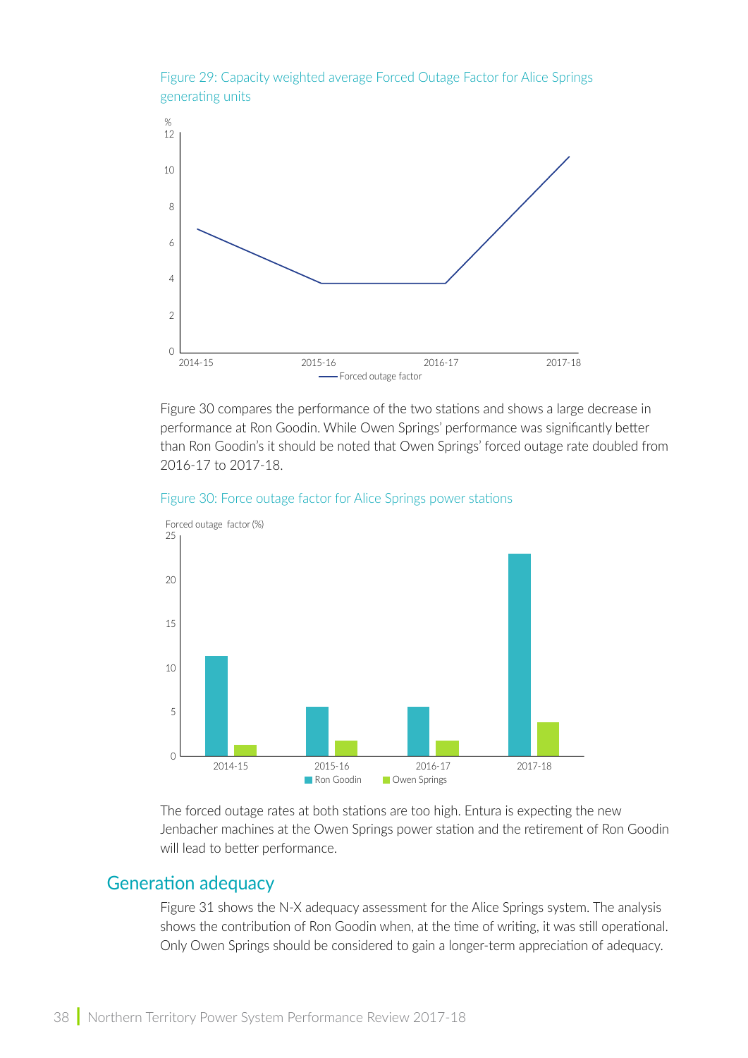Figure 29: Capacity weighted average Forced Outage Factor for Alice Springs generating units

Figure 30 compares the performance of the two stations and shows a large decrease in performance at Ron Goodin. While Owen Springs' performance was significantly better than Ron Goodin's it should be noted that Owen Springs' forced outage rate doubled from 2016-17 to 2017-18.

Figure 30: Force outage factor for Alice Springs power stations

The forced outage rates at both stations are too high. Entura is expecting the new Jenbacher machines at the Owen Springs power station and the retirement of Ron Goodin will lead to better performance.

## Generation adequacy

Figure 31 shows the N-X adequacy assessment for the Alice Springs system. The analysis shows the contribution of Ron Goodin when, at the time of writing, it was still operational. Only Owen Springs should be considered to gain a longer-term appreciation of adequacy.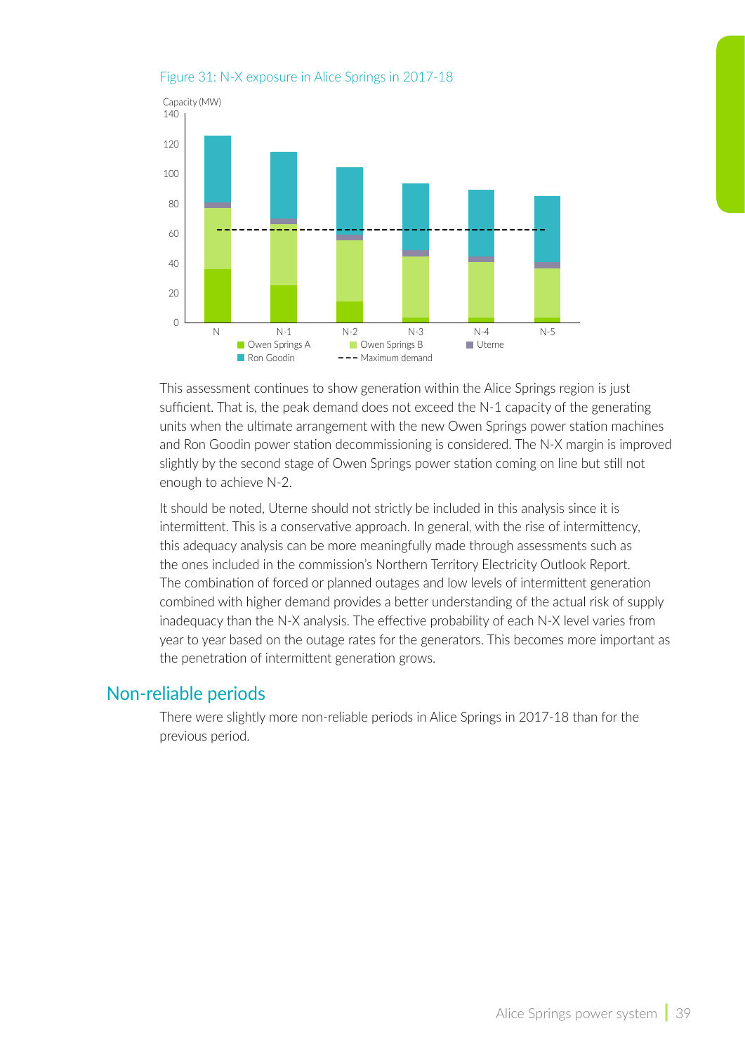Figure 31: N-X exposure in Alice Springs in 2017-18

This assessment continues to show generation within the Alice Springs region is just sufficient. That is, the peak demand does not exceed the N-1 capacity of the generating units when the ultimate arrangement with the new Owen Springs power station machines and Ron Goodin power station decommissioning is considered. The N-X margin is improved slightly by the second stage of Owen Springs power station coming on line but still not enough to achieve N-2.

It should be noted, Uterne should not strictly be included in this analysis since it is intermittent. This is a conservative approach. In general, with the rise of intermittency, this adequacy analysis can be more meaningfully made through assessments such as the ones included in the commission's Northern Territory Electricity Outlook Report. The combination of forced or planned outages and low levels of intermittent generation combined with higher demand provides a better understanding of the actual risk of supply inadequacy than the N-X analysis. The effective probability of each N-X level varies from year to year based on the outage rates for the generators. This becomes more important as the penetration of intermittent generation grows.

## Non-reliable periods

There were slightly more non-reliable periods in Alice Springs in 2017-18 than for the previous period.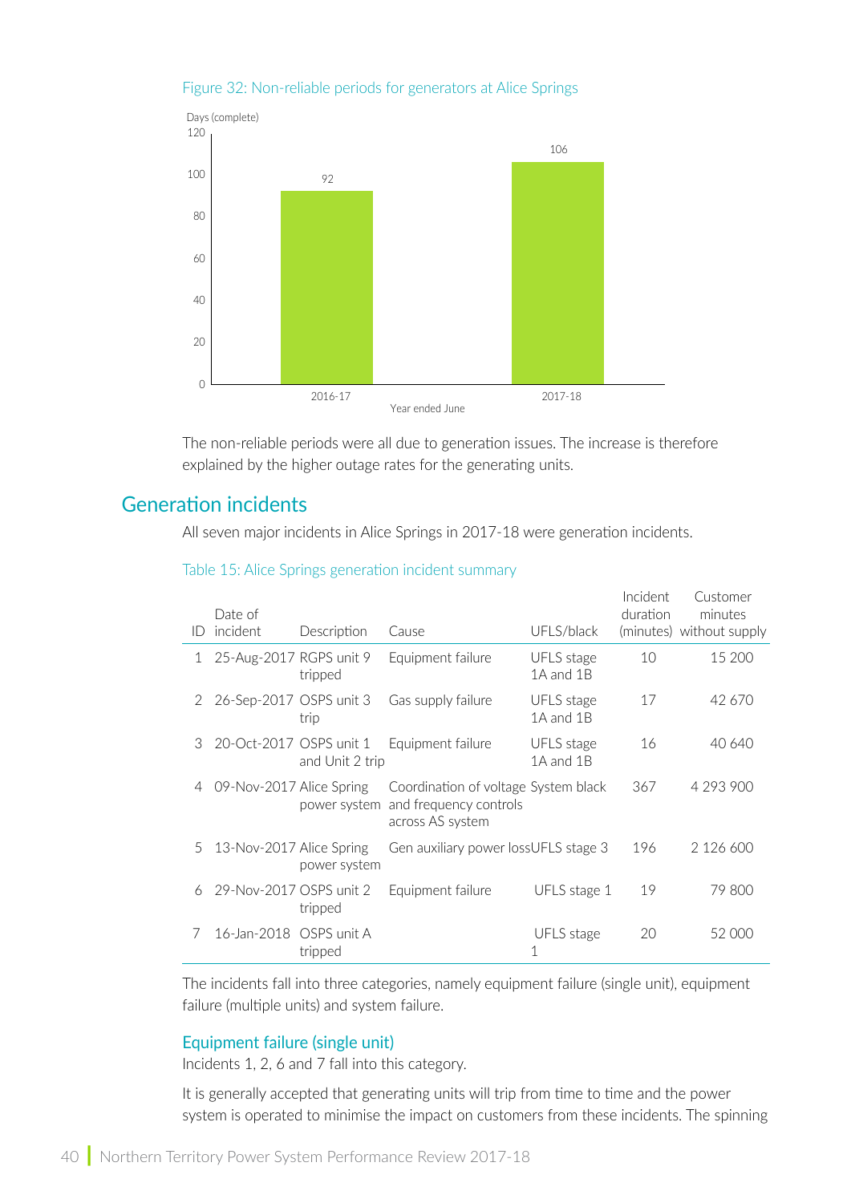Figure 32: Non-reliable periods for generators at Alice Springs

Days (complete)

| Year ended June | Days |
|---|---|
| 2016-17 | 92 |
| 2017-18 | 106 |

The non-reliable periods were all due to generation issues. The increase is therefore explained by the higher outage rates for the generating units.

## Generation incidents

All seven major incidents in Alice Springs in 2017-18 were generation incidents.

Table 15: Alice Springs generation incident summary

| ID | Date of incident | Description | Cause | UFLS/black | Incident duration (minutes) | Customer minutes without supply |
|---|---|---|---|---|---|---|
| 1 | 25-Aug-2017 | RGPS unit 9 tripped | Equipment failure | UFLS stage 1A and 1B | 10 | 15 200 |
| 2 | 26-Sep-2017 | OSPS unit 3 trip | Gas supply failure | UFLS stage 1A and 1B | 17 | 42 670 |
| 3 | 20-Oct-2017 | OSPS unit 1 and Unit 2 trip | Equipment failure | UFLS stage 1A and 1B | 16 | 40 640 |
| 4 | 09-Nov-2017 | Alice Spring power system | Coordination of voltage and frequency controls across AS system | System black | 367 | 4 293 900 |
| 5 | 13-Nov-2017 | Alice Spring power system | Gen auxiliary power loss | UFLS stage 3 | 196 | 2 126 600 |
| 6 | 29-Nov-2017 | OSPS unit 2 tripped | Equipment failure | UFLS stage 1 | 19 | 79 800 |
| 7 | 16-Jan-2018 | OSPS unit A tripped | | UFLS stage 1 | 20 | 52 000 |

The incidents fall into three categories, namely equipment failure (single unit), equipment failure (multiple units) and system failure.

### Equipment failure (single unit)

Incidents 1, 2, 6 and 7 fall into this category.

It is generally accepted that generating units will trip from time to time and the power system is operated to minimise the impact on customers from these incidents. The spinning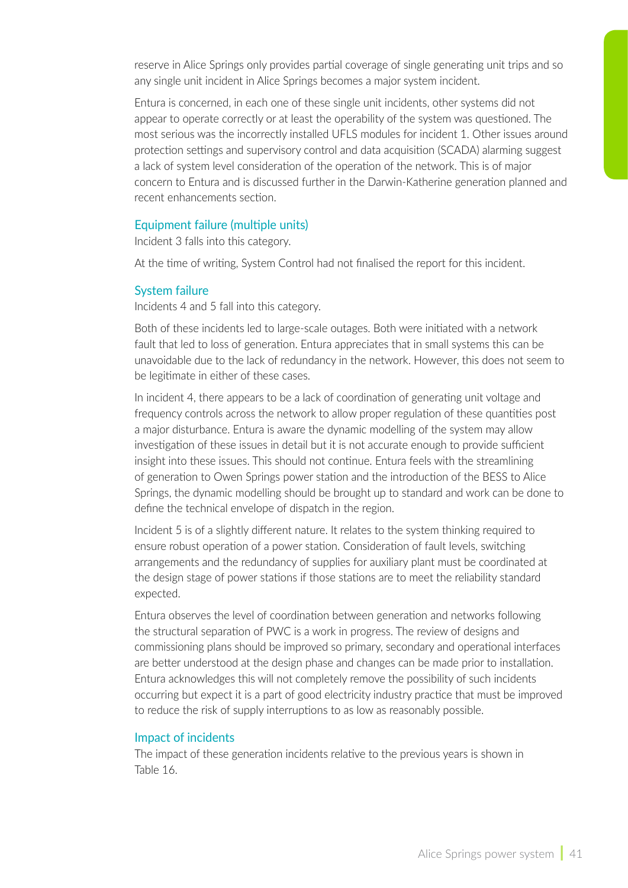reserve in Alice Springs only provides partial coverage of single generating unit trips and so any single unit incident in Alice Springs becomes a major system incident.

Entura is concerned, in each one of these single unit incidents, other systems did not appear to operate correctly or at least the operability of the system was questioned. The most serious was the incorrectly installed UFLS modules for incident 1. Other issues around protection settings and supervisory control and data acquisition (SCADA) alarming suggest a lack of system level consideration of the operation of the network. This is of major concern to Entura and is discussed further in the Darwin-Katherine generation planned and recent enhancements section.

### Equipment failure (multiple units)

Incident 3 falls into this category.

At the time of writing, System Control had not finalised the report for this incident.

### System failure

Incidents 4 and 5 fall into this category.

Both of these incidents led to large-scale outages. Both were initiated with a network fault that led to loss of generation. Entura appreciates that in small systems this can be unavoidable due to the lack of redundancy in the network. However, this does not seem to be legitimate in either of these cases.

In incident 4, there appears to be a lack of coordination of generating unit voltage and frequency controls across the network to allow proper regulation of these quantities post a major disturbance. Entura is aware the dynamic modelling of the system may allow investigation of these issues in detail but it is not accurate enough to provide sufficient insight into these issues. This should not continue. Entura feels with the streamlining of generation to Owen Springs power station and the introduction of the BESS to Alice Springs, the dynamic modelling should be brought up to standard and work can be done to define the technical envelope of dispatch in the region.

Incident 5 is of a slightly different nature. It relates to the system thinking required to ensure robust operation of a power station. Consideration of fault levels, switching arrangements and the redundancy of supplies for auxiliary plant must be coordinated at the design stage of power stations if those stations are to meet the reliability standard expected.

Entura observes the level of coordination between generation and networks following the structural separation of PWC is a work in progress. The review of designs and commissioning plans should be improved so primary, secondary and operational interfaces are better understood at the design phase and changes can be made prior to installation. Entura acknowledges this will not completely remove the possibility of such incidents occurring but expect it is a part of good electricity industry practice that must be improved to reduce the risk of supply interruptions to as low as reasonably possible.

### Impact of incidents

The impact of these generation incidents relative to the previous years is shown in Table 16.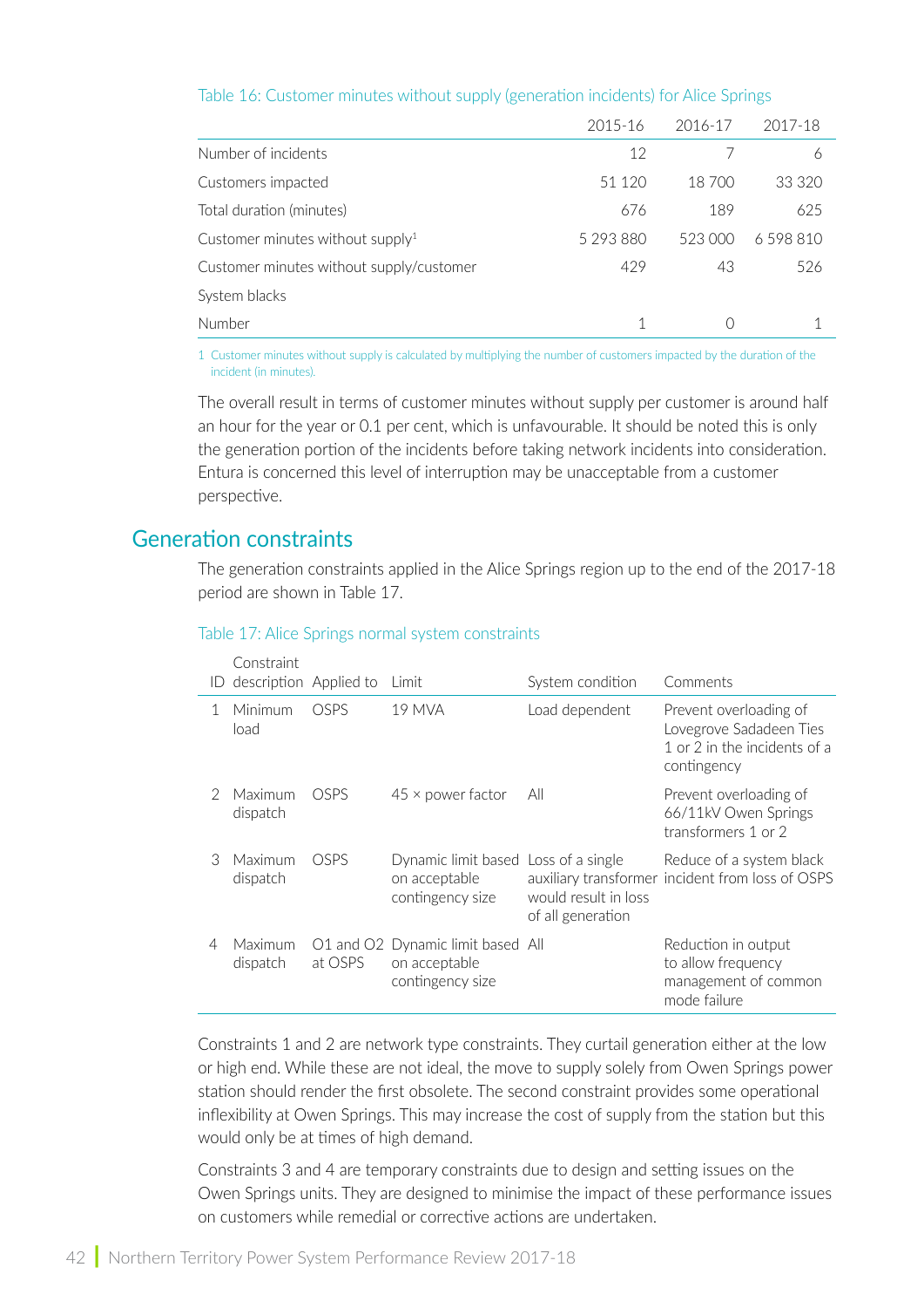Table 16: Customer minutes without supply (generation incidents) for Alice Springs

| | 2015-16 | 2016-17 | 2017-18 |
|---|---|---|---|
| Number of incidents | 12 | 7 | 6 |
| Customers impacted | 51 120 | 18 700 | 33 320 |
| Total duration (minutes) | 676 | 189 | 625 |
| Customer minutes without supply[1] | 5 293 880 | 523 000 | 6 598 810 |
| Customer minutes without supply/customer | 429 | 43 | 526 |
| System blacks | | | |
| Number | 1 | 0 | 1 |

1 Customer minutes without supply is calculated by multiplying the number of customers impacted by the duration of the incident (in minutes).

The overall result in terms of customer minutes without supply per customer is around half an hour for the year or 0.1 per cent, which is unfavourable. It should be noted this is only the generation portion of the incidents before taking network incidents into consideration. Entura is concerned this level of interruption may be unacceptable from a customer perspective.

## Generation constraints

The generation constraints applied in the Alice Springs region up to the end of the 2017-18 period are shown in Table 17.

Table 17: Alice Springs normal system constraints

| ID | Constraint description | Applied to | Limit | System condition | Comments |
|---|---|---|---|---|---|
| 1 | Minimum load | OSPS | 19 MVA | Load dependent | Prevent overloading of Lovegrove Sadadeen Ties 1 or 2 in the incidents of a contingency |
| 2 | Maximum dispatch | OSPS | 45 × power factor | All | Prevent overloading of 66/11kV Owen Springs transformers 1 or 2 |
| 3 | Maximum dispatch | OSPS | Dynamic limit based on acceptable contingency size | Loss of a single auxiliary transformer would result in loss of all generation | Reduce of a system black incident from loss of OSPS |
| 4 | Maximum dispatch | O1 and O2 at OSPS | Dynamic limit based on acceptable contingency size | All | Reduction in output to allow frequency management of common mode failure |

Constraints 1 and 2 are network type constraints. They curtail generation either at the low or high end. While these are not ideal, the move to supply solely from Owen Springs power station should render the first obsolete. The second constraint provides some operational inflexibility at Owen Springs. This may increase the cost of supply from the station but this would only be at times of high demand.

Constraints 3 and 4 are temporary constraints due to design and setting issues on the Owen Springs units. They are designed to minimise the impact of these performance issues on customers while remedial or corrective actions are undertaken.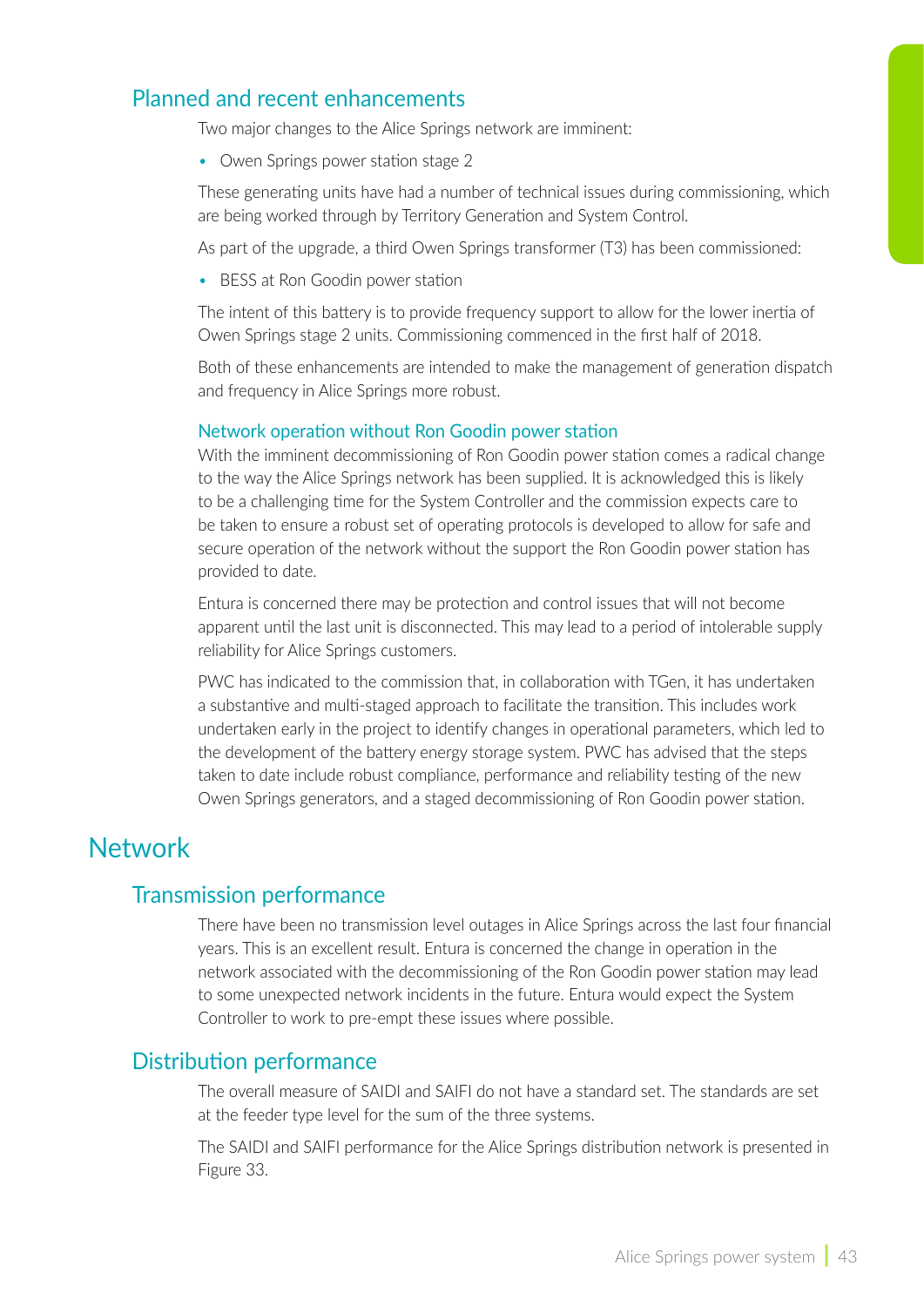## Planned and recent enhancements

Two major changes to the Alice Springs network are imminent:

- Owen Springs power station stage 2

These generating units have had a number of technical issues during commissioning, which are being worked through by Territory Generation and System Control.

As part of the upgrade, a third Owen Springs transformer (T3) has been commissioned:

- BESS at Ron Goodin power station

The intent of this battery is to provide frequency support to allow for the lower inertia of Owen Springs stage 2 units. Commissioning commenced in the first half of 2018.

Both of these enhancements are intended to make the management of generation dispatch and frequency in Alice Springs more robust.

### Network operation without Ron Goodin power station

With the imminent decommissioning of Ron Goodin power station comes a radical change to the way the Alice Springs network has been supplied. It is acknowledged this is likely to be a challenging time for the System Controller and the commission expects care to be taken to ensure a robust set of operating protocols is developed to allow for safe and secure operation of the network without the support the Ron Goodin power station has provided to date.

Entura is concerned there may be protection and control issues that will not become apparent until the last unit is disconnected. This may lead to a period of intolerable supply reliability for Alice Springs customers.

PWC has indicated to the commission that, in collaboration with TGen, it has undertaken a substantive and multi-staged approach to facilitate the transition. This includes work undertaken early in the project to identify changes in operational parameters, which led to the development of the battery energy storage system. PWC has advised that the steps taken to date include robust compliance, performance and reliability testing of the new Owen Springs generators, and a staged decommissioning of Ron Goodin power station.

# Network

## Transmission performance

There have been no transmission level outages in Alice Springs across the last four financial years. This is an excellent result. Entura is concerned the change in operation in the network associated with the decommissioning of the Ron Goodin power station may lead to some unexpected network incidents in the future. Entura would expect the System Controller to work to pre-empt these issues where possible.

## Distribution performance

The overall measure of SAIDI and SAIFI do not have a standard set. The standards are set at the feeder type level for the sum of the three systems.

The SAIDI and SAIFI performance for the Alice Springs distribution network is presented in Figure 33.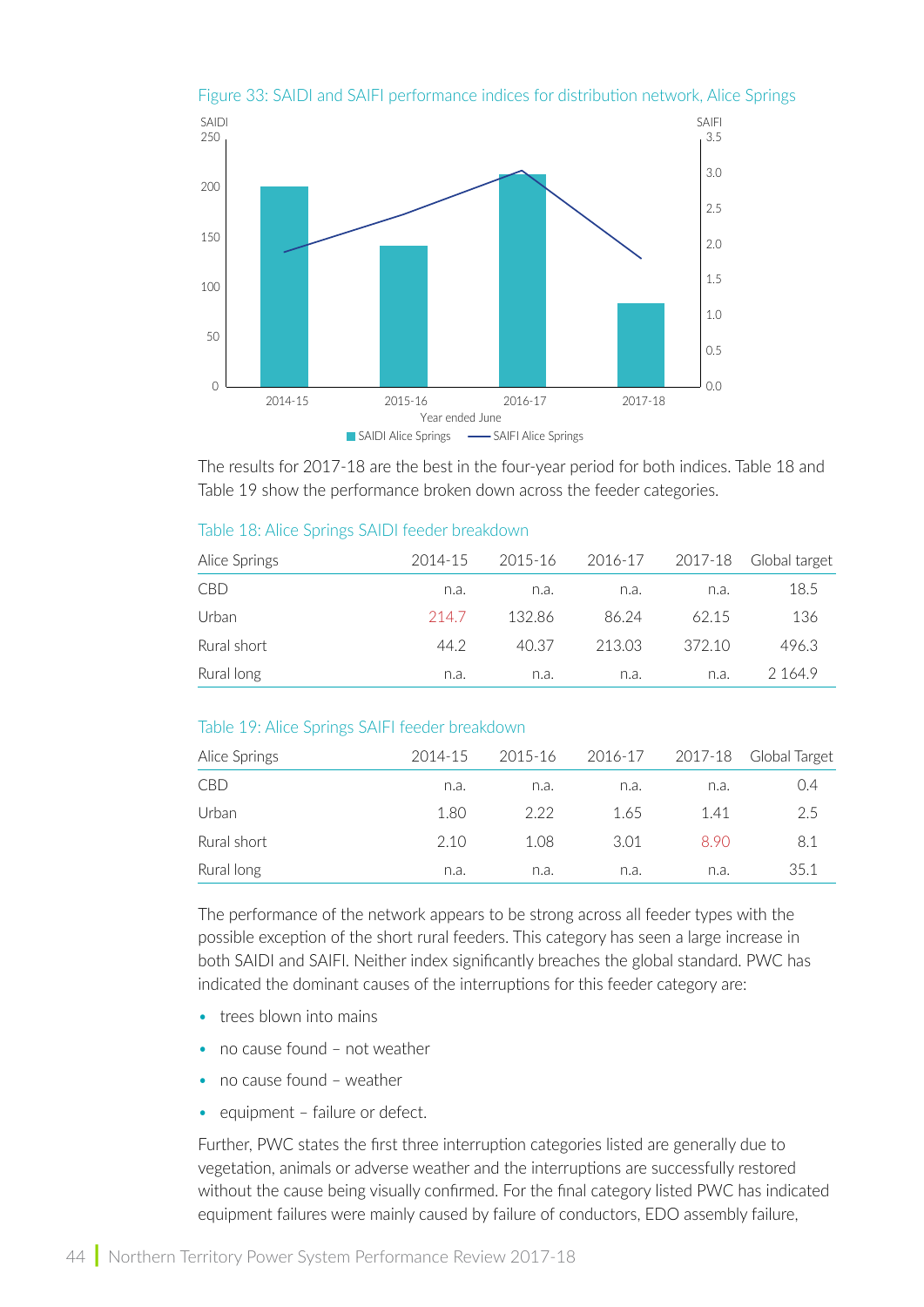Figure 33: SAIDI and SAIFI performance indices for distribution network, Alice Springs

The results for 2017-18 are the best in the four-year period for both indices. Table 18 and Table 19 show the performance broken down across the feeder categories.

Table 18: Alice Springs SAIDI feeder breakdown

| Alice Springs | 2014-15 | 2015-16 | 2016-17 | 2017-18 | Global target |
|---|---|---|---|---|---|
| CBD | n.a. | n.a. | n.a. | n.a. | 18.5 |
| Urban | 214.7 | 132.86 | 86.24 | 62.15 | 136 |
| Rural short | 44.2 | 40.37 | 213.03 | 372.10 | 496.3 |
| Rural long | n.a. | n.a. | n.a. | n.a. | 2 164.9 |

Table 19: Alice Springs SAIFI feeder breakdown

| Alice Springs | 2014-15 | 2015-16 | 2016-17 | 2017-18 | Global Target |
|---|---|---|---|---|---|
| CBD | n.a. | n.a. | n.a. | n.a. | 0.4 |
| Urban | 1.80 | 2.22 | 1.65 | 1.41 | 2.5 |
| Rural short | 2.10 | 1.08 | 3.01 | 8.90 | 8.1 |
| Rural long | n.a. | n.a. | n.a. | n.a. | 35.1 |

The performance of the network appears to be strong across all feeder types with the possible exception of the short rural feeders. This category has seen a large increase in both SAIDI and SAIFI. Neither index significantly breaches the global standard. PWC has indicated the dominant causes of the interruptions for this feeder category are:

- trees blown into mains
- no cause found – not weather
- no cause found – weather
- equipment – failure or defect.

Further, PWC states the first three interruption categories listed are generally due to vegetation, animals or adverse weather and the interruptions are successfully restored without the cause being visually confirmed. For the final category listed PWC has indicated equipment failures were mainly caused by failure of conductors, EDO assembly failure,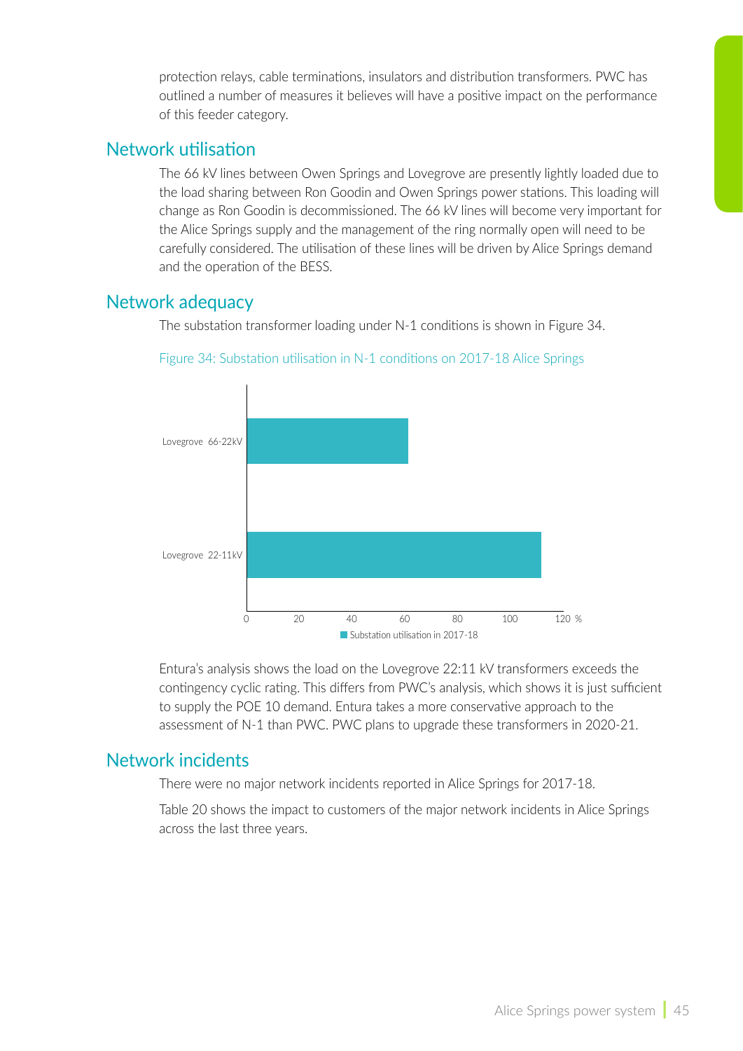protection relays, cable terminations, insulators and distribution transformers. PWC has outlined a number of measures it believes will have a positive impact on the performance of this feeder category.

## Network utilisation

The 66 kV lines between Owen Springs and Lovegrove are presently lightly loaded due to the load sharing between Ron Goodin and Owen Springs power stations. This loading will change as Ron Goodin is decommissioned. The 66 kV lines will become very important for the Alice Springs supply and the management of the ring normally open will need to be carefully considered. The utilisation of these lines will be driven by Alice Springs demand and the operation of the BESS.

## Network adequacy

The substation transformer loading under N-1 conditions is shown in Figure 34.

Figure 34: Substation utilisation in N-1 conditions on 2017-18 Alice Springs

Entura's analysis shows the load on the Lovegrove 22:11 kV transformers exceeds the contingency cyclic rating. This differs from PWC's analysis, which shows it is just sufficient to supply the POE 10 demand. Entura takes a more conservative approach to the assessment of N-1 than PWC. PWC plans to upgrade these transformers in 2020-21.

## Network incidents

There were no major network incidents reported in Alice Springs for 2017-18.

Table 20 shows the impact to customers of the major network incidents in Alice Springs across the last three years.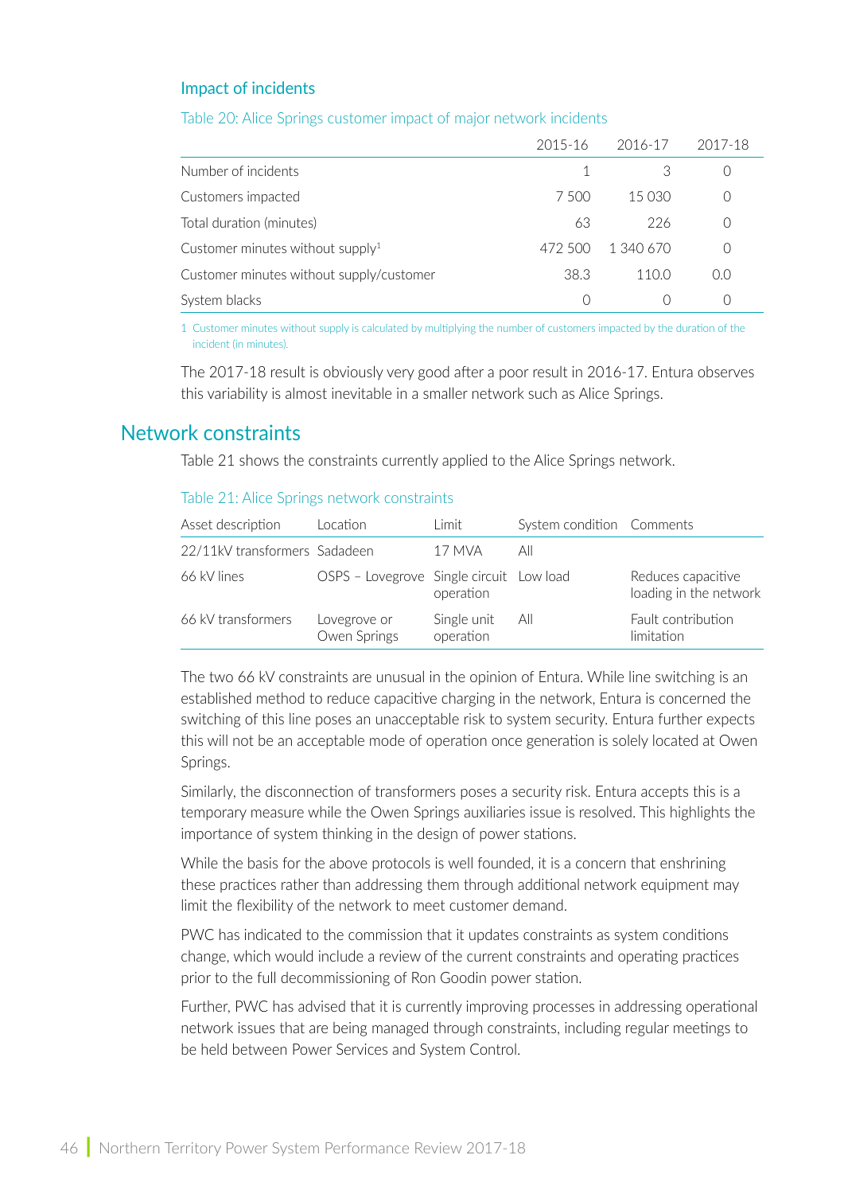### Impact of incidents

Table 20: Alice Springs customer impact of major network incidents

| | 2015-16 | 2016-17 | 2017-18 |
|---|---|---|---|
| Number of incidents | 1 | 3 | 0 |
| Customers impacted | 7 500 | 15 030 | 0 |
| Total duration (minutes) | 63 | 226 | 0 |
| Customer minutes without supply[1] | 472 500 | 1 340 670 | 0 |
| Customer minutes without supply/customer | 38.3 | 110.0 | 0.0 |
| System blacks | 0 | 0 | 0 |

1 Customer minutes without supply is calculated by multiplying the number of customers impacted by the duration of the incident (in minutes).

The 2017-18 result is obviously very good after a poor result in 2016-17. Entura observes this variability is almost inevitable in a smaller network such as Alice Springs.

## Network constraints

Table 21 shows the constraints currently applied to the Alice Springs network.

Table 21: Alice Springs network constraints

| Asset description | Location | Limit | System condition | Comments |
|---|---|---|---|---|
| 22/11kV transformers | Sadadeen | 17 MVA | All | |
| 66 kV lines | OSPS – Lovegrove | Single circuit operation | Low load | Reduces capacitive loading in the network |
| 66 kV transformers | Lovegrove or Owen Springs | Single unit operation | All | Fault contribution limitation |

The two 66 kV constraints are unusual in the opinion of Entura. While line switching is an established method to reduce capacitive charging in the network, Entura is concerned the switching of this line poses an unacceptable risk to system security. Entura further expects this will not be an acceptable mode of operation once generation is solely located at Owen Springs.

Similarly, the disconnection of transformers poses a security risk. Entura accepts this is a temporary measure while the Owen Springs auxiliaries issue is resolved. This highlights the importance of system thinking in the design of power stations.

While the basis for the above protocols is well founded, it is a concern that enshrining these practices rather than addressing them through additional network equipment may limit the flexibility of the network to meet customer demand.

PWC has indicated to the commission that it updates constraints as system conditions change, which would include a review of the current constraints and operating practices prior to the full decommissioning of Ron Goodin power station.

Further, PWC has advised that it is currently improving processes in addressing operational network issues that are being managed through constraints, including regular meetings to be held between Power Services and System Control.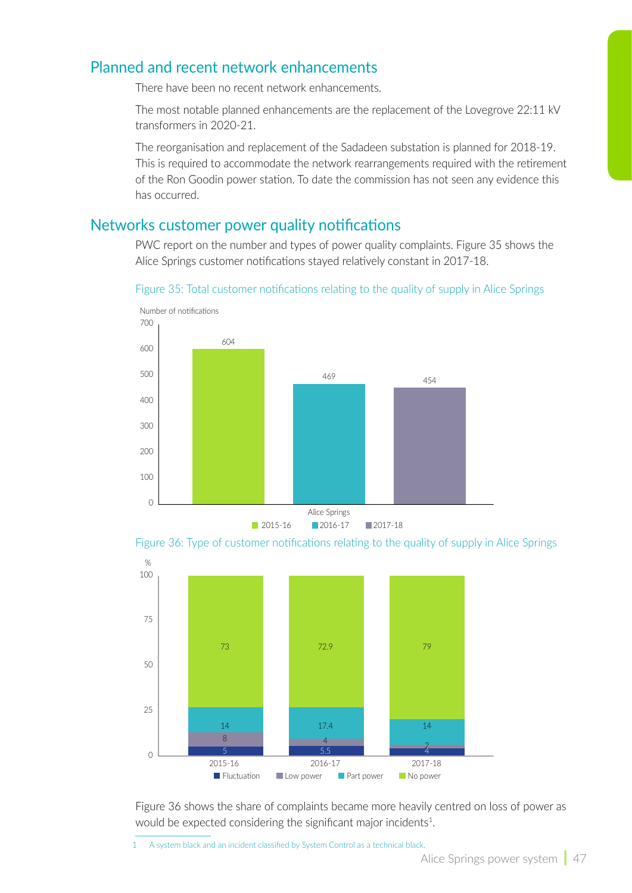## Planned and recent network enhancements

There have been no recent network enhancements.

The most notable planned enhancements are the replacement of the Lovegrove 22:11 kV transformers in 2020-21.

The reorganisation and replacement of the Sadadeen substation is planned for 2018-19. This is required to accommodate the network rearrangements required with the retirement of the Ron Goodin power station. To date the commission has not seen any evidence this has occurred.

## Networks customer power quality notifications

PWC report on the number and types of power quality complaints. Figure 35 shows the Alice Springs customer notifications stayed relatively constant in 2017-18.

Figure 35: Total customer notifications relating to the quality of supply in Alice Springs

| Alice Springs | Number of notifications |
| --- | --- |
| 2015-16 | 604 |
| 2016-17 | 469 |
| 2017-18 | 454 |

Figure 36: Type of customer notifications relating to the quality of supply in Alice Springs

| % | Fluctuation | Low power | Part power | No power |
| --- | --- | --- | --- | --- |
| 2015-16 | 5 | 8 | 14 | 73 |
| 2016-17 | 5.5 | 4 | 17.4 | 72.9 |
| 2017-18 | 4 | 2 | 14 | 79 |

Figure 36 shows the share of complaints became more heavily centred on loss of power as would be expected considering the significant major incidents[1].

[1] A system black and an incident classified by System Control as a technical black.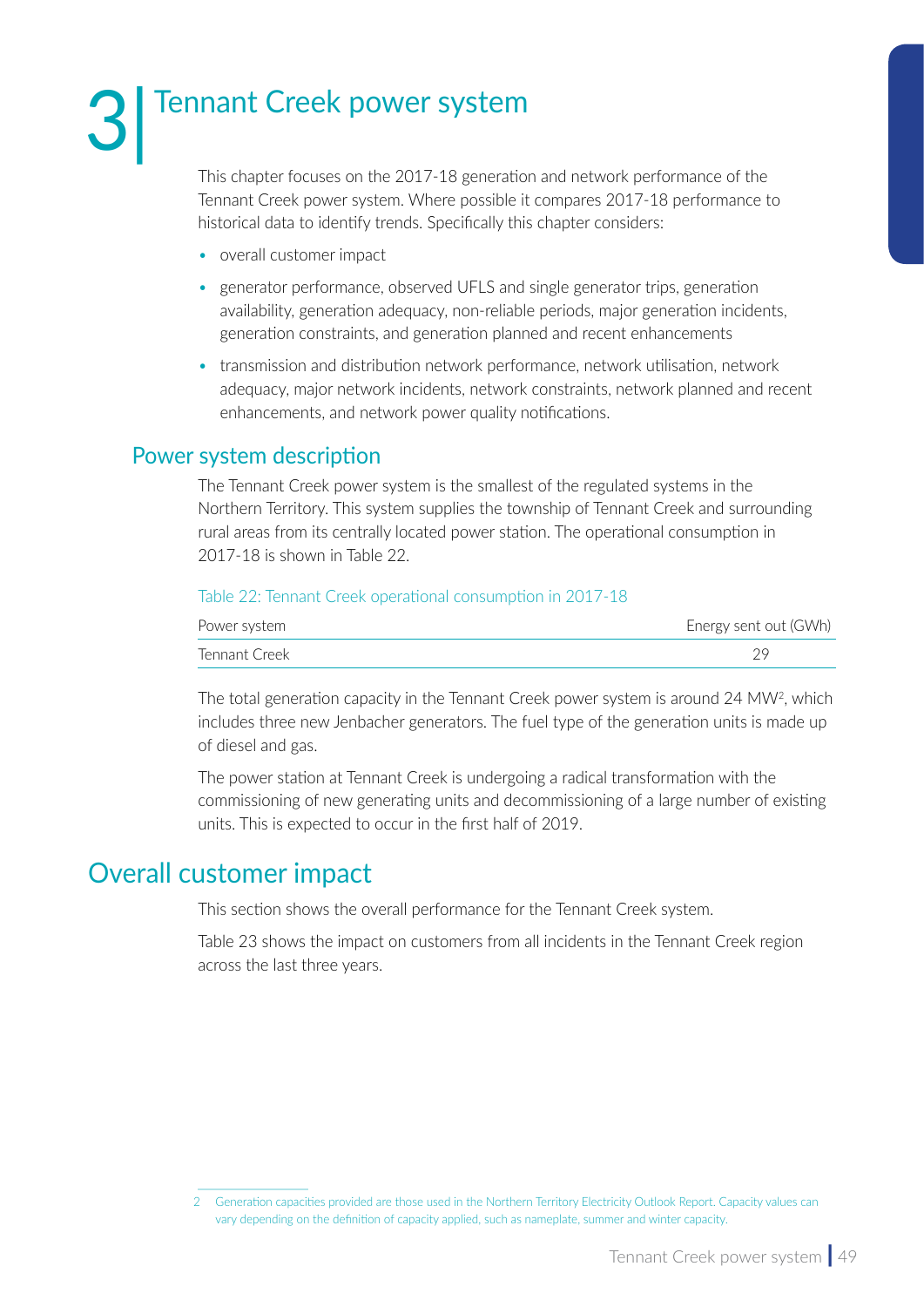# 3 Tennant Creek power system

This chapter focuses on the 2017-18 generation and network performance of the Tennant Creek power system. Where possible it compares 2017-18 performance to historical data to identify trends. Specifically this chapter considers:

- overall customer impact
- generator performance, observed UFLS and single generator trips, generation availability, generation adequacy, non-reliable periods, major generation incidents, generation constraints, and generation planned and recent enhancements
- transmission and distribution network performance, network utilisation, network adequacy, major network incidents, network constraints, network planned and recent enhancements, and network power quality notifications.

## Power system description

The Tennant Creek power system is the smallest of the regulated systems in the Northern Territory. This system supplies the township of Tennant Creek and surrounding rural areas from its centrally located power station. The operational consumption in 2017-18 is shown in Table 22.

Table 22: Tennant Creek operational consumption in 2017-18

| Power system | Energy sent out (GWh) |
|---|---|
| Tennant Creek | 29 |

The total generation capacity in the Tennant Creek power system is around 24 MW[2], which includes three new Jenbacher generators. The fuel type of the generation units is made up of diesel and gas.

The power station at Tennant Creek is undergoing a radical transformation with the commissioning of new generating units and decommissioning of a large number of existing units. This is expected to occur in the first half of 2019.

# Overall customer impact

This section shows the overall performance for the Tennant Creek system.

Table 23 shows the impact on customers from all incidents in the Tennant Creek region across the last three years.

2 Generation capacities provided are those used in the Northern Territory Electricity Outlook Report. Capacity values can vary depending on the definition of capacity applied, such as nameplate, summer and winter capacity.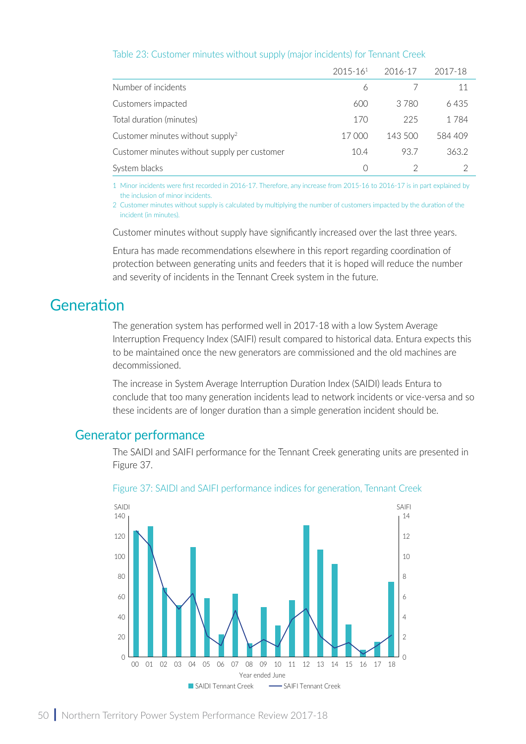Table 23: Customer minutes without supply (major incidents) for Tennant Creek

| | 2015-16[1] | 2016-17 | 2017-18 |
|---|---|---|---|
| Number of incidents | 6 | 7 | 11 |
| Customers impacted | 600 | 3 780 | 6 435 |
| Total duration (minutes) | 170 | 225 | 1 784 |
| Customer minutes without supply[2] | 17 000 | 143 500 | 584 409 |
| Customer minutes without supply per customer | 10.4 | 93.7 | 363.2 |
| System blacks | 0 | 2 | 2 |

1 Minor incidents were first recorded in 2016-17. Therefore, any increase from 2015-16 to 2016-17 is in part explained by the inclusion of minor incidents.

2 Customer minutes without supply is calculated by multiplying the number of customers impacted by the duration of the incident (in minutes).

Customer minutes without supply have significantly increased over the last three years.

Entura has made recommendations elsewhere in this report regarding coordination of protection between generating units and feeders that it is hoped will reduce the number and severity of incidents in the Tennant Creek system in the future.

# Generation

The generation system has performed well in 2017-18 with a low System Average Interruption Frequency Index (SAIFI) result compared to historical data. Entura expects this to be maintained once the new generators are commissioned and the old machines are decommissioned.

The increase in System Average Interruption Duration Index (SAIDI) leads Entura to conclude that too many generation incidents lead to network incidents or vice-versa and so these incidents are of longer duration than a simple generation incident should be.

## Generator performance

The SAIDI and SAIFI performance for the Tennant Creek generating units are presented in Figure 37.

Figure 37: SAIDI and SAIFI performance indices for generation, Tennant Creek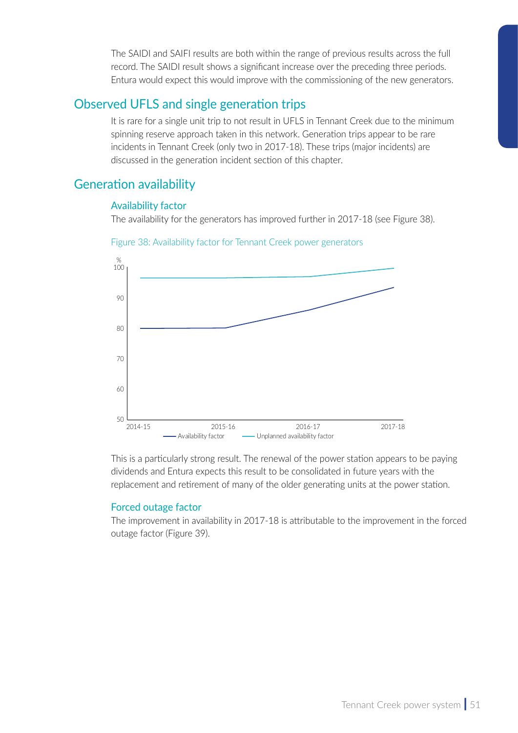The SAIDI and SAIFI results are both within the range of previous results across the full record. The SAIDI result shows a significant increase over the preceding three periods. Entura would expect this would improve with the commissioning of the new generators.

## Observed UFLS and single generation trips

It is rare for a single unit trip to not result in UFLS in Tennant Creek due to the minimum spinning reserve approach taken in this network. Generation trips appear to be rare incidents in Tennant Creek (only two in 2017-18). These trips (major incidents) are discussed in the generation incident section of this chapter.

## Generation availability

### Availability factor

The availability for the generators has improved further in 2017-18 (see Figure 38).

Figure 38: Availability factor for Tennant Creek power generators

This is a particularly strong result. The renewal of the power station appears to be paying dividends and Entura expects this result to be consolidated in future years with the replacement and retirement of many of the older generating units at the power station.

### Forced outage factor

The improvement in availability in 2017-18 is attributable to the improvement in the forced outage factor (Figure 39).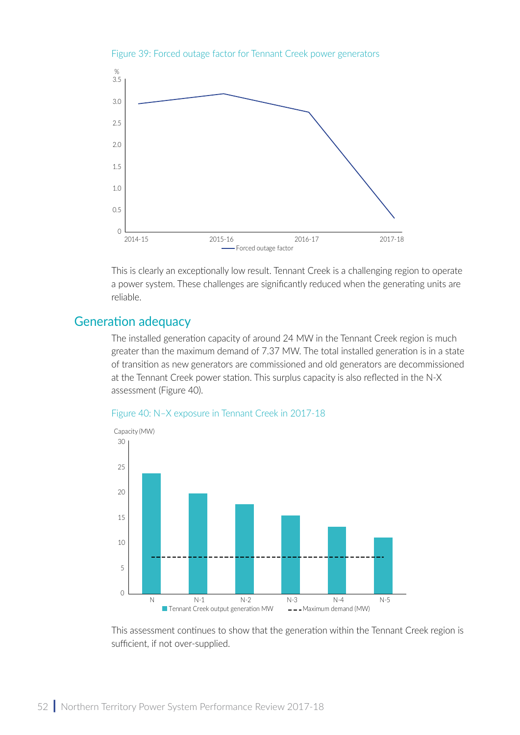Figure 39: Forced outage factor for Tennant Creek power generators

This is clearly an exceptionally low result. Tennant Creek is a challenging region to operate a power system. These challenges are significantly reduced when the generating units are reliable.

## Generation adequacy

The installed generation capacity of around 24 MW in the Tennant Creek region is much greater than the maximum demand of 7.37 MW. The total installed generation is in a state of transition as new generators are commissioned and old generators are decommissioned at the Tennant Creek power station. This surplus capacity is also reflected in the N-X assessment (Figure 40).

Figure 40: N–X exposure in Tennant Creek in 2017-18

This assessment continues to show that the generation within the Tennant Creek region is sufficient, if not over-supplied.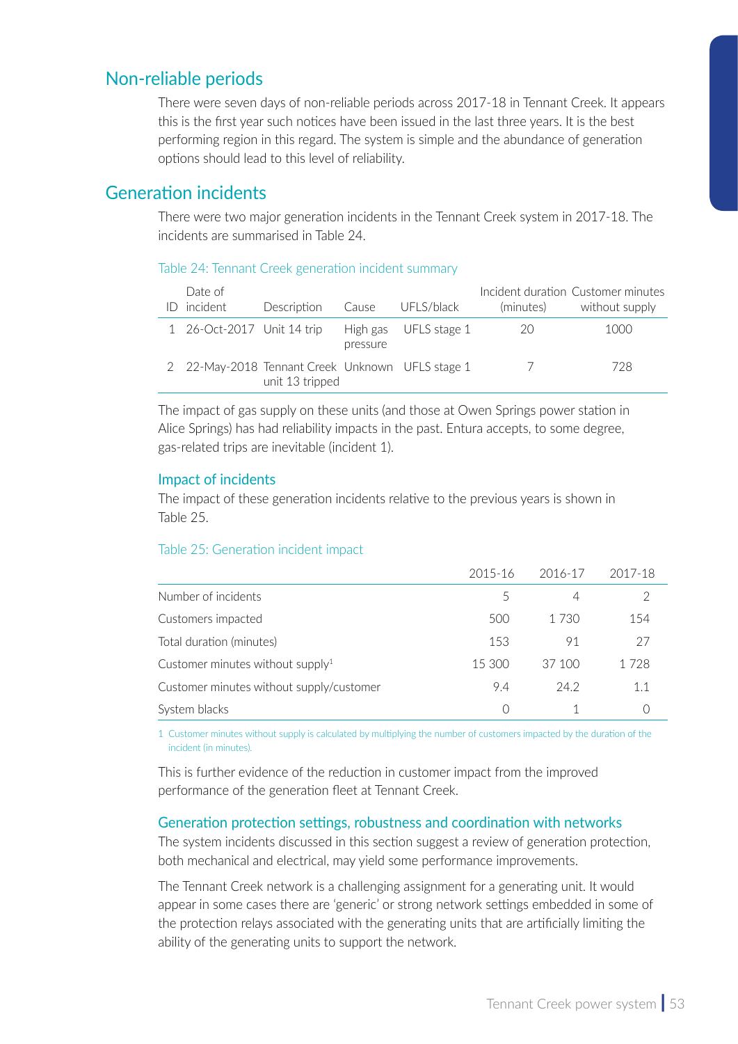## Non-reliable periods

There were seven days of non-reliable periods across 2017-18 in Tennant Creek. It appears this is the first year such notices have been issued in the last three years. It is the best performing region in this regard. The system is simple and the abundance of generation options should lead to this level of reliability.

## Generation incidents

There were two major generation incidents in the Tennant Creek system in 2017-18. The incidents are summarised in Table 24.

Table 24: Tennant Creek generation incident summary

| ID | Date of incident | Description | Cause | UFLS/black | Incident duration (minutes) | Customer minutes without supply |
|---|---|---|---|---|---|---|
| 1 | 26-Oct-2017 | Unit 14 trip | High gas pressure | UFLS stage 1 | 20 | 1000 |
| 2 | 22-May-2018 | Tennant Creek unit 13 tripped | Unknown | UFLS stage 1 | 7 | 728 |

The impact of gas supply on these units (and those at Owen Springs power station in Alice Springs) has had reliability impacts in the past. Entura accepts, to some degree, gas-related trips are inevitable (incident 1).

### Impact of incidents

The impact of these generation incidents relative to the previous years is shown in Table 25.

Table 25: Generation incident impact

| | 2015-16 | 2016-17 | 2017-18 |
|---|---|---|---|
| Number of incidents | 5 | 4 | 2 |
| Customers impacted | 500 | 1 730 | 154 |
| Total duration (minutes) | 153 | 91 | 27 |
| Customer minutes without supply[1] | 15 300 | 37 100 | 1 728 |
| Customer minutes without supply/customer | 9.4 | 24.2 | 1.1 |
| System blacks | 0 | 1 | 0 |

1 Customer minutes without supply is calculated by multiplying the number of customers impacted by the duration of the incident (in minutes).

This is further evidence of the reduction in customer impact from the improved performance of the generation fleet at Tennant Creek.

### Generation protection settings, robustness and coordination with networks

The system incidents discussed in this section suggest a review of generation protection, both mechanical and electrical, may yield some performance improvements.

The Tennant Creek network is a challenging assignment for a generating unit. It would appear in some cases there are 'generic' or strong network settings embedded in some of the protection relays associated with the generating units that are artificially limiting the ability of the generating units to support the network.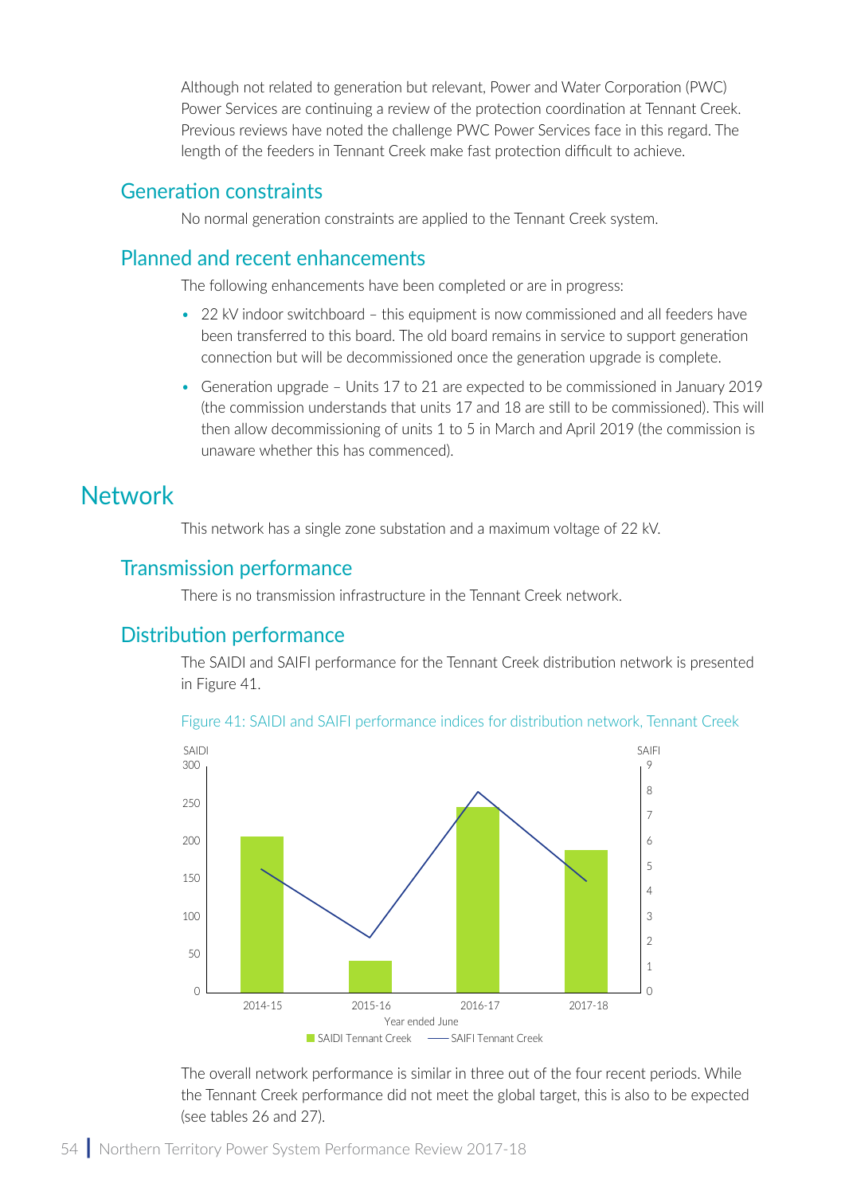Although not related to generation but relevant, Power and Water Corporation (PWC) Power Services are continuing a review of the protection coordination at Tennant Creek. Previous reviews have noted the challenge PWC Power Services face in this regard. The length of the feeders in Tennant Creek make fast protection difficult to achieve.

## Generation constraints

No normal generation constraints are applied to the Tennant Creek system.

## Planned and recent enhancements

The following enhancements have been completed or are in progress:

- 22 kV indoor switchboard – this equipment is now commissioned and all feeders have been transferred to this board. The old board remains in service to support generation connection but will be decommissioned once the generation upgrade is complete.
- Generation upgrade – Units 17 to 21 are expected to be commissioned in January 2019 (the commission understands that units 17 and 18 are still to be commissioned). This will then allow decommissioning of units 1 to 5 in March and April 2019 (the commission is unaware whether this has commenced).

# Network

This network has a single zone substation and a maximum voltage of 22 kV.

## Transmission performance

There is no transmission infrastructure in the Tennant Creek network.

## Distribution performance

The SAIDI and SAIFI performance for the Tennant Creek distribution network is presented in Figure 41.

Figure 41: SAIDI and SAIFI performance indices for distribution network, Tennant Creek

The overall network performance is similar in three out of the four recent periods. While the Tennant Creek performance did not meet the global target, this is also to be expected (see tables 26 and 27).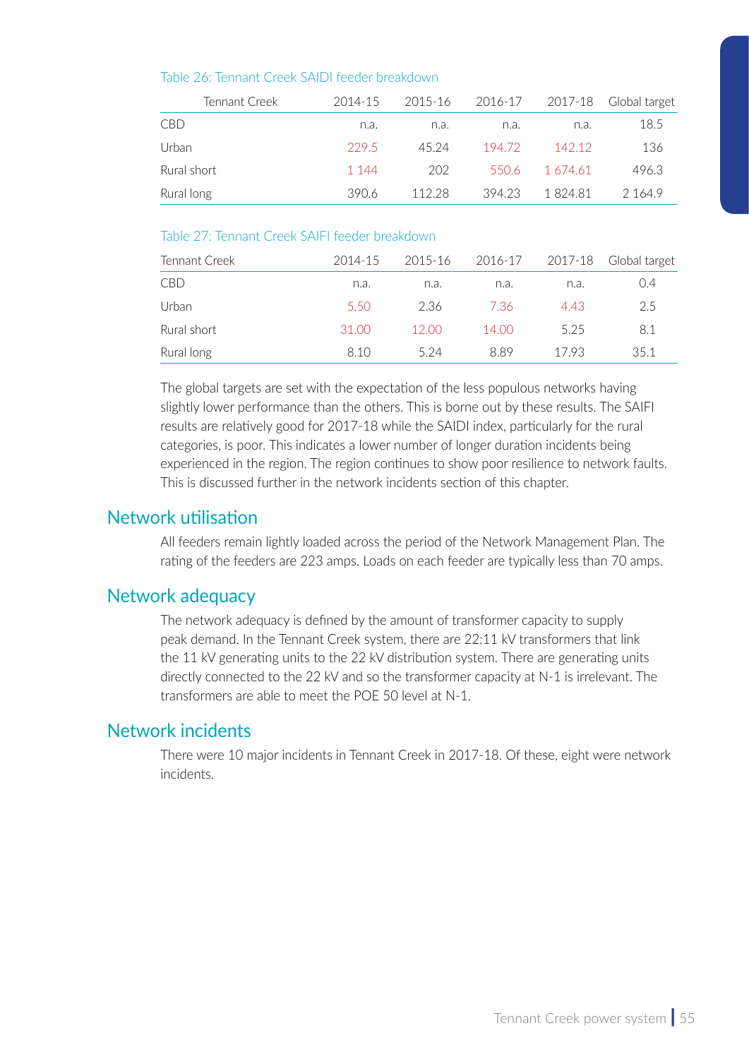Table 26: Tennant Creek SAIDI feeder breakdown

| Tennant Creek | 2014-15 | 2015-16 | 2016-17 | 2017-18 | Global target |
|---|---|---|---|---|---|
| CBD | n.a. | n.a. | n.a. | n.a. | 18.5 |
| Urban | 229.5 | 45.24 | 194.72 | 142.12 | 136 |
| Rural short | 1 144 | 202 | 550.6 | 1 674.61 | 496.3 |
| Rural long | 390.6 | 112.28 | 394.23 | 1 824.81 | 2 164.9 |

Table 27: Tennant Creek SAIFI feeder breakdown

| Tennant Creek | 2014-15 | 2015-16 | 2016-17 | 2017-18 | Global target |
|---|---|---|---|---|---|
| CBD | n.a. | n.a. | n.a. | n.a. | 0.4 |
| Urban | 5.50 | 2.36 | 7.36 | 4.43 | 2.5 |
| Rural short | 31.00 | 12.00 | 14.00 | 5.25 | 8.1 |
| Rural long | 8.10 | 5.24 | 8.89 | 17.93 | 35.1 |

The global targets are set with the expectation of the less populous networks having slightly lower performance than the others. This is borne out by these results. The SAIFI results are relatively good for 2017-18 while the SAIDI index, particularly for the rural categories, is poor. This indicates a lower number of longer duration incidents being experienced in the region. The region continues to show poor resilience to network faults. This is discussed further in the network incidents section of this chapter.

## Network utilisation

All feeders remain lightly loaded across the period of the Network Management Plan. The rating of the feeders are 223 amps. Loads on each feeder are typically less than 70 amps.

## Network adequacy

The network adequacy is defined by the amount of transformer capacity to supply peak demand. In the Tennant Creek system, there are 22:11 kV transformers that link the 11 kV generating units to the 22 kV distribution system. There are generating units directly connected to the 22 kV and so the transformer capacity at N-1 is irrelevant. The transformers are able to meet the POE 50 level at N-1.

## Network incidents

There were 10 major incidents in Tennant Creek in 2017-18. Of these, eight were network incidents.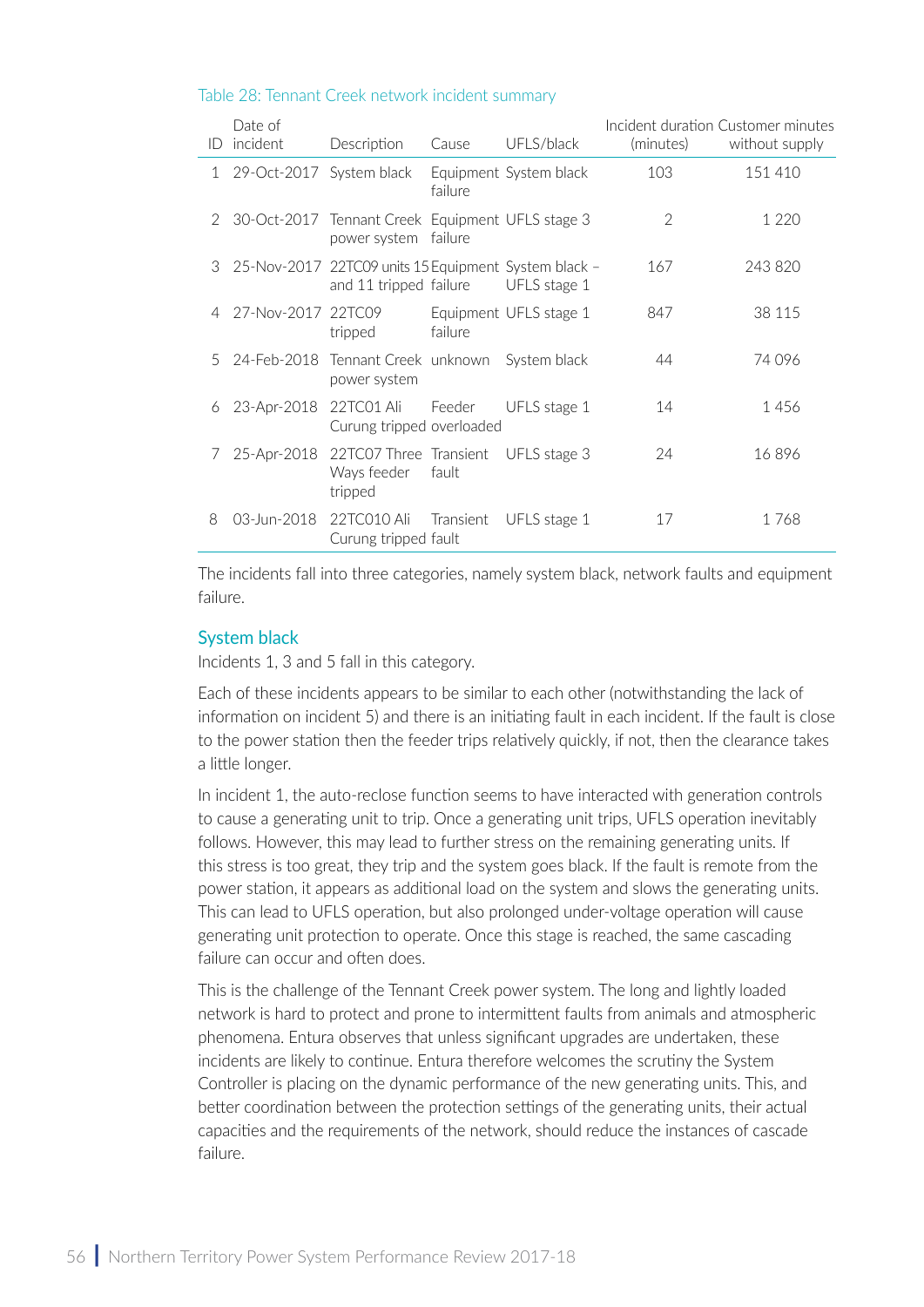Table 28: Tennant Creek network incident summary

| ID | Date of incident | Description | Cause | UFLS/black | Incident duration (minutes) | Customer minutes without supply |
|---|---|---|---|---|---|---|
| 1 | 29-Oct-2017 | System black | Equipment failure | System black | 103 | 151 410 |
| 2 | 30-Oct-2017 | Tennant Creek power system | Equipment failure | UFLS stage 3 | 2 | 1 220 |
| 3 | 25-Nov-2017 | 22TC09 units 15 and 11 tripped | Equipment failure | System black – UFLS stage 1 | 167 | 243 820 |
| 4 | 27-Nov-2017 | 22TC09 tripped | Equipment failure | UFLS stage 1 | 847 | 38 115 |
| 5 | 24-Feb-2018 | Tennant Creek power system | unknown | System black | 44 | 74 096 |
| 6 | 23-Apr-2018 | 22TC01 Ali Curung tripped | Feeder overloaded | UFLS stage 1 | 14 | 1 456 |
| 7 | 25-Apr-2018 | 22TC07 Three Ways feeder tripped | Transient fault | UFLS stage 3 | 24 | 16 896 |
| 8 | 03-Jun-2018 | 22TC010 Ali Curung tripped | Transient fault | UFLS stage 1 | 17 | 1 768 |

The incidents fall into three categories, namely system black, network faults and equipment failure.

### System black

Incidents 1, 3 and 5 fall in this category.

Each of these incidents appears to be similar to each other (notwithstanding the lack of information on incident 5) and there is an initiating fault in each incident. If the fault is close to the power station then the feeder trips relatively quickly, if not, then the clearance takes a little longer.

In incident 1, the auto-reclose function seems to have interacted with generation controls to cause a generating unit to trip. Once a generating unit trips, UFLS operation inevitably follows. However, this may lead to further stress on the remaining generating units. If this stress is too great, they trip and the system goes black. If the fault is remote from the power station, it appears as additional load on the system and slows the generating units. This can lead to UFLS operation, but also prolonged under-voltage operation will cause generating unit protection to operate. Once this stage is reached, the same cascading failure can occur and often does.

This is the challenge of the Tennant Creek power system. The long and lightly loaded network is hard to protect and prone to intermittent faults from animals and atmospheric phenomena. Entura observes that unless significant upgrades are undertaken, these incidents are likely to continue. Entura therefore welcomes the scrutiny the System Controller is placing on the dynamic performance of the new generating units. This, and better coordination between the protection settings of the generating units, their actual capacities and the requirements of the network, should reduce the instances of cascade failure.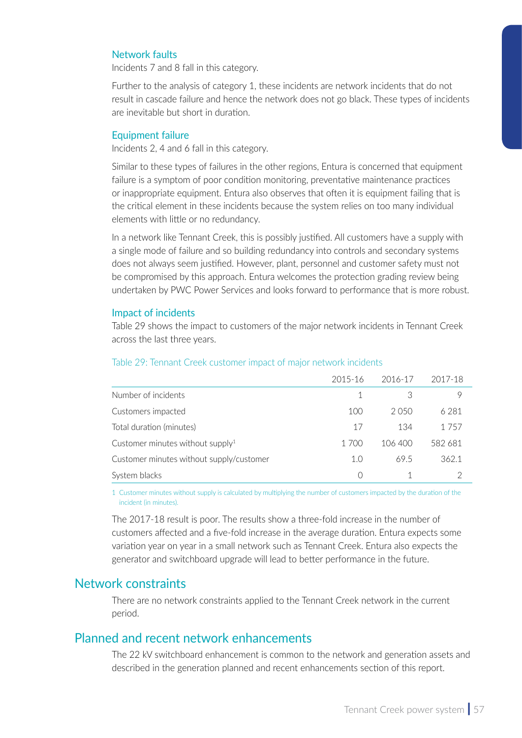### Network faults

Incidents 7 and 8 fall in this category.

Further to the analysis of category 1, these incidents are network incidents that do not result in cascade failure and hence the network does not go black. These types of incidents are inevitable but short in duration.

### Equipment failure

Incidents 2, 4 and 6 fall in this category.

Similar to these types of failures in the other regions, Entura is concerned that equipment failure is a symptom of poor condition monitoring, preventative maintenance practices or inappropriate equipment. Entura also observes that often it is equipment failing that is the critical element in these incidents because the system relies on too many individual elements with little or no redundancy.

In a network like Tennant Creek, this is possibly justified. All customers have a supply with a single mode of failure and so building redundancy into controls and secondary systems does not always seem justified. However, plant, personnel and customer safety must not be compromised by this approach. Entura welcomes the protection grading review being undertaken by PWC Power Services and looks forward to performance that is more robust.

### Impact of incidents

Table 29 shows the impact to customers of the major network incidents in Tennant Creek across the last three years.

Table 29: Tennant Creek customer impact of major network incidents

| | 2015-16 | 2016-17 | 2017-18 |
|---|---|---|---|
| Number of incidents | 1 | 3 | 9 |
| Customers impacted | 100 | 2 050 | 6 281 |
| Total duration (minutes) | 17 | 134 | 1 757 |
| Customer minutes without supply[1] | 1 700 | 106 400 | 582 681 |
| Customer minutes without supply/customer | 1.0 | 69.5 | 362.1 |
| System blacks | 0 | 1 | 2 |

1 Customer minutes without supply is calculated by multiplying the number of customers impacted by the duration of the incident (in minutes).

The 2017-18 result is poor. The results show a three-fold increase in the number of customers affected and a five-fold increase in the average duration. Entura expects some variation year on year in a small network such as Tennant Creek. Entura also expects the generator and switchboard upgrade will lead to better performance in the future.

## Network constraints

There are no network constraints applied to the Tennant Creek network in the current period.

## Planned and recent network enhancements

The 22 kV switchboard enhancement is common to the network and generation assets and described in the generation planned and recent enhancements section of this report.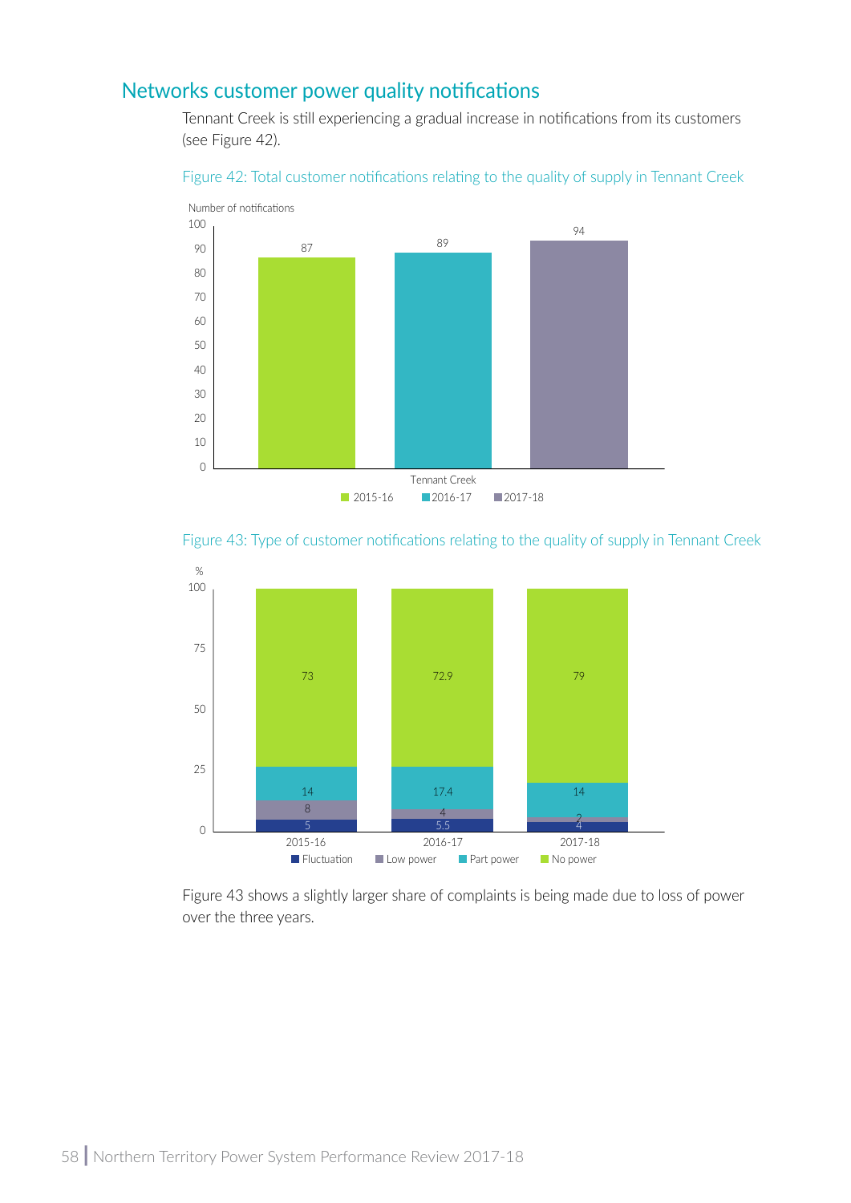## Networks customer power quality notifications

Tennant Creek is still experiencing a gradual increase in notifications from its customers (see Figure 42).

Figure 42: Total customer notifications relating to the quality of supply in Tennant Creek

| Number of notifications | 2015-16 | 2016-17 | 2017-18 |
|---|---|---|---|
| Tennant Creek | 87 | 89 | 94 |

Figure 43: Type of customer notifications relating to the quality of supply in Tennant Creek

| % | Fluctuation | Low power | Part power | No power |
|---|---|---|---|---|
| 2015-16 | 5 | 8 | 14 | 73 |
| 2016-17 | 5.5 | 4 | 17.4 | 72.9 |
| 2017-18 | 4 | 2 | 14 | 79 |

Figure 43 shows a slightly larger share of complaints is being made due to loss of power over the three years.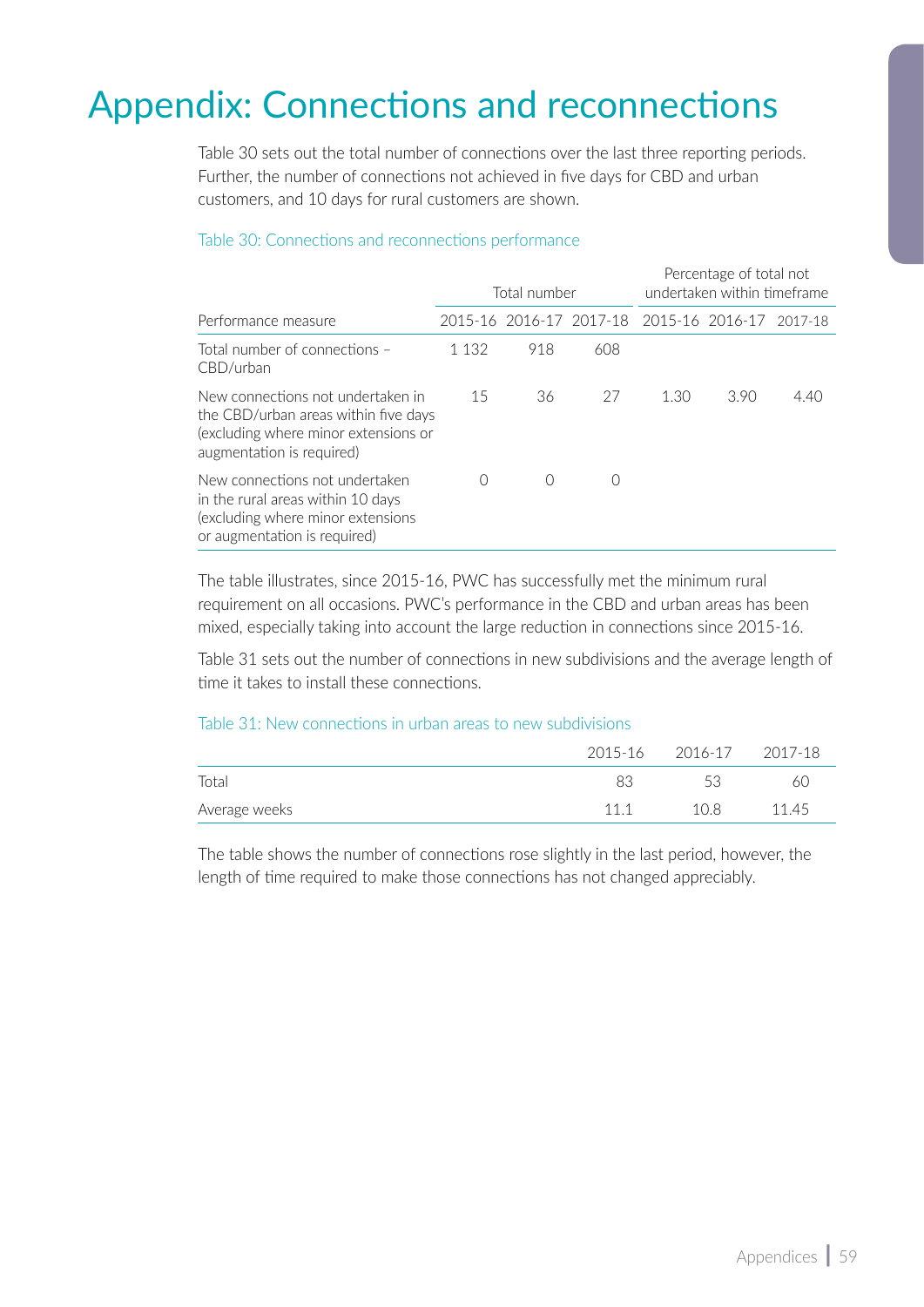# Appendix: Connections and reconnections

Table 30 sets out the total number of connections over the last three reporting periods. Further, the number of connections not achieved in five days for CBD and urban customers, and 10 days for rural customers are shown.

Table 30: Connections and reconnections performance

| | Total number | | | Percentage of total not undertaken within timeframe | | |
|---|---|---|---|---|---|---|
| Performance measure | 2015-16 | 2016-17 | 2017-18 | 2015-16 | 2016-17 | 2017-18 |
| Total number of connections – CBD/urban | 1 132 | 918 | 608 | | | |
| New connections not undertaken in the CBD/urban areas within five days (excluding where minor extensions or augmentation is required) | 15 | 36 | 27 | 1.30 | 3.90 | 4.40 |
| New connections not undertaken in the rural areas within 10 days (excluding where minor extensions or augmentation is required) | 0 | 0 | 0 | | | |

The table illustrates, since 2015-16, PWC has successfully met the minimum rural requirement on all occasions. PWC's performance in the CBD and urban areas has been mixed, especially taking into account the large reduction in connections since 2015-16.

Table 31 sets out the number of connections in new subdivisions and the average length of time it takes to install these connections.

Table 31: New connections in urban areas to new subdivisions

| | 2015-16 | 2016-17 | 2017-18 |
|---|---|---|---|
| Total | 83 | 53 | 60 |
| Average weeks | 11.1 | 10.8 | 11.45 |

The table shows the number of connections rose slightly in the last period, however, the length of time required to make those connections has not changed appreciably.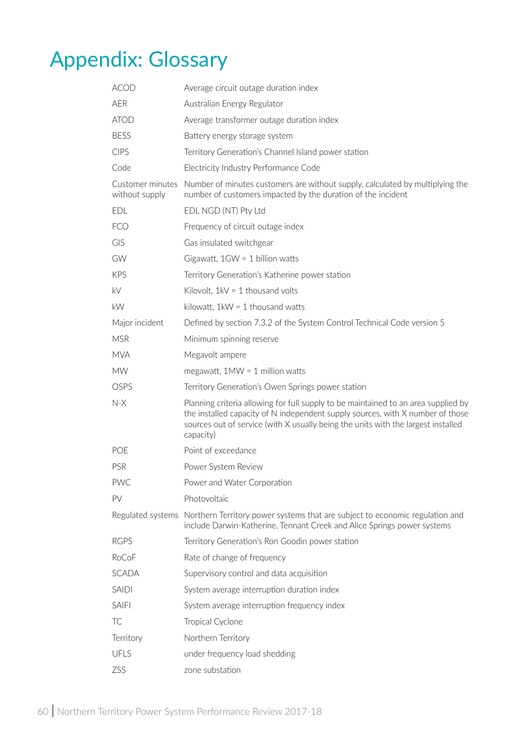# Appendix: Glossary

| | |
|---|---|
| ACOD | Average circuit outage duration index |
| AER | Australian Energy Regulator |
| ATOD | Average transformer outage duration index |
| BESS | Battery energy storage system |
| CIPS | Territory Generation's Channel Island power station |
| Code | Electricity Industry Performance Code |
| Customer minutes without supply | Number of minutes customers are without supply, calculated by multiplying the number of customers impacted by the duration of the incident |
| EDL | EDL NGD (NT) Pty Ltd |
| FCO | Frequency of circuit outage index |
| GIS | Gas insulated switchgear |
| GW | Gigawatt, 1GW = 1 billion watts |
| KPS | Territory Generation's Katherine power station |
| kV | Kilovolt, 1kV = 1 thousand volts |
| kW | kilowatt, 1kW = 1 thousand watts |
| Major incident | Defined by section 7.3.2 of the System Control Technical Code version 5 |
| MSR | Minimum spinning reserve |
| MVA | Megavolt ampere |
| MW | megawatt, 1MW = 1 million watts |
| OSPS | Territory Generation's Owen Springs power station |
| N-X | Planning criteria allowing for full supply to be maintained to an area supplied by the installed capacity of N independent supply sources, with X number of those sources out of service (with X usually being the units with the largest installed capacity) |
| POE | Point of exceedance |
| PSR | Power System Review |
| PWC | Power and Water Corporation |
| PV | Photovoltaic |
| Regulated systems | Northern Territory power systems that are subject to economic regulation and include Darwin-Katherine, Tennant Creek and Alice Springs power systems |
| RGPS | Territory Generation's Ron Goodin power station |
| RoCoF | Rate of change of frequency |
| SCADA | Supervisory control and data acquisition |
| SAIDI | System average interruption duration index |
| SAIFI | System average interruption frequency index |
| TC | Tropical Cyclone |
| Territory | Northern Territory |
| UFLS | under frequency load shedding |
| ZSS | zone substation |